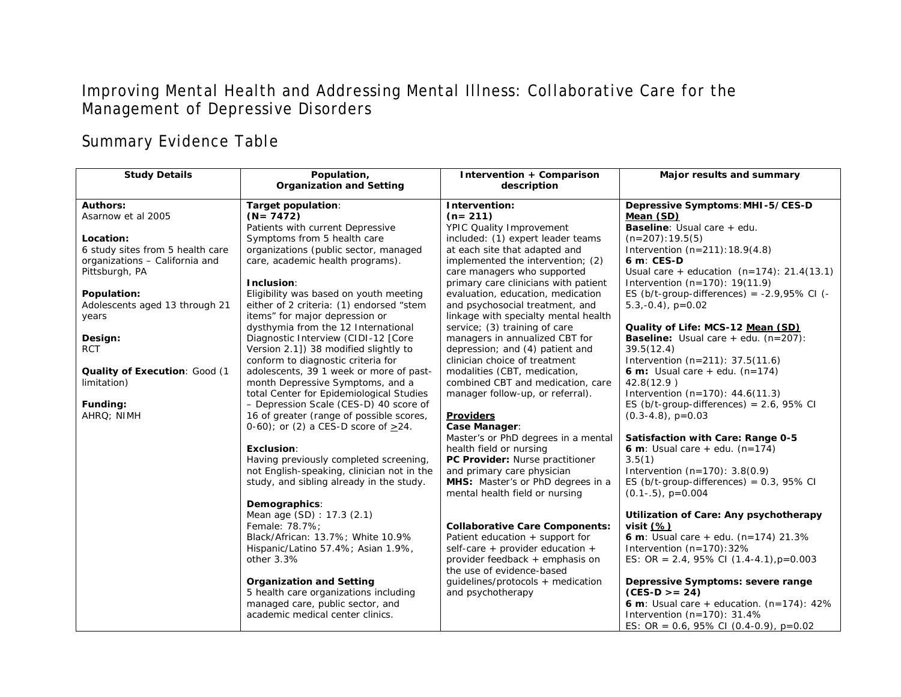# Improving Mental Health and Addressing Mental Illness: Collaborative Care for the Management of Depressive Disorders

## Summary Evidence Table

| Study Details | Population, Organization and Setting | Intervention + Comparison description | Major results and summary |
|---|---|---|---|
| **Authors:**<br>Asarnow et al 2005<br><br>**Location:**<br>6 study sites from 5 health care organizations – California and Pittsburgh, PA<br><br>**Population:**<br>Adolescents aged 13 through 21 years<br><br>**Design:**<br>RCT<br><br>**Quality of Execution**: Good (1 limitation)<br><br>**Funding:**<br>AHRQ; NIMH | **Target population**:<br>**(N= 7472)**<br>Patients with current Depressive Symptoms from 5 health care organizations (public sector, managed care, academic health programs).<br><br>**Inclusion**:<br>Eligibility was based on youth meeting either of 2 criteria: (1) endorsed "stem items" for major depression or dysthymia from the 12 International Diagnostic Interview (CIDI-12 [Core Version 2.1]) 38 modified slightly to conform to diagnostic criteria for adolescents, 39 1 week or more of past-month Depressive Symptoms, and a total Center for Epidemiological Studies – Depression Scale (CES-D) 40 score of 16 of greater (range of possible scores, 0-60); or (2) a CES-D score of >24.<br><br>**Exclusion**:<br>Having previously completed screening, not English-speaking, clinician not in the study, and sibling already in the study.<br><br>**Demographics**:<br>Mean age (SD) : 17.3 (2.1)<br>Female: 78.7%;<br>Black/African: 13.7%; White 10.9%<br>Hispanic/Latino 57.4%; Asian 1.9%, other 3.3%<br><br>**Organization and Setting**<br>5 health care organizations including managed care, public sector, and academic medical center clinics. | **Intervention:**<br>**(n= 211)**<br>YPIC Quality Improvement included: (1) expert leader teams at each site that adapted and implemented the intervention; (2) care managers who supported primary care clinicians with patient evaluation, education, medication and psychosocial treatment, and linkage with specialty mental health service; (3) training of care managers in annualized CBT for depression; and (4) patient and clinician choice of treatment modalities (CBT, medication, combined CBT and medication, care manager follow-up, or referral).<br><br>**Providers**<br>**Case Manager**:<br>Master's or PhD degrees in a mental health field or nursing<br>**PC Provider:** Nurse practitioner and primary care physician<br>**MHS:** Master's or PhD degrees in a mental health field or nursing<br><br>**Collaborative Care Components:**<br>Patient education + support for self-care + provider education + provider feedback + emphasis on the use of evidence-based guidelines/protocols + medication and psychotherapy | **Depressive Symptoms**:**MHI-5/CES-D Mean (SD)**<br>**Baseline**: Usual care + edu. (n=207):19.5(5)<br>Intervention (n=211):18.9(4.8)<br>**6 m**: **CES-D**<br>Usual care + education (n=174): 21.4(13.1)<br>Intervention (n=170): 19(11.9)<br>ES (b/t-group-differences) = -2.9,95% CI (-5.3,-0.4), p=0.02<br><br>**Quality of Life: MCS-12 Mean (SD)**<br>**Baseline:** Usual care + edu. (n=207): 39.5(12.4)<br>Intervention (n=211): 37.5(11.6)<br>**6 m:** Usual care + edu. (n=174) 42.8(12.9 )<br>Intervention (n=170): 44.6(11.3)<br>ES (b/t-group-differences) = 2.6, 95% CI (0.3-4.8), p=0.03<br><br>**Satisfaction with Care: Range 0-5**<br>**6 m**: Usual care + edu. (n=174) 3.5(1)<br>Intervention (n=170): 3.8(0.9)<br>ES (b/t-group-differences) = 0.3, 95% CI (0.1-.5), p=0.004<br><br>**Utilization of Care: Any psychotherapy visit (%)**<br>**6 m**: Usual care + edu. (n=174) 21.3%<br>Intervention (n=170):32%<br>ES: OR = 2.4, 95% CI (1.4-4.1),p=0.003<br><br>**Depressive Symptoms: severe range (CES-D >= 24)**<br>**6 m**: Usual care + education. (n=174): 42%<br>Intervention (n=170): 31.4%<br>ES: OR = 0.6, 95% CI (0.4-0.9), p=0.02 |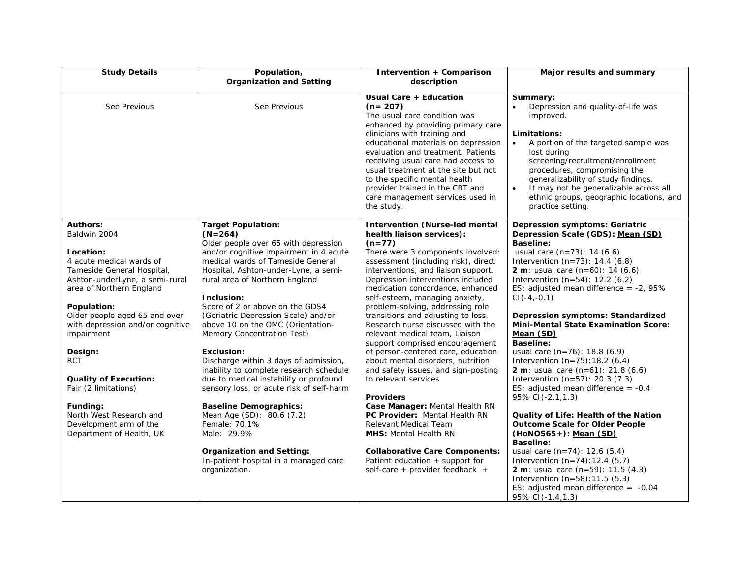| Study Details | Population, Organization and Setting | Intervention + Comparison description | Major results and summary |
|---|---|---|---|
| See Previous | See Previous | **Usual Care + Education (n= 207)**<br>The usual care condition was enhanced by providing primary care clinicians with training and educational materials on depression evaluation and treatment. Patients receiving usual care had access to usual treatment at the site but not to the specific mental health provider trained in the CBT and care management services used in the study. | **Summary:**<br>• Depression and quality-of-life was improved.<br><br>**Limitations:**<br>• A portion of the targeted sample was lost during screening/recruitment/enrollment procedures, compromising the generalizability of study findings.<br>• It may not be generalizable across all ethnic groups, geographic locations, and practice setting. |
| **Authors:**<br>Baldwin 2004<br><br>**Location:**<br>4 acute medical wards of Tameside General Hospital, Ashton-underLyne, a semi-rural area of Northern England<br><br>**Population:**<br>Older people aged 65 and over with depression and/or cognitive impairment<br><br>**Design:**<br>RCT<br><br>**Quality of Execution:**<br>Fair (2 limitations)<br><br>**Funding:**<br>North West Research and Development arm of the Department of Health, UK | **Target Population:**<br>**(N=264)**<br>Older people over 65 with depression and/or cognitive impairment in 4 acute medical wards of Tameside General Hospital, Ashton-under-Lyne, a semi-rural area of Northern England<br><br>**Inclusion:**<br>Score of 2 or above on the GDS4 (Geriatric Depression Scale) and/or above 10 on the OMC (Orientation-Memory Concentration Test)<br><br>**Exclusion:**<br>Discharge within 3 days of admission, inability to complete research schedule due to medical instability or profound sensory loss, or acute risk of self-harm<br><br>**Baseline Demographics:**<br>Mean Age (SD): 80.6 (7.2)<br>Female: 70.1%<br>Male: 29.9%<br><br>**Organization and Setting:**<br>In-patient hospital in a managed care organization. | **Intervention (Nurse-led mental health liaison services):**<br>**(n=77)**<br>There were 3 components involved: assessment (including risk), direct interventions, and liaison support. Depression interventions included medication concordance, enhanced self-esteem, managing anxiety, problem-solving, addressing role transitions and adjusting to loss. Research nurse discussed with the relevant medical team, Liaison support comprised encouragement of person-centered care, education about mental disorders, nutrition and safety issues, and sign-posting to relevant services.<br><br>**Providers**<br>**Case Manager:** Mental Health RN<br>**PC Provider:** Mental Health RN<br>Relevant Medical Team<br>**MHS:** Mental Health RN<br><br>**Collaborative Care Components:**<br>Patient education + support for self-care + provider feedback + | **Depression symptoms: Geriatric Depression Scale (GDS): Mean (SD)**<br>**Baseline:**<br>usual care (n=73): 14 (6.6)<br>Intervention (n=73): 14.4 (6.8)<br>**2 m**: usual care (n=60): 14 (6.6)<br>Intervention (n=54): 12.2 (6.2)<br>ES: adjusted mean difference = -2, 95% CI(-4,-0.1)<br><br>**Depression symptoms: Standardized Mini-Mental State Examination Score: Mean (SD)**<br>**Baseline:**<br>usual care (n=76): 18.8 (6.9)<br>Intervention (n=75):18.2 (6.4)<br>**2 m**: usual care (n=61): 21.8 (6.6)<br>Intervention (n=57): 20.3 (7.3)<br>ES: adjusted mean difference = -0.4 95% CI(-2.1,1.3)<br><br>**Quality of Life: Health of the Nation Outcome Scale for Older People (HoNOS65+): Mean (SD)**<br>**Baseline:**<br>usual care (n=74): 12.6 (5.4)<br>Intervention (n=74):12.4 (5.7)<br>**2 m**: usual care (n=59): 11.5 (4.3)<br>Intervention (n=58):11.5 (5.3)<br>ES: adjusted mean difference = -0.04 95% CI(-1.4,1.3) |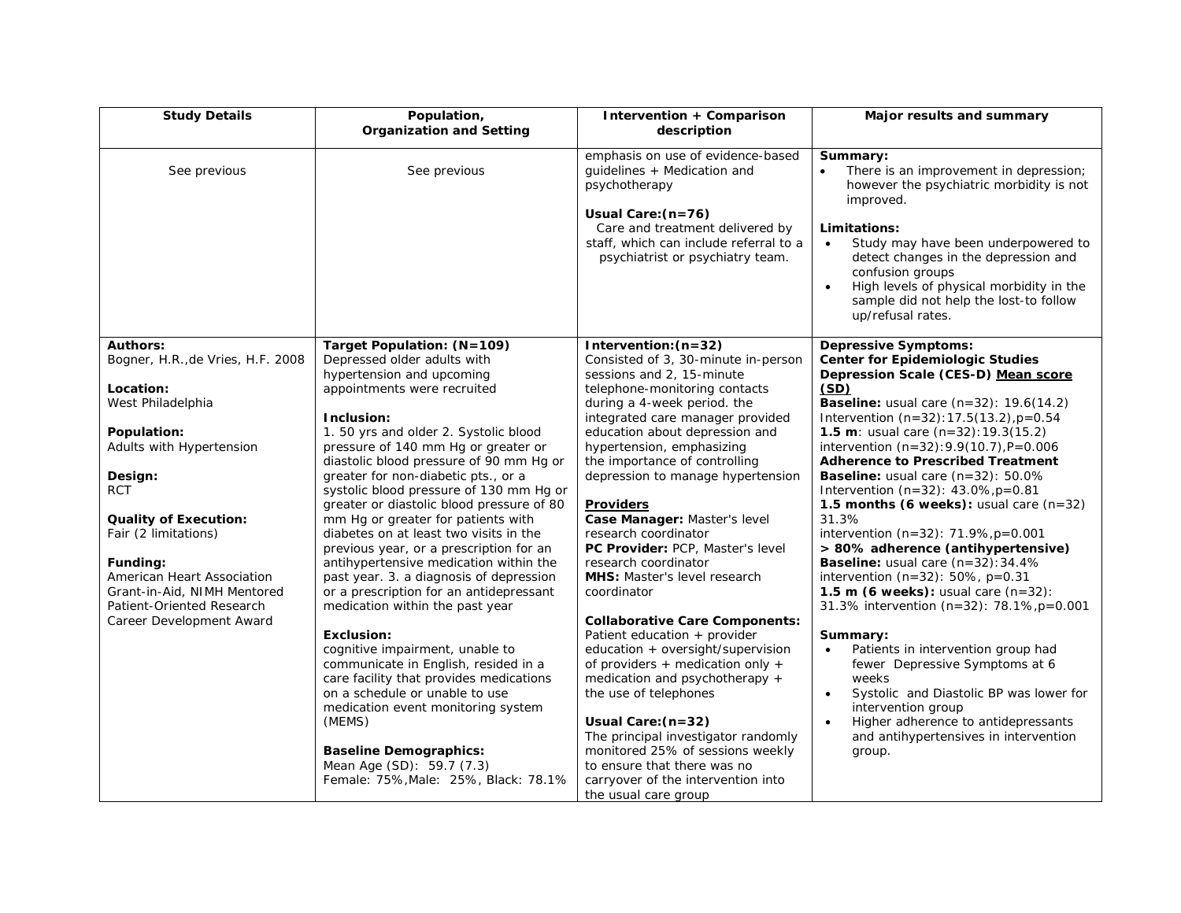| Study Details | Population, Organization and Setting | Intervention + Comparison description | Major results and summary |
|---|---|---|---|
| See previous | See previous | emphasis on use of evidence-based guidelines + Medication and psychotherapy<br><br>**Usual Care:(n=76)**<br>Care and treatment delivered by staff, which can include referral to a psychiatrist or psychiatry team. | **Summary:**<br>• There is an improvement in depression; however the psychiatric morbidity is not improved.<br><br>**Limitations:**<br>• Study may have been underpowered to detect changes in the depression and confusion groups<br>• High levels of physical morbidity in the sample did not help the lost-to follow up/refusal rates. |
| **Authors:**<br>Bogner, H.R.,de Vries, H.F. 2008<br><br>**Location:**<br>West Philadelphia<br><br>**Population:**<br>Adults with Hypertension<br><br>**Design:**<br>RCT<br><br>**Quality of Execution:**<br>Fair (2 limitations)<br><br>**Funding:**<br>American Heart Association Grant-in-Aid, NIMH Mentored Patient-Oriented Research Career Development Award | **Target Population: (N=109)**<br>Depressed older adults with hypertension and upcoming appointments were recruited<br><br>**Inclusion:**<br>1. 50 yrs and older 2. Systolic blood pressure of 140 mm Hg or greater or diastolic blood pressure of 90 mm Hg or greater for non-diabetic pts., or a systolic blood pressure of 130 mm Hg or greater or diastolic blood pressure of 80 mm Hg or greater for patients with diabetes on at least two visits in the previous year, or a prescription for an antihypertensive medication within the past year. 3. a diagnosis of depression or a prescription for an antidepressant medication within the past year<br><br>**Exclusion:**<br>cognitive impairment, unable to communicate in English, resided in a care facility that provides medications on a schedule or unable to use medication event monitoring system (MEMS)<br><br>**Baseline Demographics:**<br>Mean Age (SD): 59.7 (7.3)<br>Female: 75%,Male: 25%, Black: 78.1% | **Intervention:(n=32)**<br>Consisted of 3, 30-minute in-person sessions and 2, 15-minute telephone-monitoring contacts during a 4-week period. the integrated care manager provided education about depression and hypertension, emphasizing the importance of controlling depression to manage hypertension<br><br>**Providers**<br>**Case Manager:** Master's level research coordinator<br>**PC Provider:** PCP, Master's level research coordinator<br>**MHS:** Master's level research coordinator<br><br>**Collaborative Care Components:**<br>Patient education + provider education + oversight/supervision of providers + medication only + medication and psychotherapy + the use of telephones<br><br>**Usual Care:(n=32)**<br>The principal investigator randomly monitored 25% of sessions weekly to ensure that there was no carryover of the intervention into the usual care group | **Depressive Symptoms:**<br>**Center for Epidemiologic Studies Depression Scale (CES-D) Mean score (SD)**<br>**Baseline:** usual care (n=32): 19.6(14.2)<br>Intervention (n=32):17.5(13.2),p=0.54<br>**1.5 m**: usual care (n=32):19.3(15.2)<br>intervention (n=32):9.9(10.7),P=0.006<br>**Adherence to Prescribed Treatment**<br>**Baseline:** usual care (n=32): 50.0%<br>Intervention (n=32): 43.0%,p=0.81<br>**1.5 months (6 weeks):** usual care (n=32) 31.3%<br>intervention (n=32): 71.9%,p=0.001<br>**> 80% adherence (antihypertensive)**<br>**Baseline:** usual care (n=32):34.4%<br>intervention (n=32): 50%, p=0.31<br>**1.5 m (6 weeks):** usual care (n=32): 31.3% intervention (n=32): 78.1%,p=0.001<br><br>**Summary:**<br>• Patients in intervention group had fewer Depressive Symptoms at 6 weeks<br>• Systolic and Diastolic BP was lower for intervention group<br>• Higher adherence to antidepressants and antihypertensives in intervention group. |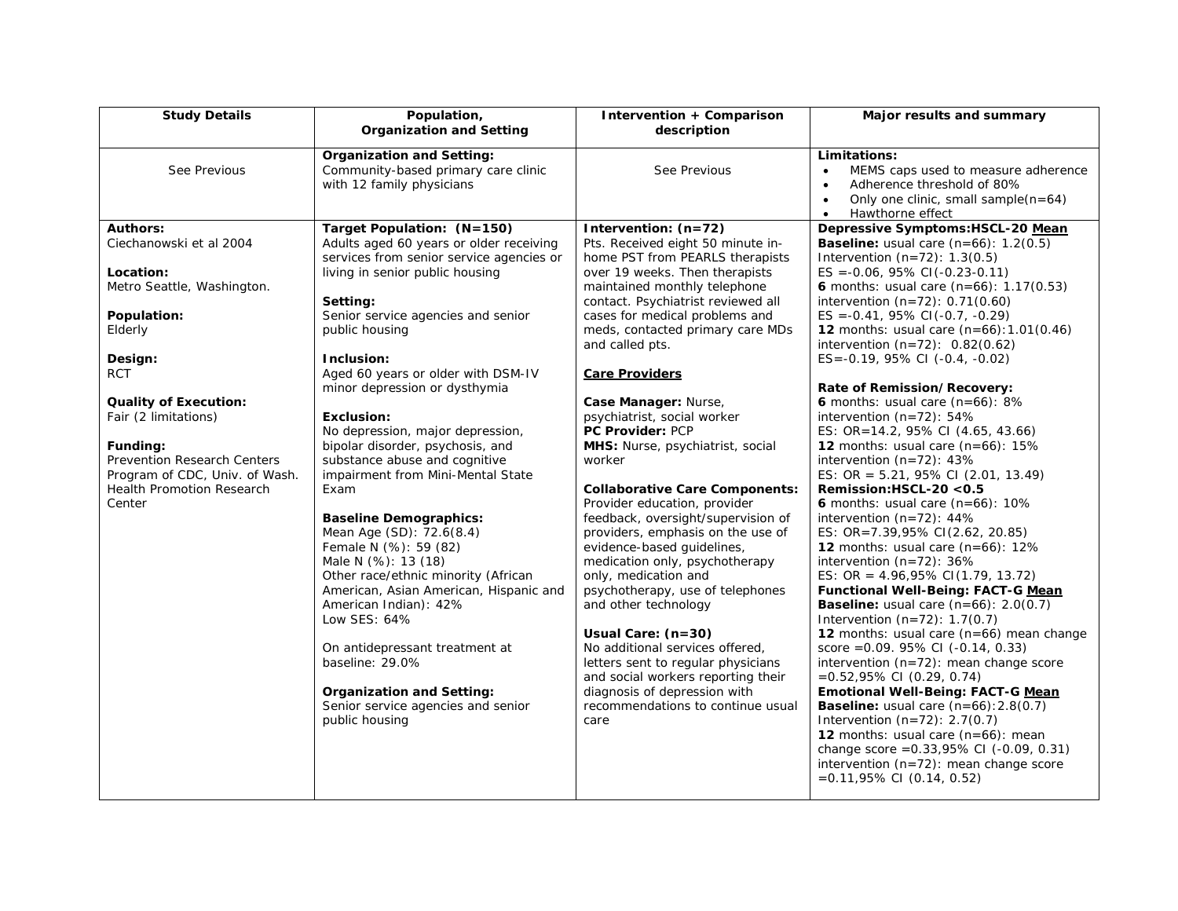| Study Details | Population, Organization and Setting | Intervention + Comparison description | Major results and summary |
|---|---|---|---|
| See Previous | **Organization and Setting:**<br>Community-based primary care clinic with 12 family physicians | See Previous | **Limitations:**<br>• MEMS caps used to measure adherence<br>• Adherence threshold of 80%<br>• Only one clinic, small sample(n=64)<br>• Hawthorne effect |
| **Authors:**<br>Ciechanowski et al 2004<br><br>**Location:**<br>Metro Seattle, Washington.<br><br>**Population:**<br>Elderly<br><br>**Design:**<br>RCT<br><br>**Quality of Execution:**<br>Fair (2 limitations)<br><br>**Funding:**<br>Prevention Research Centers Program of CDC, Univ. of Wash. Health Promotion Research Center | **Target Population: (N=150)**<br>Adults aged 60 years or older receiving services from senior service agencies or living in senior public housing<br><br>**Setting:**<br>Senior service agencies and senior public housing<br><br>**Inclusion:**<br>Aged 60 years or older with DSM-IV minor depression or dysthymia<br><br>**Exclusion:**<br>No depression, major depression, bipolar disorder, psychosis, and substance abuse and cognitive impairment from Mini-Mental State Exam<br><br>**Baseline Demographics:**<br>Mean Age (SD): 72.6(8.4)<br>Female N (%): 59 (82)<br>Male N (%): 13 (18)<br>Other race/ethnic minority (African American, Asian American, Hispanic and American Indian): 42%<br>Low SES: 64%<br><br>On antidepressant treatment at baseline: 29.0%<br><br>**Organization and Setting:**<br>Senior service agencies and senior public housing | **Intervention: (n=72)**<br>Pts. Received eight 50 minute in-home PST from PEARLS therapists over 19 weeks. Then therapists maintained monthly telephone contact. Psychiatrist reviewed all cases for medical problems and meds, contacted primary care MDs and called pts.<br><br>**<u>Care Providers</u>**<br><br>**Case Manager:** Nurse, psychiatrist, social worker<br>**PC Provider:** PCP<br>**MHS:** Nurse, psychiatrist, social worker<br><br>**Collaborative Care Components:**<br>Provider education, provider feedback, oversight/supervision of providers, emphasis on the use of evidence-based guidelines, medication only, psychotherapy only, medication and psychotherapy, use of telephones and other technology<br><br>**Usual Care: (n=30)**<br>No additional services offered, letters sent to regular physicians and social workers reporting their diagnosis of depression with recommendations to continue usual care | **Depressive Symptoms:HSCL-20 <u>Mean</u>**<br>**Baseline:** usual care (n=66): 1.2(0.5)<br>Intervention (n=72): 1.3(0.5)<br>ES =-0.06, 95% CI(-0.23-0.11)<br>**6** months: usual care (n=66): 1.17(0.53)<br>intervention (n=72): 0.71(0.60)<br>ES =-0.41, 95% CI(-0.7, -0.29)<br>**12** months: usual care (n=66):1.01(0.46)<br>intervention (n=72): 0.82(0.62)<br>ES=-0.19, 95% CI (-0.4, -0.02)<br><br>**Rate of Remission/Recovery:**<br>**6** months: usual care (n=66): 8%<br>intervention (n=72): 54%<br>ES: OR=14.2, 95% CI (4.65, 43.66)<br>**12** months: usual care (n=66): 15%<br>intervention (n=72): 43%<br>ES: OR = 5.21, 95% CI (2.01, 13.49)<br>**Remission:HSCL-20 <0.5**<br>**6** months: usual care (n=66): 10%<br>intervention (n=72): 44%<br>ES: OR=7.39,95% CI(2.62, 20.85)<br>**12** months: usual care (n=66): 12%<br>intervention (n=72): 36%<br>ES: OR = 4.96,95% CI(1.79, 13.72)<br>**Functional Well-Being: FACT-G <u>Mean</u>**<br>**Baseline:** usual care (n=66): 2.0(0.7)<br>Intervention (n=72): 1.7(0.7)<br>**12** months: usual care (n=66) mean change score =0.09. 95% CI (-0.14, 0.33)<br>intervention (n=72): mean change score =0.52,95% CI (0.29, 0.74)<br>**Emotional Well-Being: FACT-G <u>Mean</u>**<br>**Baseline:** usual care (n=66):2.8(0.7)<br>Intervention (n=72): 2.7(0.7)<br>**12** months: usual care (n=66): mean change score =0.33,95% CI (-0.09, 0.31)<br>intervention (n=72): mean change score =0.11,95% CI (0.14, 0.52) |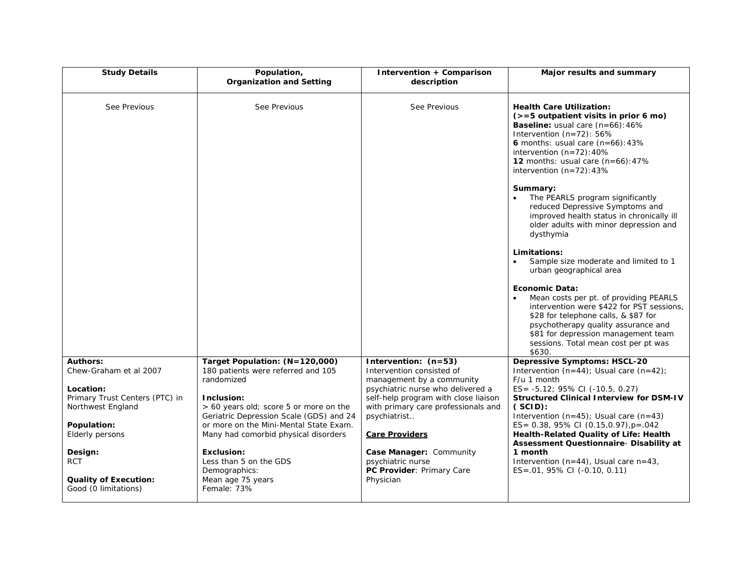| Study Details | Population, Organization and Setting | Intervention + Comparison description | Major results and summary |
|---|---|---|---|
| See Previous | See Previous | See Previous | **Health Care Utilization: (>=5 outpatient visits in prior 6 mo)**<br>**Baseline:** usual care (n=66):46%<br>Intervention (n=72): 56%<br>**6** months: usual care (n=66):43%<br>intervention (n=72):40%<br>**12** months: usual care (n=66):47%<br>intervention (n=72):43%<br><br>**Summary:**<br>• The PEARLS program significantly reduced Depressive Symptoms and improved health status in chronically ill older adults with minor depression and dysthymia<br><br>**Limitations:**<br>• Sample size moderate and limited to 1 urban geographical area<br><br>**Economic Data:**<br>• Mean costs per pt. of providing PEARLS intervention were $422 for PST sessions, $28 for telephone calls, & $87 for psychotherapy quality assurance and $81 for depression management team sessions. Total mean cost per pt was $630. |
| **Authors:**<br>Chew-Graham et al 2007<br><br>**Location:**<br>Primary Trust Centers (PTC) in Northwest England<br><br>**Population:**<br>Elderly persons<br><br>**Design:**<br>RCT<br><br>**Quality of Execution:**<br>Good (0 limitations) | **Target Population: (N=120,000)**<br>180 patients were referred and 105 randomized<br><br>**Inclusion:**<br>> 60 years old; score 5 or more on the Geriatric Depression Scale (GDS) and 24 or more on the Mini-Mental State Exam. Many had comorbid physical disorders<br><br>**Exclusion:**<br>Less than 5 on the GDS<br>Demographics:<br>Mean age 75 years<br>Female: 73% | **Intervention: (n=53)**<br>Intervention consisted of management by a community psychiatric nurse who delivered a self-help program with close liaison with primary care professionals and psychiatrist..<br><br>**Care Providers**<br><br>**Case Manager:** Community psychiatric nurse<br>**PC Provider**: Primary Care Physician | **Depressive Symptoms: HSCL-20**<br>Intervention (n=44); Usual care (n=42); F/u 1 month<br>ES= -5.12; 95% CI (-10.5, 0.27)<br>**Structured Clinical Interview for DSM-IV (SCID):**<br>Intervention (n=45); Usual care (n=43)<br>ES= 0.38, 95% CI (0.15,0.97),p=.042<br>**Health-Related Quality of Life: Health Assessment Questionnaire- Disability at 1 month**<br>Intervention (n=44), Usual care n=43, ES=.01, 95% CI (-0.10, 0.11) |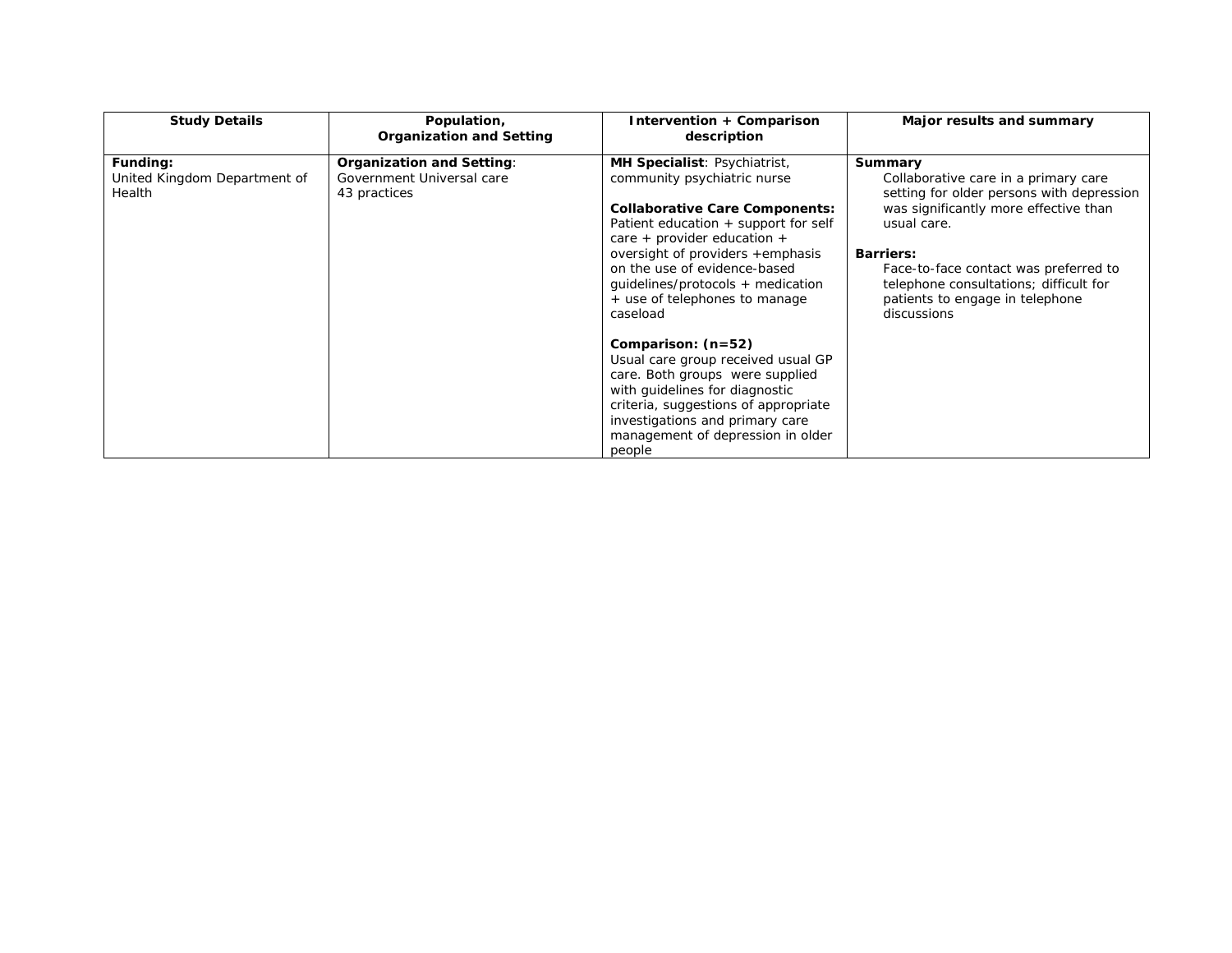| Study Details | Population, Organization and Setting | Intervention + Comparison description | Major results and summary |
| --- | --- | --- | --- |
| **Funding:**<br>United Kingdom Department of Health | **Organization and Setting**:<br>Government Universal care<br>43 practices | **MH Specialist**: Psychiatrist, community psychiatric nurse<br><br>**Collaborative Care Components:**<br>Patient education + support for self care + provider education + oversight of providers +emphasis on the use of evidence-based guidelines/protocols + medication + use of telephones to manage caseload<br><br>**Comparison: (n=52)**<br>Usual care group received usual GP care. Both groups were supplied with guidelines for diagnostic criteria, suggestions of appropriate investigations and primary care management of depression in older people | **Summary**<br>Collaborative care in a primary care setting for older persons with depression was significantly more effective than usual care.<br><br>**Barriers:**<br>Face-to-face contact was preferred to telephone consultations; difficult for patients to engage in telephone discussions |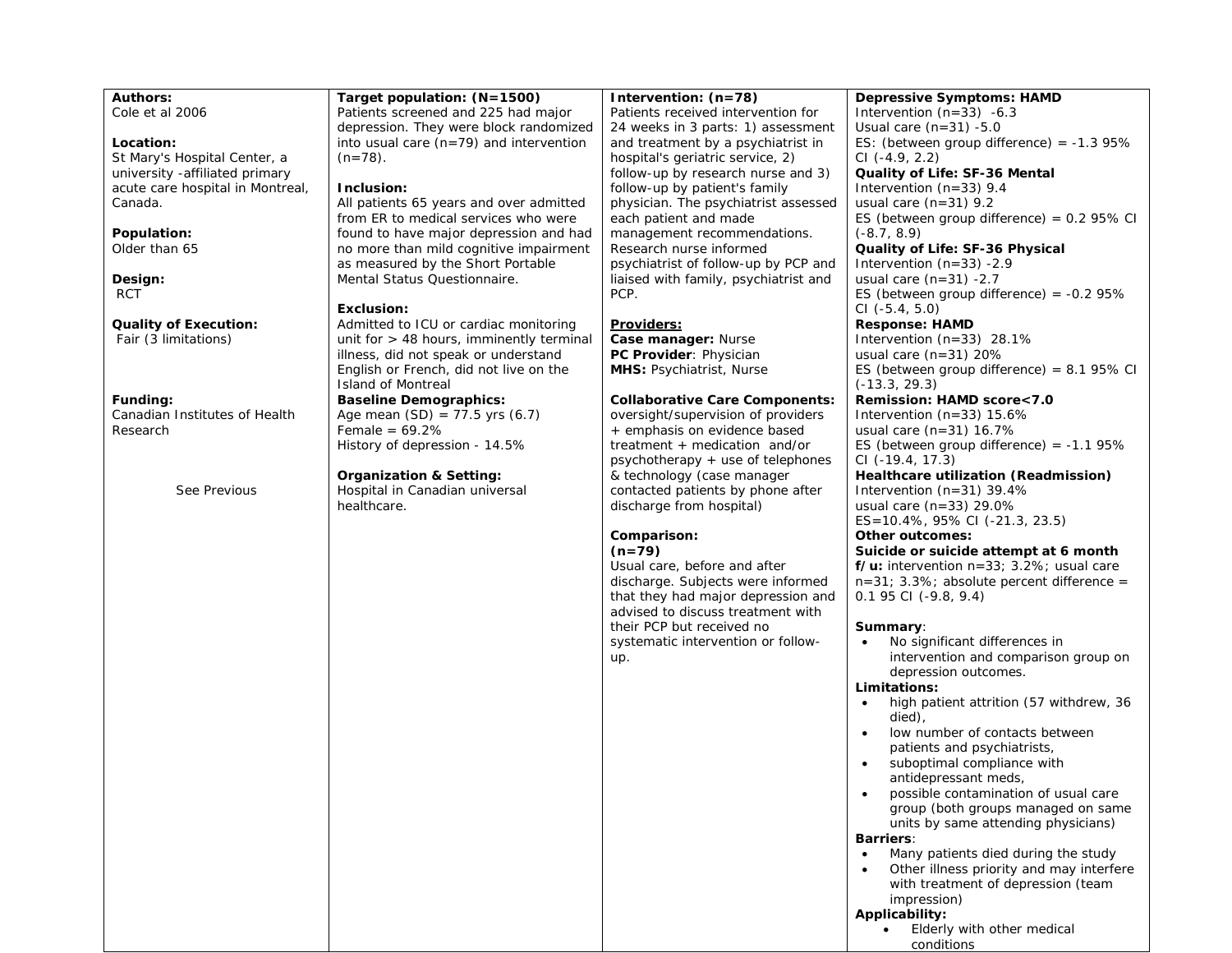| | | | |
|---|---|---|---|
| **Authors:**<br>Cole et al 2006<br><br>**Location:**<br>St Mary's Hospital Center, a university -affiliated primary acute care hospital in Montreal, Canada.<br><br>**Population:**<br>Older than 65<br><br>**Design:**<br>RCT<br><br>**Quality of Execution:**<br>Fair (3 limitations)<br><br>**Funding:**<br>Canadian Institutes of Health Research<br><br>See Previous | **Target population: (N=1500)**<br>Patients screened and 225 had major depression. They were block randomized into usual care (n=79) and intervention (n=78).<br><br>**Inclusion:**<br>All patients 65 years and over admitted from ER to medical services who were found to have major depression and had no more than mild cognitive impairment as measured by the Short Portable Mental Status Questionnaire.<br><br>**Exclusion:**<br>Admitted to ICU or cardiac monitoring unit for > 48 hours, imminently terminal illness, did not speak or understand English or French, did not live on the Island of Montreal<br>**Baseline Demographics:**<br>Age mean (SD) = 77.5 yrs (6.7)<br>Female = 69.2%<br>History of depression - 14.5%<br><br>**Organization & Setting:**<br>Hospital in Canadian universal healthcare. | **Intervention: (n=78)**<br>Patients received intervention for 24 weeks in 3 parts: 1) assessment and treatment by a psychiatrist in hospital's geriatric service, 2) follow-up by research nurse and 3) follow-up by patient's family physician. The psychiatrist assessed each patient and made management recommendations. Research nurse informed psychiatrist of follow-up by PCP and liaised with family, psychiatrist and PCP.<br><br>**Providers:**<br>**Case manager:** Nurse<br>**PC Provider**: Physician<br>**MHS:** Psychiatrist, Nurse<br><br>**Collaborative Care Components:**<br>oversight/supervision of providers + emphasis on evidence based treatment + medication and/or psychotherapy + use of telephones & technology (case manager contacted patients by phone after discharge from hospital)<br><br>**Comparison:**<br>**(n=79)**<br>Usual care, before and after discharge. Subjects were informed that they had major depression and advised to discuss treatment with their PCP but received no systematic intervention or follow-up. | **Depressive Symptoms: HAMD**<br>Intervention (n=33) -6.3<br>Usual care (n=31) -5.0<br>ES: (between group difference) = -1.3 95% CI (-4.9, 2.2)<br>**Quality of Life: SF-36 Mental**<br>Intervention (n=33) 9.4<br>usual care (n=31) 9.2<br>ES (between group difference) = 0.2 95% CI (-8.7, 8.9)<br>**Quality of Life: SF-36 Physical**<br>Intervention (n=33) -2.9<br>usual care (n=31) -2.7<br>ES (between group difference) = -0.2 95% CI (-5.4, 5.0)<br>**Response: HAMD**<br>Intervention (n=33) 28.1%<br>usual care (n=31) 20%<br>ES (between group difference) = 8.1 95% CI (-13.3, 29.3)<br>**Remission: HAMD score<7.0**<br>Intervention (n=33) 15.6%<br>usual care (n=31) 16.7%<br>ES (between group difference) = -1.1 95% CI (-19.4, 17.3)<br>**Healthcare utilization (Readmission)**<br>Intervention (n=31) 39.4%<br>usual care (n=33) 29.0%<br>ES=10.4%, 95% CI (-21.3, 23.5)<br>**Other outcomes:**<br>**Suicide or suicide attempt at 6 month f/u:** intervention n=33; 3.2%; usual care n=31; 3.3%; absolute percent difference = 0.1 95 CI (-9.8, 9.4)<br><br>**Summary**:<br>• No significant differences in intervention and comparison group on depression outcomes.<br>**Limitations:**<br>• high patient attrition (57 withdrew, 36 died),<br>• low number of contacts between patients and psychiatrists,<br>• suboptimal compliance with antidepressant meds,<br>• possible contamination of usual care group (both groups managed on same units by same attending physicians)<br>**Barriers**:<br>• Many patients died during the study<br>• Other illness priority and may interfere with treatment of depression (team impression)<br>**Applicability:**<br>• Elderly with other medical conditions |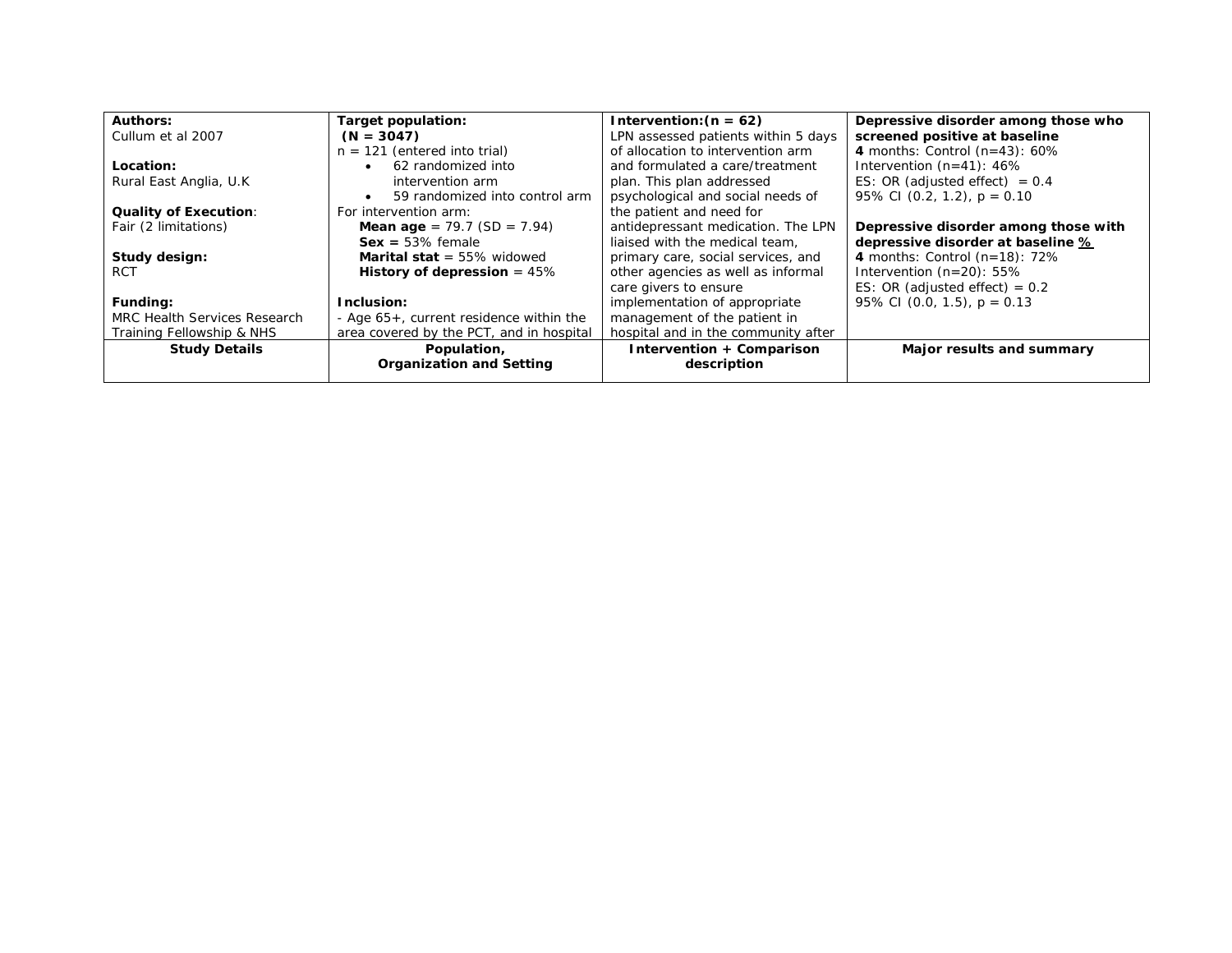| Study Details | Population, Organization and Setting | Intervention + Comparison description | Major results and summary |
|---|---|---|---|
| **Authors:**<br>Cullum et al 2007<br><br>**Location:**<br>Rural East Anglia, U.K<br><br>**Quality of Execution**:<br>Fair (2 limitations)<br><br>**Study design:**<br>RCT<br><br>**Funding:**<br>MRC Health Services Research Training Fellowship & NHS | **Target population:**<br>**(N = 3047)**<br>n = 121 (entered into trial)<br>• 62 randomized into intervention arm<br>• 59 randomized into control arm<br>For intervention arm:<br>**Mean age** = 79.7 (SD = 7.94)<br>**Sex =** 53% female<br>**Marital stat** = 55% widowed<br>**History of depression** = 45%<br><br>**Inclusion:**<br>- Age 65+, current residence within the area covered by the PCT, and in hospital | **Intervention:(n = 62)**<br>LPN assessed patients within 5 days of allocation to intervention arm and formulated a care/treatment plan. This plan addressed psychological and social needs of the patient and need for antidepressant medication. The LPN liaised with the medical team, primary care, social services, and other agencies as well as informal care givers to ensure implementation of appropriate management of the patient in hospital and in the community after | **Depressive disorder among those who screened positive at baseline**<br>**4** months: Control (n=43): 60%<br>Intervention (n=41): 46%<br>ES: OR (adjusted effect) = 0.4<br>95% CI (0.2, 1.2), p = 0.10<br><br>**Depressive disorder among those with depressive disorder at baseline** <u>**%**</u><br>**4** months: Control (n=18): 72%<br>Intervention (n=20): 55%<br>ES: OR (adjusted effect) = 0.2<br>95% CI (0.0, 1.5), p = 0.13 |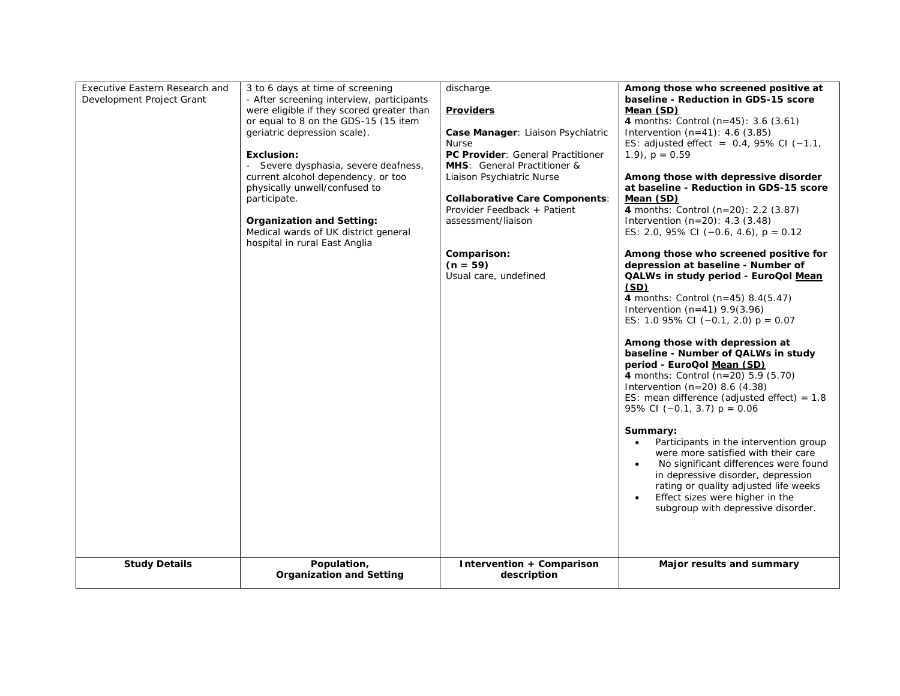| Study Details | Population, Organization and Setting | Intervention + Comparison description | Major results and summary |
|---|---|---|---|
| Executive Eastern Research and Development Project Grant | 3 to 6 days at time of screening<br>- After screening interview, participants were eligible if they scored greater than or equal to 8 on the GDS-15 (15 item geriatric depression scale).<br><br>**Exclusion:**<br>- Severe dysphasia, severe deafness, current alcohol dependency, or too physically unwell/confused to participate.<br><br>**Organization and Setting:**<br>Medical wards of UK district general hospital in rural East Anglia | discharge.<br><br>**Providers**<br><br>**Case Manager**: Liaison Psychiatric Nurse<br>**PC Provider**: General Practitioner<br>**MHS**: General Practitioner & Liaison Psychiatric Nurse<br><br>**Collaborative Care Components**: Provider Feedback + Patient assessment/liaison<br><br>**Comparison:**<br>**(n = 59)**<br>Usual care, undefined | **Among those who screened positive at baseline - Reduction in GDS-15 score Mean (SD)**<br>**4** months: Control (n=45): 3.6 (3.61)<br>Intervention (n=41): 4.6 (3.85)<br>ES: adjusted effect = 0.4, 95% CI (−1.1, 1.9), p = 0.59<br><br>**Among those with depressive disorder at baseline - Reduction in GDS-15 score Mean (SD)**<br>**4** months: Control (n=20): 2.2 (3.87)<br>Intervention (n=20): 4.3 (3.48)<br>ES: 2.0, 95% CI (−0.6, 4.6), p = 0.12<br><br>**Among those who screened positive for depression at baseline - Number of QALWs in study period - EuroQol Mean (SD)**<br>**4** months: Control (n=45) 8.4(5.47)<br>Intervention (n=41) 9.9(3.96)<br>ES: 1.0 95% CI (−0.1, 2.0) p = 0.07<br><br>**Among those with depression at baseline - Number of QALWs in study period - EuroQol Mean (SD)**<br>**4** months: Control (n=20) 5.9 (5.70)<br>Intervention (n=20) 8.6 (4.38)<br>ES: mean difference (adjusted effect) = 1.8 95% CI (−0.1, 3.7) p = 0.06<br><br>**Summary:**<br>• Participants in the intervention group were more satisfied with their care<br>• No significant differences were found in depressive disorder, depression rating or quality adjusted life weeks<br>• Effect sizes were higher in the subgroup with depressive disorder. |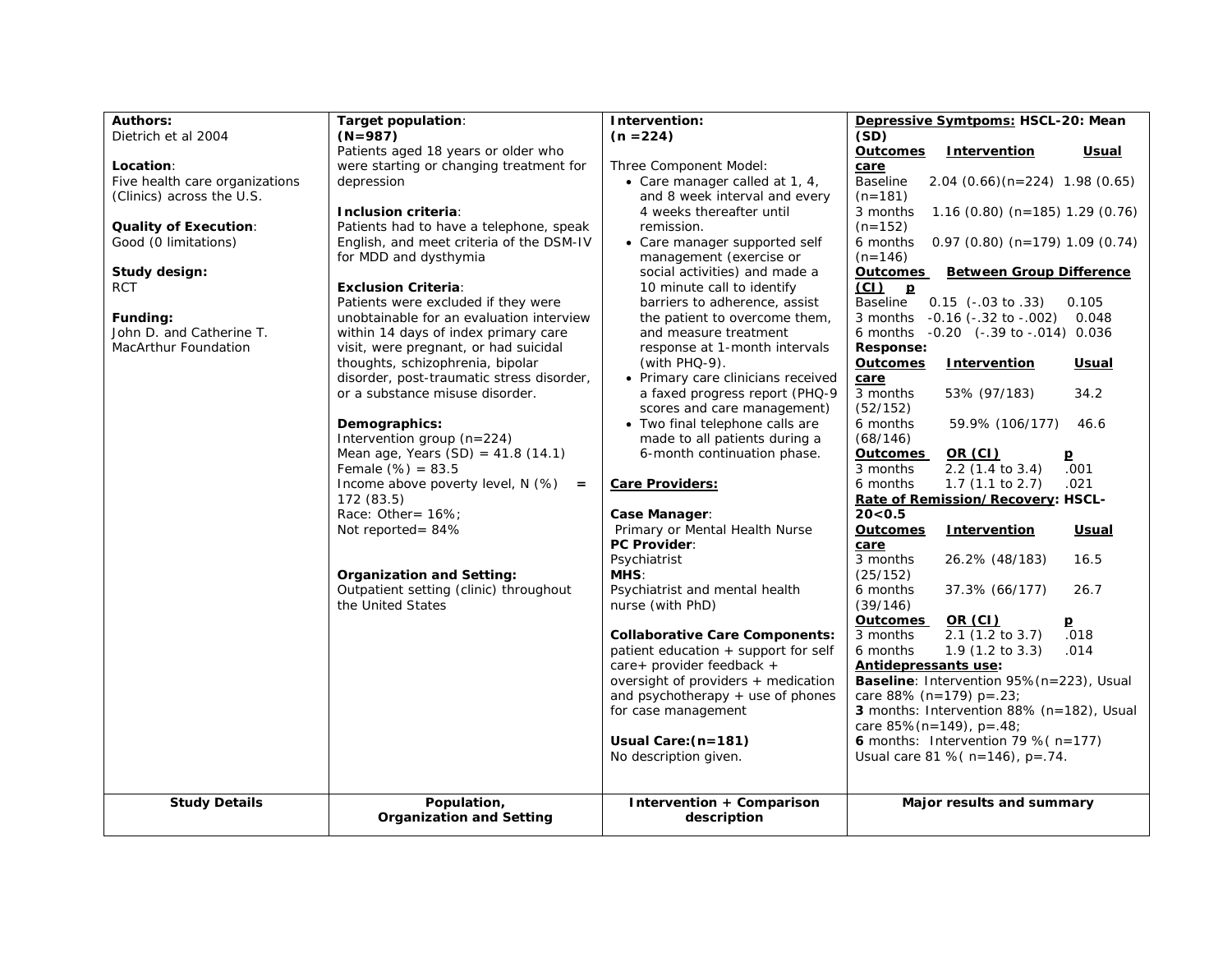| Study Details | Population, Organization and Setting | Intervention + Comparison description | Major results and summary |
|---|---|---|---|
| **Authors:**<br>Dietrich et al 2004<br><br>**Location**:<br>Five health care organizations (Clinics) across the U.S.<br><br>**Quality of Execution**:<br>Good (0 limitations)<br><br>**Study design:**<br>RCT<br><br>**Funding:**<br>John D. and Catherine T. MacArthur Foundation | **Target population**:<br>**(N=987)**<br>Patients aged 18 years or older who were starting or changing treatment for depression<br><br>**Inclusion criteria**:<br>Patients had to have a telephone, speak English, and meet criteria of the DSM-IV for MDD and dysthymia<br><br>**Exclusion Criteria**:<br>Patients were excluded if they were unobtainable for an evaluation interview within 14 days of index primary care visit, were pregnant, or had suicidal thoughts, schizophrenia, bipolar disorder, post-traumatic stress disorder, or a substance misuse disorder.<br><br>**Demographics:**<br>Intervention group (n=224)<br>Mean age, Years (SD) = 41.8 (14.1)<br>Female (%) = 83.5<br>Income above poverty level, N (%) = 172 (83.5)<br>Race: Other= 16%;<br>Not reported= 84%<br><br>**Organization and Setting:**<br>Outpatient setting (clinic) throughout the United States | **Intervention:**<br>**(n =224)**<br><br>Three Component Model:<br>• Care manager called at 1, 4, and 8 week interval and every 4 weeks thereafter until remission.<br>• Care manager supported self management (exercise or social activities) and made a 10 minute call to identify barriers to adherence, assist the patient to overcome them, and measure treatment response at 1-month intervals (with PHQ-9).<br>• Primary care clinicians received a faxed progress report (PHQ-9 scores and care management)<br>• Two final telephone calls are made to all patients during a 6-month continuation phase.<br><br>**Care Providers:**<br><br>**Case Manager**:<br>Primary or Mental Health Nurse<br>**PC Provider**:<br>Psychiatrist<br>**MHS**:<br>Psychiatrist and mental health nurse (with PhD)<br><br>**Collaborative Care Components:**<br>patient education + support for self care+ provider feedback + oversight of providers + medication and psychotherapy + use of phones for case management<br><br>**Usual Care:(n=181)**<br>No description given. | **Depressive Symtpoms: HSCL-20: Mean (SD)**<br>**Outcomes / Intervention / Usual care**<br>Baseline 2.04 (0.66)(n=224) 1.98 (0.65)(n=181)<br>3 months 1.16 (0.80) (n=185) 1.29 (0.76)(n=152)<br>6 months 0.97 (0.80) (n=179) 1.09 (0.74)(n=146)<br>**Outcomes / Between Group Difference (CI) / p**<br>Baseline 0.15 (-.03 to .33) 0.105<br>3 months -0.16 (-.32 to -.002) 0.048<br>6 months -0.20 (-.39 to -.014) 0.036<br>**Response:**<br>**Outcomes / Intervention / Usual care**<br>3 months 53% (97/183) 34.2 (52/152)<br>6 months 59.9% (106/177) 46.6 (68/146)<br>**Outcomes / OR (CI) / p**<br>3 months 2.2 (1.4 to 3.4) .001<br>6 months 1.7 (1.1 to 2.7) .021<br>**Rate of Remission/Recovery: HSCL-20<0.5**<br>**Outcomes / Intervention / Usual care**<br>3 months 26.2% (48/183) 16.5 (25/152)<br>6 months 37.3% (66/177) 26.7 (39/146)<br>**Outcomes / OR (CI) / p**<br>3 months 2.1 (1.2 to 3.7) .018<br>6 months 1.9 (1.2 to 3.3) .014<br>**Antidepressants use:**<br>**Baseline**: Intervention 95%(n=223), Usual care 88% (n=179) p=.23;<br>**3** months: Intervention 88% (n=182), Usual care 85%(n=149), p=.48;<br>**6** months: Intervention 79 %( n=177) Usual care 81 %( n=146), p=.74. |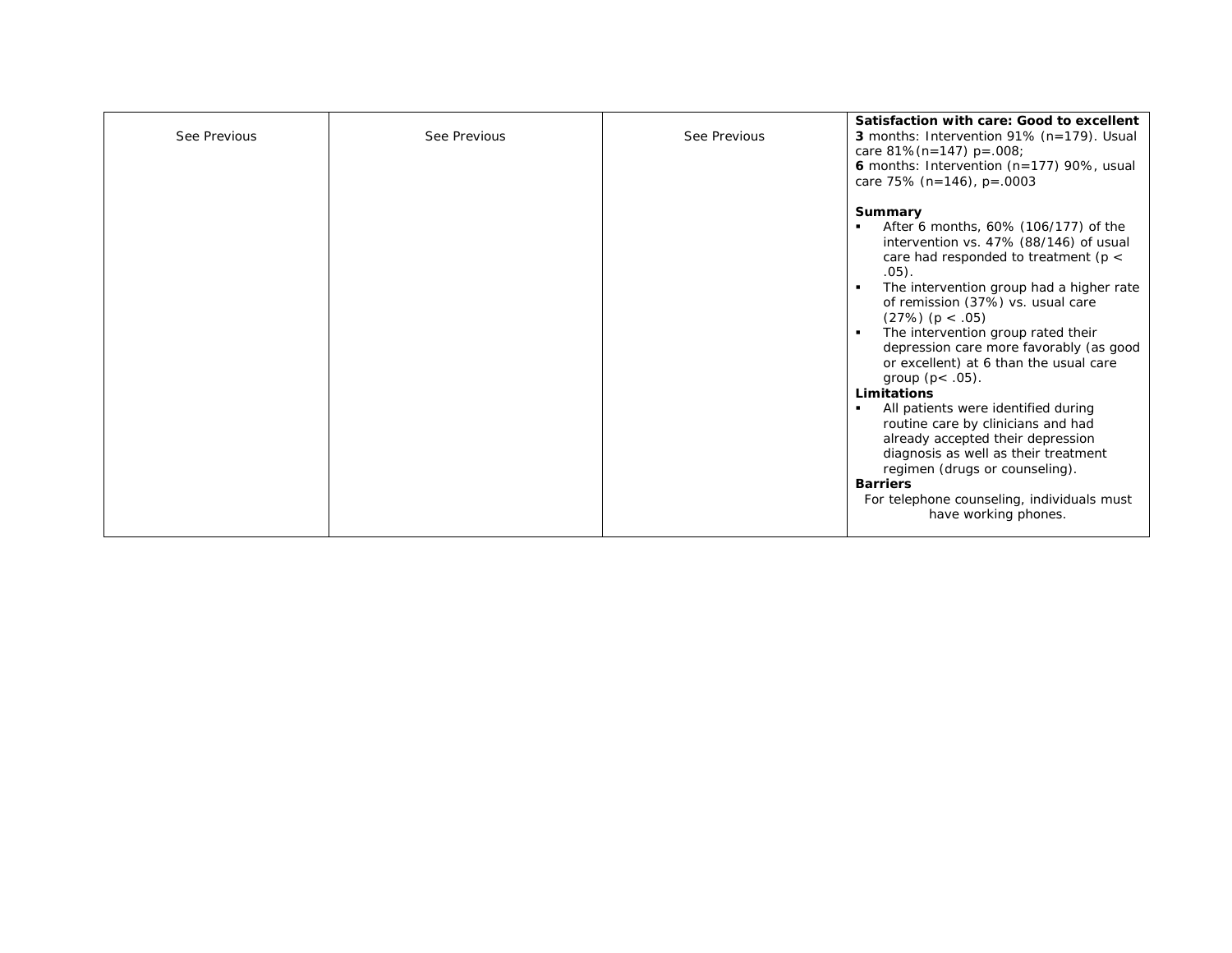| | | | |
|---|---|---|---|
| See Previous | See Previous | See Previous | **Satisfaction with care: Good to excellent**<br>**3** months: Intervention 91% (n=179). Usual care 81%(n=147) p=.008;<br>**6** months: Intervention (n=177) 90%, usual care 75% (n=146), p=.0003<br><br>**Summary**<br>▪ After 6 months, 60% (106/177) of the intervention vs. 47% (88/146) of usual care had responded to treatment ($p < .05$).<br>▪ The intervention group had a higher rate of remission (37%) vs. usual care (27%) ($p < .05$)<br>▪ The intervention group rated their depression care more favorably (as good or excellent) at 6 than the usual care group ($p < .05$).<br>**Limitations**<br>▪ All patients were identified during routine care by clinicians and had already accepted their depression diagnosis as well as their treatment regimen (drugs or counseling).<br>**Barriers**<br>For telephone counseling, individuals must have working phones. |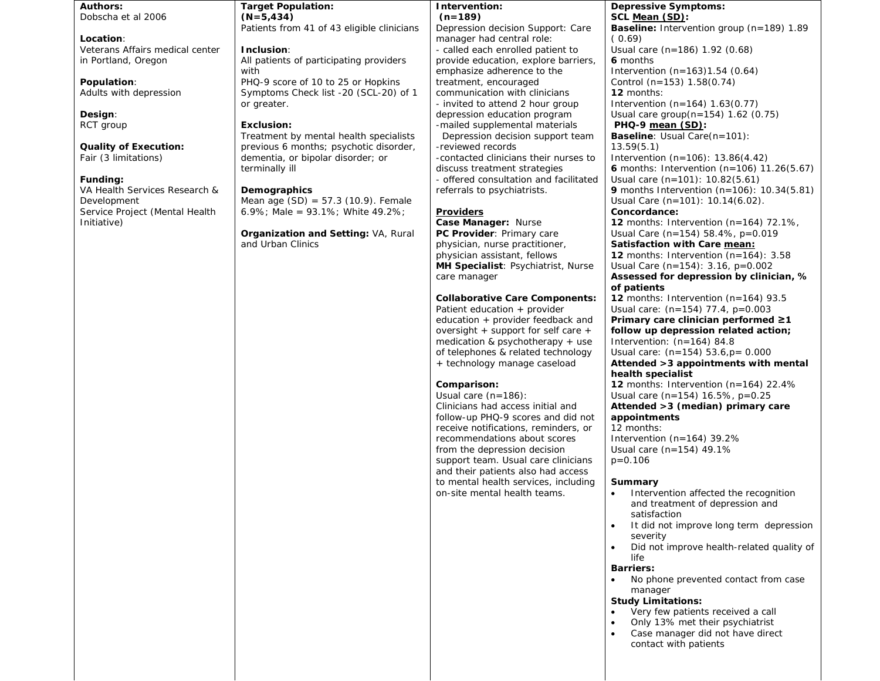| Authors: Dobscha et al 2006<br><br>**Location**: Veterans Affairs medical center in Portland, Oregon<br><br>**Population**: Adults with depression<br><br>**Design**: RCT group<br><br>**Quality of Execution:** Fair (3 limitations)<br><br>**Funding:** VA Health Services Research & Development Service Project (Mental Health Initiative) | **Target Population: (N=5,434)**<br>Patients from 41 of 43 eligible clinicians<br><br>**Inclusion**:<br>All patients of participating providers with PHQ-9 score of 10 to 25 or Hopkins Symptoms Check list -20 (SCL-20) of 1 or greater.<br><br>**Exclusion:**<br>Treatment by mental health specialists previous 6 months; psychotic disorder, dementia, or bipolar disorder; or terminally ill<br><br>**Demographics**<br>Mean age (SD) = 57.3 (10.9). Female 6.9%; Male = 93.1%; White 49.2%;<br><br>**Organization and Setting:** VA, Rural and Urban Clinics | **Intervention: (n=189)**<br>Depression decision Support: Care manager had central role:<br>- called each enrolled patient to provide education, explore barriers, emphasize adherence to the treatment, encouraged communication with clinicians<br>- invited to attend 2 hour group depression education program<br>-mailed supplemental materials<br>Depression decision support team<br>-reviewed records<br>-contacted clinicians their nurses to discuss treatment strategies<br>- offered consultation and facilitated referrals to psychiatrists.<br><br>**Providers**<br>**Case Manager:** Nurse<br>**PC Provider**: Primary care physician, nurse practitioner, physician assistant, fellows<br>**MH Specialist**: Psychiatrist, Nurse care manager<br><br>**Collaborative Care Components:**<br>Patient education + provider education + provider feedback and oversight + support for self care + medication & psychotherapy + use of telephones & related technology + technology manage caseload<br><br>**Comparison:**<br>Usual care (n=186):<br>Clinicians had access initial and follow-up PHQ-9 scores and did not receive notifications, reminders, or recommendations about scores from the depression decision support team. Usual care clinicians and their patients also had access to mental health services, including on-site mental health teams. | **Depressive Symptoms:**<br>**SCL Mean (SD):**<br>**Baseline:** Intervention group (n=189) 1.89 ( 0.69)<br>Usual care (n=186) 1.92 (0.68)<br>**6** months<br>Intervention (n=163)1.54 (0.64)<br>Control (n=153) 1.58(0.74)<br>**12** months:<br>Intervention (n=164) 1.63(0.77)<br>Usual care group(n=154) 1.62 (0.75)<br>**PHQ-9 mean (SD):**<br>**Baseline**: Usual Care(n=101): 13.59(5.1)<br>Intervention (n=106): 13.86(4.42)<br>**6** months: Intervention (n=106) 11.26(5.67)<br>Usual care (n=101): 10.82(5.61)<br>**9** months Intervention (n=106): 10.34(5.81)<br>Usual Care (n=101): 10.14(6.02).<br>**Concordance:**<br>**12** months: Intervention (n=164) 72.1%, Usual Care (n=154) 58.4%, p=0.019<br>**Satisfaction with Care mean:**<br>**12** months: Intervention (n=164): 3.58<br>Usual Care (n=154): 3.16, p=0.002<br>**Assessed for depression by clinician, % of patients**<br>**12** months: Intervention (n=164) 93.5<br>Usual care: (n=154) 77.4, p=0.003<br>**Primary care clinician performed ≥1 follow up depression related action;**<br>Intervention: (n=164) 84.8<br>Usual care: (n=154) 53.6,p= 0.000<br>**Attended >3 appointments with mental health specialist**<br>**12** months: Intervention (n=164) 22.4%<br>Usual care (n=154) 16.5%, p=0.25<br>**Attended >3 (median) primary care appointments**<br>12 months:<br>Intervention (n=164) 39.2%<br>Usual care (n=154) 49.1%<br>p=0.106<br><br>**Summary**<br>• Intervention affected the recognition and treatment of depression and satisfaction<br>• It did not improve long term depression severity<br>• Did not improve health-related quality of life<br>**Barriers:**<br>• No phone prevented contact from case manager<br>**Study Limitations:**<br>• Very few patients received a call<br>• Only 13% met their psychiatrist<br>• Case manager did not have direct contact with patients |
|---|---|---|---|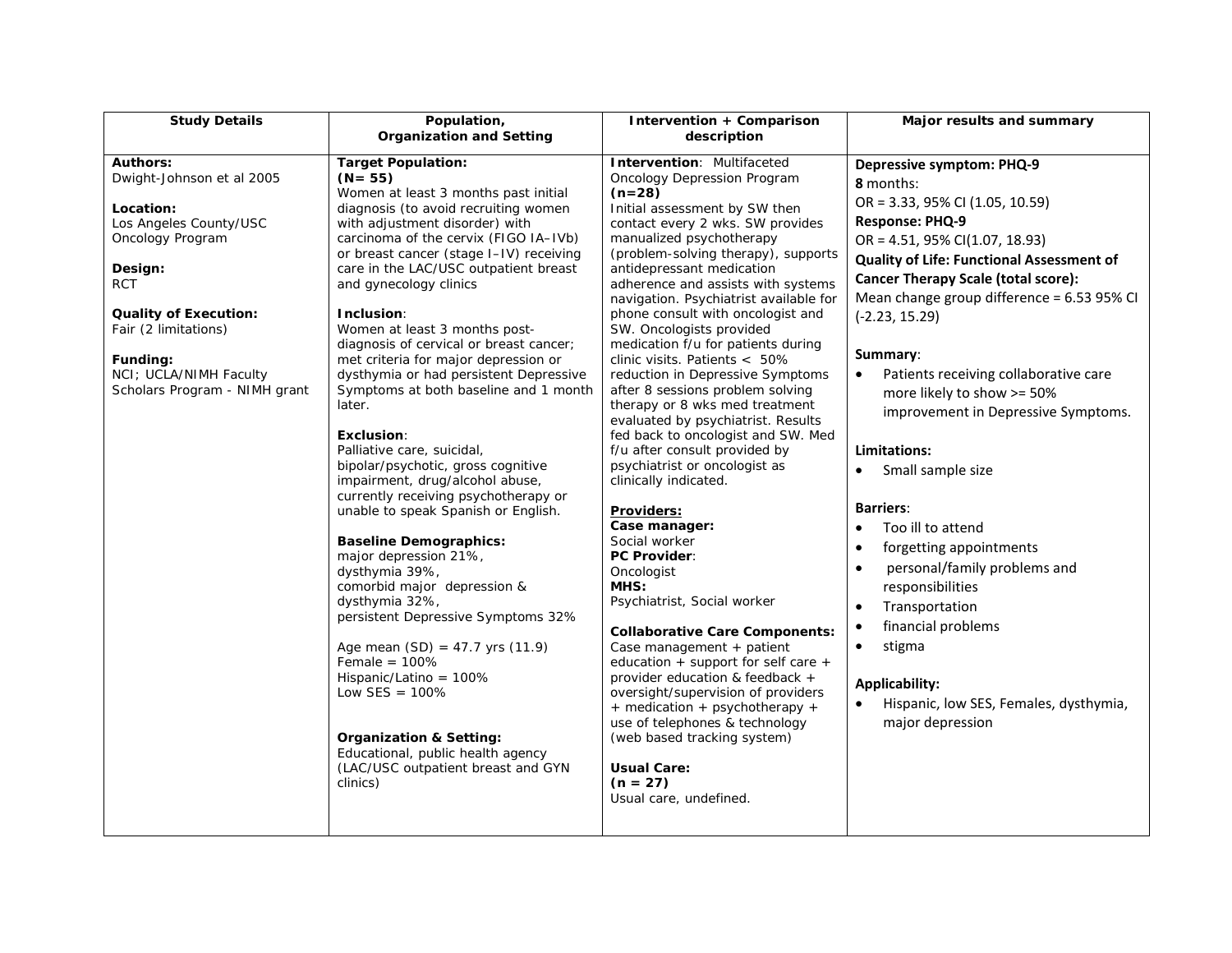| Study Details | Population, Organization and Setting | Intervention + Comparison description | Major results and summary |
|---|---|---|---|
| **Authors:**<br>Dwight-Johnson et al 2005<br><br>**Location:**<br>Los Angeles County/USC Oncology Program<br><br>**Design:**<br>RCT<br><br>**Quality of Execution:**<br>Fair (2 limitations)<br><br>**Funding:**<br>NCI; UCLA/NIMH Faculty Scholars Program - NIMH grant | **Target Population:**<br>**(N= 55)**<br>Women at least 3 months past initial diagnosis (to avoid recruiting women with adjustment disorder) with carcinoma of the cervix (FIGO IA–IVb) or breast cancer (stage I–IV) receiving care in the LAC/USC outpatient breast and gynecology clinics<br><br>**Inclusion**:<br>Women at least 3 months post-diagnosis of cervical or breast cancer; met criteria for major depression or dysthymia or had persistent Depressive Symptoms at both baseline and 1 month later.<br><br>**Exclusion**:<br>Palliative care, suicidal, bipolar/psychotic, gross cognitive impairment, drug/alcohol abuse, currently receiving psychotherapy or unable to speak Spanish or English.<br><br>**Baseline Demographics:**<br>major depression 21%,<br>dysthymia 39%,<br>comorbid major depression & dysthymia 32%,<br>persistent Depressive Symptoms 32%<br><br>Age mean (SD) = 47.7 yrs (11.9)<br>Female = 100%<br>Hispanic/Latino = 100%<br>Low SES = 100%<br><br>**Organization & Setting:**<br>Educational, public health agency (LAC/USC outpatient breast and GYN clinics) | **Intervention**: Multifaceted Oncology Depression Program<br>**(n=28)**<br>Initial assessment by SW then contact every 2 wks. SW provides manualized psychotherapy (problem-solving therapy), supports antidepressant medication adherence and assists with systems navigation. Psychiatrist available for phone consult with oncologist and SW. Oncologists provided medication f/u for patients during clinic visits. Patients < 50% reduction in Depressive Symptoms after 8 sessions problem solving therapy or 8 wks med treatment evaluated by psychiatrist. Results fed back to oncologist and SW. Med f/u after consult provided by psychiatrist or oncologist as clinically indicated.<br><br>**Providers:**<br>**Case manager:**<br>Social worker<br>**PC Provider**:<br>Oncologist<br>**MHS:**<br>Psychiatrist, Social worker<br><br>**Collaborative Care Components:**<br>Case management + patient education + support for self care + provider education & feedback + oversight/supervision of providers + medication + psychotherapy + use of telephones & technology (web based tracking system)<br><br>**Usual Care:**<br>**(n = 27)**<br>Usual care, undefined. | **Depressive symptom: PHQ-9**<br>**8** months:<br>OR = 3.33, 95% CI (1.05, 10.59)<br>**Response: PHQ-9**<br>OR = 4.51, 95% CI(1.07, 18.93)<br>**Quality of Life: Functional Assessment of Cancer Therapy Scale (total score):**<br>Mean change group difference = 6.53 95% CI (-2.23, 15.29)<br><br>**Summary**:<br>• Patients receiving collaborative care more likely to show >= 50% improvement in Depressive Symptoms.<br><br>**Limitations:**<br>• Small sample size<br><br>**Barriers**:<br>• Too ill to attend<br>• forgetting appointments<br>• personal/family problems and responsibilities<br>• Transportation<br>• financial problems<br>• stigma<br><br>**Applicability:**<br>• Hispanic, low SES, Females, dysthymia, major depression |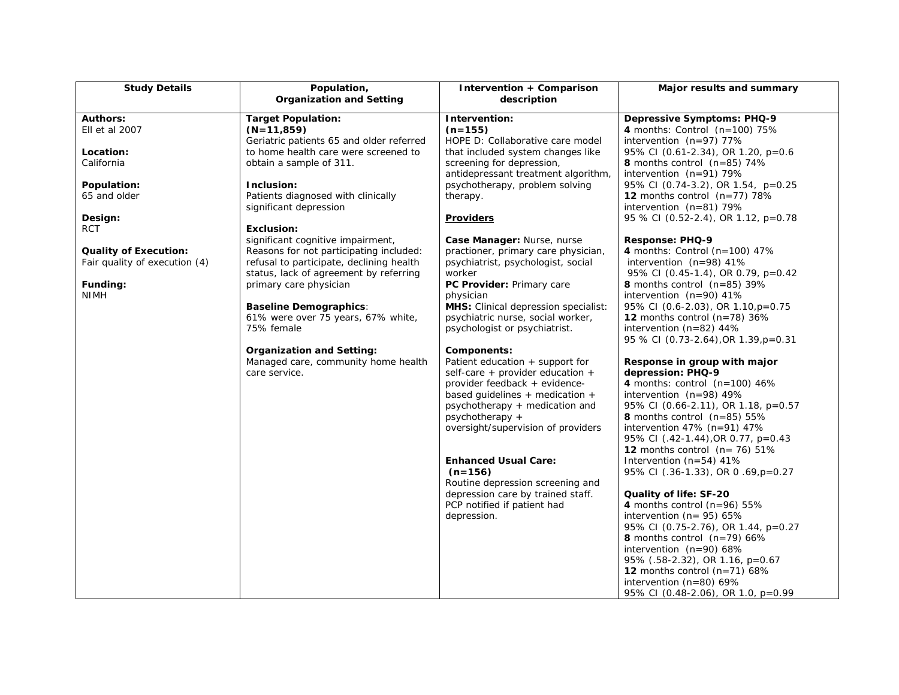| Study Details | Population, Organization and Setting | Intervention + Comparison description | Major results and summary |
|---|---|---|---|
| **Authors:**<br>Ell et al 2007<br><br>**Location:**<br>California<br><br>**Population:**<br>65 and older<br><br>**Design:**<br>RCT<br><br>**Quality of Execution:**<br>Fair quality of execution (4)<br><br>**Funding:**<br>NIMH | **Target Population:**<br>**(N=11,859)**<br>Geriatric patients 65 and older referred to home health care were screened to obtain a sample of 311.<br><br>**Inclusion:**<br>Patients diagnosed with clinically significant depression<br><br>**Exclusion:**<br>significant cognitive impairment, Reasons for not participating included: refusal to participate, declining health status, lack of agreement by referring primary care physician<br><br>**Baseline Demographics**:<br>61% were over 75 years, 67% white, 75% female<br><br>**Organization and Setting:**<br>Managed care, community home health care service. | **Intervention:**<br>**(n=155)**<br>HOPE D: Collaborative care model that included system changes like screening for depression, antidepressant treatment algorithm, psychotherapy, problem solving therapy.<br><br>**<u>Providers</u>**<br><br>**Case Manager:** Nurse, nurse practioner, primary care physician, psychiatrist, psychologist, social worker<br>**PC Provider:** Primary care physician<br>**MHS:** Clinical depression specialist: psychiatric nurse, social worker, psychologist or psychiatrist.<br><br>**Components:**<br>Patient education + support for self-care + provider education + provider feedback + evidence-based guidelines + medication + psychotherapy + medication and psychotherapy + oversight/supervision of providers<br><br>**Enhanced Usual Care:**<br>**(n=156)**<br>Routine depression screening and depression care by trained staff. PCP notified if patient had depression. | **Depressive Symptoms: PHQ-9**<br>**4** months: Control (n=100) 75% intervention (n=97) 77%<br>95% CI (0.61-2.34), OR 1.20, p=0.6<br>**8** months control (n=85) 74% intervention (n=91) 79%<br>95% CI (0.74-3.2), OR 1.54, p=0.25<br>**12** months control (n=77) 78% intervention (n=81) 79%<br>95 % CI (0.52-2.4), OR 1.12, p=0.78<br><br>**Response: PHQ-9**<br>**4** months: Control (n=100) 47% intervention (n=98) 41%<br>95% CI (0.45-1.4), OR 0.79, p=0.42<br>**8** months control (n=85) 39% intervention (n=90) 41%<br>95% CI (0.6-2.03), OR 1.10,p=0.75<br>**12** months control (n=78) 36% intervention (n=82) 44%<br>95 % CI (0.73-2.64),OR 1.39,p=0.31<br><br>**Response in group with major depression: PHQ-9**<br>**4** months: control (n=100) 46% intervention (n=98) 49%<br>95% CI (0.66-2.11), OR 1.18, p=0.57<br>**8** months control (n=85) 55% intervention 47% (n=91) 47%<br>95% CI (.42-1.44),OR 0.77, p=0.43<br>**12** months control (n= 76) 51% Intervention (n=54) 41%<br>95% CI (.36-1.33), OR 0 .69,p=0.27<br><br>**Quality of life: SF-20**<br>**4** months control (n=96) 55% intervention (n= 95) 65%<br>95% CI (0.75-2.76), OR 1.44, p=0.27<br>**8** months control (n=79) 66% intervention (n=90) 68%<br>95% (.58-2.32), OR 1.16, p=0.67<br>**12** months control (n=71) 68% intervention (n=80) 69%<br>95% CI (0.48-2.06), OR 1.0, p=0.99 |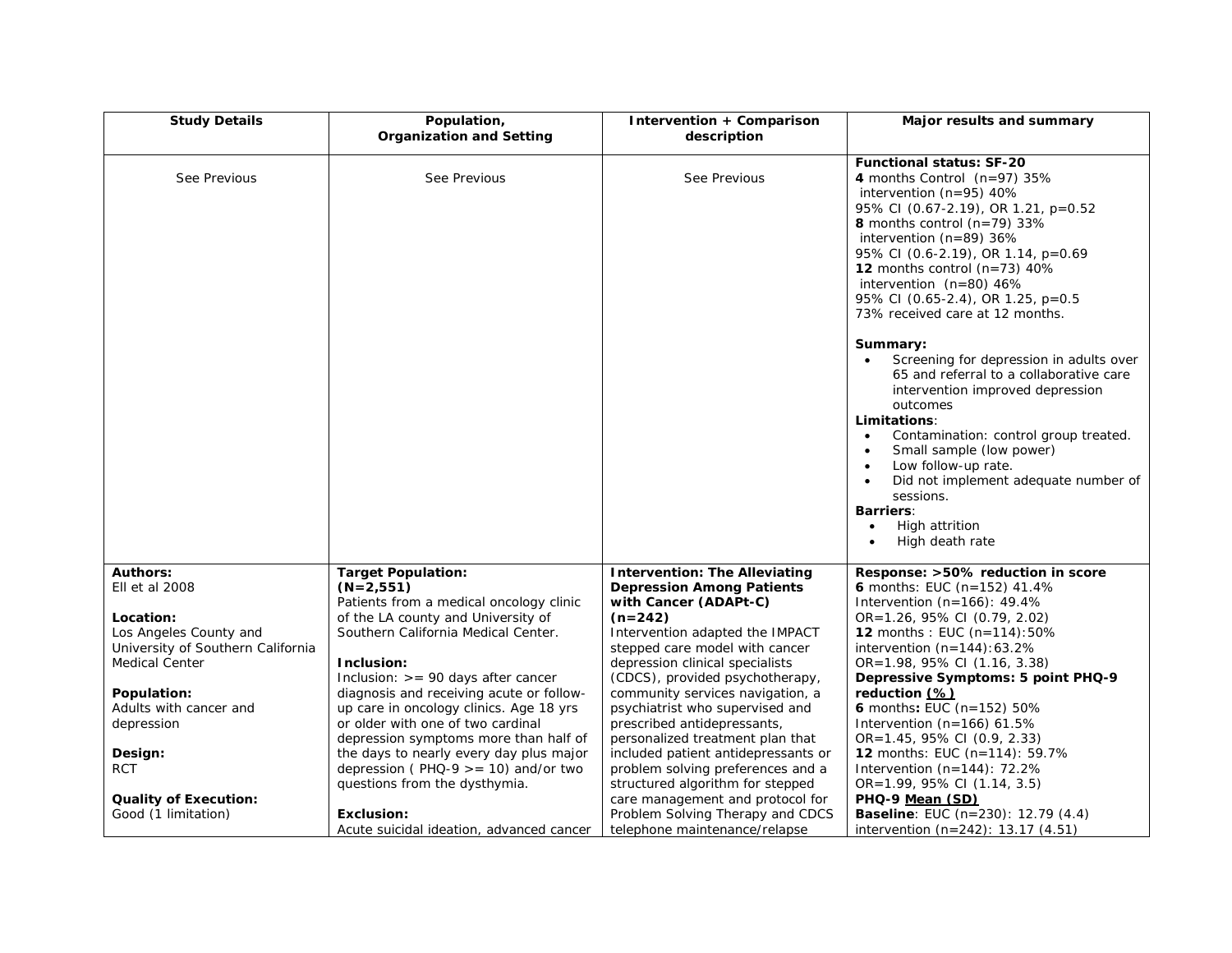| Study Details | Population, Organization and Setting | Intervention + Comparison description | Major results and summary |
|---|---|---|---|
| See Previous | See Previous | See Previous | **Functional status: SF-20**<br>**4** months Control (n=97) 35%<br>intervention (n=95) 40%<br>95% CI (0.67-2.19), OR 1.21, p=0.52<br>**8** months control (n=79) 33%<br>intervention (n=89) 36%<br>95% CI (0.6-2.19), OR 1.14, p=0.69<br>**12** months control (n=73) 40%<br>intervention (n=80) 46%<br>95% CI (0.65-2.4), OR 1.25, p=0.5<br>73% received care at 12 months.<br><br>**Summary:**<br>• Screening for depression in adults over 65 and referral to a collaborative care intervention improved depression outcomes<br>**Limitations**:<br>• Contamination: control group treated.<br>• Small sample (low power)<br>• Low follow-up rate.<br>• Did not implement adequate number of sessions.<br>**Barriers**:<br>• High attrition<br>• High death rate |
| **Authors:**<br>Ell et al 2008<br><br>**Location:**<br>Los Angeles County and University of Southern California Medical Center<br><br>**Population:**<br>Adults with cancer and depression<br><br>**Design:**<br>RCT<br><br>**Quality of Execution:**<br>Good (1 limitation) | **Target Population:**<br>**(N=2,551)**<br>Patients from a medical oncology clinic of the LA county and University of Southern California Medical Center.<br><br>**Inclusion:**<br>Inclusion: >= 90 days after cancer diagnosis and receiving acute or follow-up care in oncology clinics. Age 18 yrs or older with one of two cardinal depression symptoms more than half of the days to nearly every day plus major depression ( PHQ-9 >= 10) and/or two questions from the dysthymia.<br><br>**Exclusion:**<br>Acute suicidal ideation, advanced cancer | **Intervention: The Alleviating Depression Among Patients with Cancer (ADAPt-C)**<br>**(n=242)**<br>Intervention adapted the IMPACT stepped care model with cancer depression clinical specialists (CDCS), provided psychotherapy, community services navigation, a psychiatrist who supervised and prescribed antidepressants, personalized treatment plan that included patient antidepressants or problem solving preferences and a structured algorithm for stepped care management and protocol for Problem Solving Therapy and CDCS telephone maintenance/relapse | **Response: >50% reduction in score**<br>**6** months: EUC (n=152) 41.4%<br>Intervention (n=166): 49.4%<br>OR=1.26, 95% CI (0.79, 2.02)<br>**12** months : EUC (n=114):50%<br>intervention (n=144):63.2%<br>OR=1.98, 95% CI (1.16, 3.38)<br>**Depressive Symptoms: 5 point PHQ-9 reduction <u>(%)</u>**<br>**6** months**:** EUC (n=152) 50%<br>Intervention (n=166) 61.5%<br>OR=1.45, 95% CI (0.9, 2.33)<br>**12** months: EUC (n=114): 59.7%<br>Intervention (n=144): 72.2%<br>OR=1.99, 95% CI (1.14, 3.5)<br>**PHQ-9 <u>Mean (SD)</u>**<br>**Baseline**: EUC (n=230): 12.79 (4.4)<br>intervention (n=242): 13.17 (4.51) |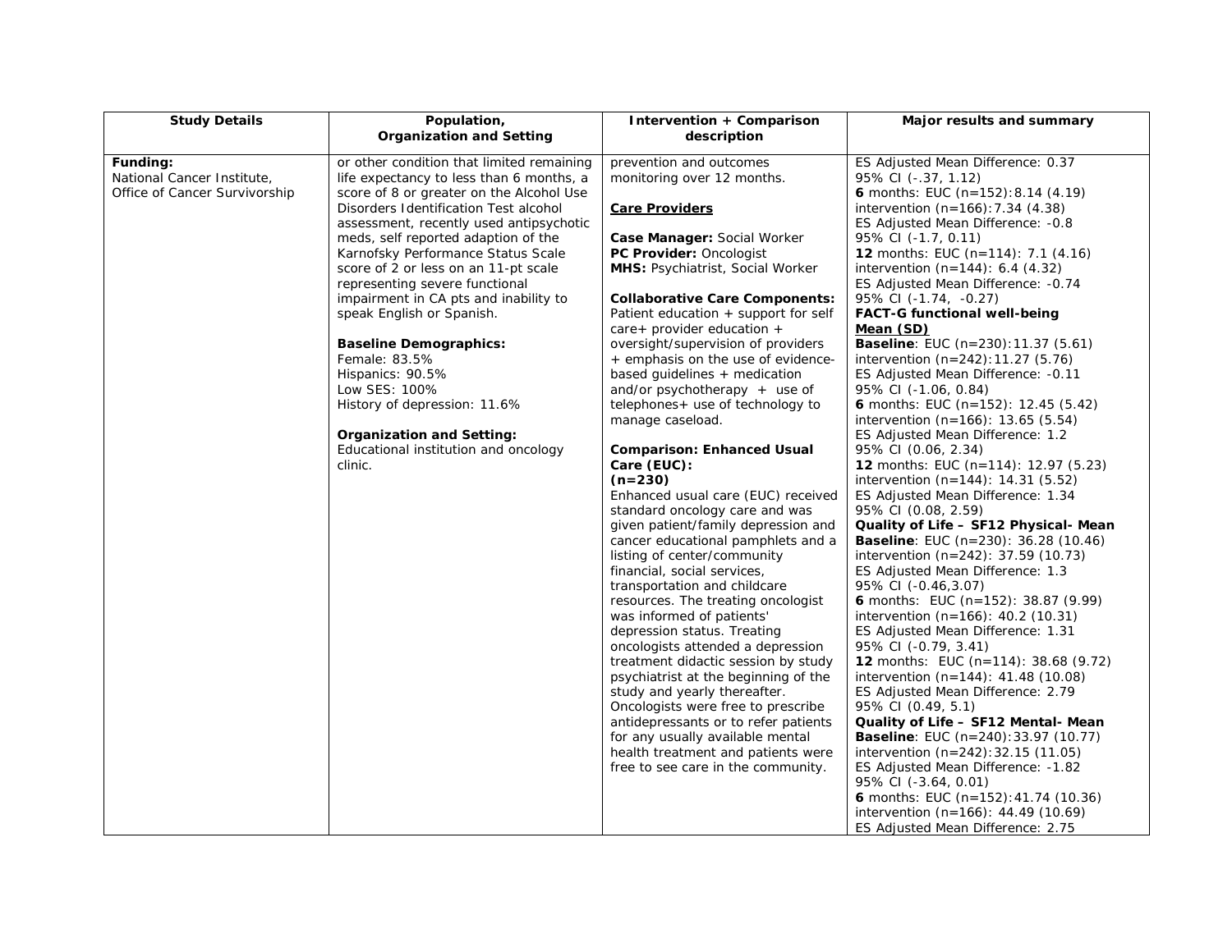| Study Details | Population, Organization and Setting | Intervention + Comparison description | Major results and summary |
| --- | --- | --- | --- |
| **Funding:**<br>National Cancer Institute, Office of Cancer Survivorship | or other condition that limited remaining life expectancy to less than 6 months, a score of 8 or greater on the Alcohol Use Disorders Identification Test alcohol assessment, recently used antipsychotic meds, self reported adaption of the Karnofsky Performance Status Scale score of 2 or less on an 11-pt scale representing severe functional impairment in CA pts and inability to speak English or Spanish.<br><br>**Baseline Demographics:**<br>Female: 83.5%<br>Hispanics: 90.5%<br>Low SES: 100%<br>History of depression: 11.6%<br><br>**Organization and Setting:**<br>Educational institution and oncology clinic. | prevention and outcomes monitoring over 12 months.<br><br>**Care Providers**<br><br>**Case Manager:** Social Worker<br>**PC Provider:** Oncologist<br>**MHS:** Psychiatrist, Social Worker<br><br>**Collaborative Care Components:** Patient education + support for self care+ provider education + oversight/supervision of providers + emphasis on the use of evidence-based guidelines + medication and/or psychotherapy + use of telephones+ use of technology to manage caseload.<br><br>**Comparison: Enhanced Usual Care (EUC):**<br>**(n=230)**<br>Enhanced usual care (EUC) received standard oncology care and was given patient/family depression and cancer educational pamphlets and a listing of center/community financial, social services, transportation and childcare resources. The treating oncologist was informed of patients' depression status. Treating oncologists attended a depression treatment didactic session by study psychiatrist at the beginning of the study and yearly thereafter. Oncologists were free to prescribe antidepressants or to refer patients for any usually available mental health treatment and patients were free to see care in the community. | ES Adjusted Mean Difference: 0.37<br>95% CI (-.37, 1.12)<br>**6** months: EUC (n=152):8.14 (4.19)<br>intervention (n=166):7.34 (4.38)<br>ES Adjusted Mean Difference: -0.8<br>95% CI (-1.7, 0.11)<br>**12** months: EUC (n=114): 7.1 (4.16)<br>intervention (n=144): 6.4 (4.32)<br>ES Adjusted Mean Difference: -0.74<br>95% CI (-1.74, -0.27)<br>**FACT-G functional well-being Mean (SD)**<br>**Baseline**: EUC (n=230):11.37 (5.61)<br>intervention (n=242):11.27 (5.76)<br>ES Adjusted Mean Difference: -0.11<br>95% CI (-1.06, 0.84)<br>**6** months: EUC (n=152): 12.45 (5.42)<br>intervention (n=166): 13.65 (5.54)<br>ES Adjusted Mean Difference: 1.2<br>95% CI (0.06, 2.34)<br>**12** months: EUC (n=114): 12.97 (5.23)<br>intervention (n=144): 14.31 (5.52)<br>ES Adjusted Mean Difference: 1.34<br>95% CI (0.08, 2.59)<br>**Quality of Life – SF12 Physical- Mean**<br>**Baseline**: EUC (n=230): 36.28 (10.46)<br>intervention (n=242): 37.59 (10.73)<br>ES Adjusted Mean Difference: 1.3<br>95% CI (-0.46,3.07)<br>**6** months: EUC (n=152): 38.87 (9.99)<br>intervention (n=166): 40.2 (10.31)<br>ES Adjusted Mean Difference: 1.31<br>95% CI (-0.79, 3.41)<br>**12** months: EUC (n=114): 38.68 (9.72)<br>intervention (n=144): 41.48 (10.08)<br>ES Adjusted Mean Difference: 2.79<br>95% CI (0.49, 5.1)<br>**Quality of Life – SF12 Mental- Mean**<br>**Baseline**: EUC (n=240):33.97 (10.77)<br>intervention (n=242):32.15 (11.05)<br>ES Adjusted Mean Difference: -1.82<br>95% CI (-3.64, 0.01)<br>**6** months: EUC (n=152):41.74 (10.36)<br>intervention (n=166): 44.49 (10.69)<br>ES Adjusted Mean Difference: 2.75 |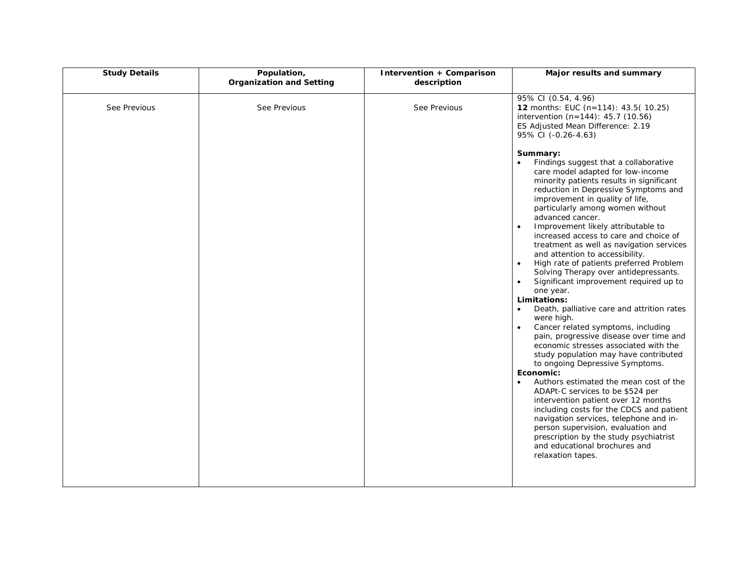| Study Details | Population, Organization and Setting | Intervention + Comparison description | Major results and summary |
|---|---|---|---|
| See Previous | See Previous | See Previous | 95% CI (0.54, 4.96)<br>**12** months: EUC (n=114): 43.5( 10.25)<br>intervention (n=144): 45.7 (10.56)<br>ES Adjusted Mean Difference: 2.19<br>95% CI (-0.26-4.63)<br><br>**Summary:**<br>• Findings suggest that a collaborative care model adapted for low-income minority patients results in significant reduction in Depressive Symptoms and improvement in quality of life, particularly among women without advanced cancer.<br>• Improvement likely attributable to increased access to care and choice of treatment as well as navigation services and attention to accessibility.<br>• High rate of patients preferred Problem Solving Therapy over antidepressants.<br>• Significant improvement required up to one year.<br>**Limitations:**<br>• Death, palliative care and attrition rates were high.<br>• Cancer related symptoms, including pain, progressive disease over time and economic stresses associated with the study population may have contributed to ongoing Depressive Symptoms.<br>**Economic:**<br>• Authors estimated the mean cost of the ADAPt-C services to be $524 per intervention patient over 12 months including costs for the CDCS and patient navigation services, telephone and in-person supervision, evaluation and prescription by the study psychiatrist and educational brochures and relaxation tapes. |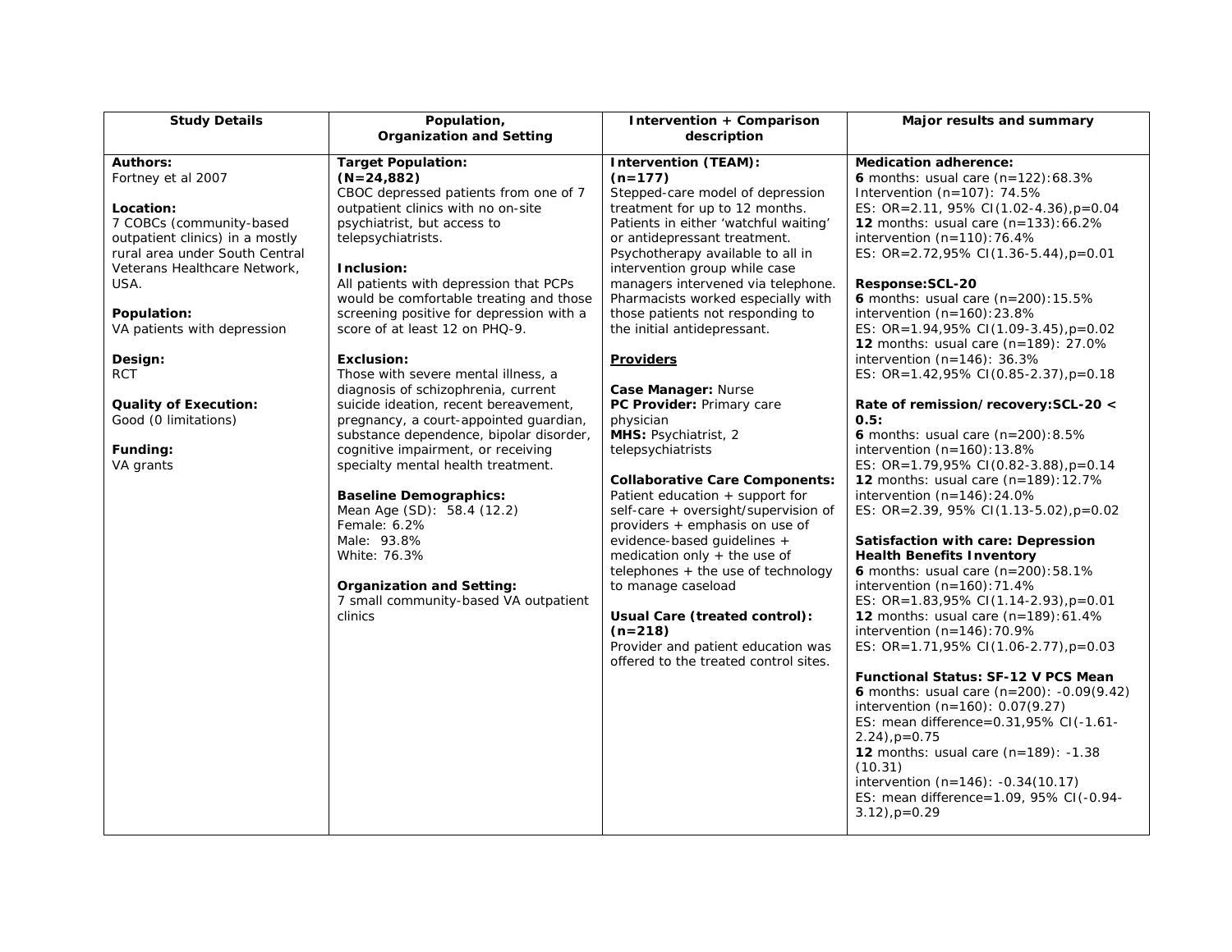| Study Details | Population, Organization and Setting | Intervention + Comparison description | Major results and summary |
|---|---|---|---|
| **Authors:**<br>Fortney et al 2007<br><br>**Location:**<br>7 COBCs (community-based outpatient clinics) in a mostly rural area under South Central Veterans Healthcare Network, USA.<br><br>**Population:**<br>VA patients with depression<br><br>**Design:**<br>RCT<br><br>**Quality of Execution:**<br>Good (0 limitations)<br><br>**Funding:**<br>VA grants | **Target Population:**<br>**(N=24,882)**<br>CBOC depressed patients from one of 7 outpatient clinics with no on-site psychiatrist, but access to telepsychiatrists.<br><br>**Inclusion:**<br>All patients with depression that PCPs would be comfortable treating and those screening positive for depression with a score of at least 12 on PHQ-9.<br><br>**Exclusion:**<br>Those with severe mental illness, a diagnosis of schizophrenia, current suicide ideation, recent bereavement, pregnancy, a court-appointed guardian, substance dependence, bipolar disorder, cognitive impairment, or receiving specialty mental health treatment.<br><br>**Baseline Demographics:**<br>Mean Age (SD): 58.4 (12.2)<br>Female: 6.2%<br>Male: 93.8%<br>White: 76.3%<br><br>**Organization and Setting:**<br>7 small community-based VA outpatient clinics | **Intervention (TEAM):**<br>**(n=177)**<br>Stepped-care model of depression treatment for up to 12 months. Patients in either 'watchful waiting' or antidepressant treatment. Psychotherapy available to all in intervention group while case managers intervened via telephone. Pharmacists worked especially with those patients not responding to the initial antidepressant.<br><br>**Providers**<br><br>**Case Manager:** Nurse<br>**PC Provider:** Primary care physician<br>**MHS:** Psychiatrist, 2 telepsychiatrists<br><br>**Collaborative Care Components:**<br>Patient education + support for self-care + oversight/supervision of providers + emphasis on use of evidence-based guidelines + medication only + the use of telephones + the use of technology to manage caseload<br><br>**Usual Care (treated control):**<br>**(n=218)**<br>Provider and patient education was offered to the treated control sites. | **Medication adherence:**<br>**6** months: usual care (n=122):68.3%<br>Intervention (n=107): 74.5%<br>ES: OR=2.11, 95% CI(1.02-4.36),p=0.04<br>**12** months: usual care (n=133):66.2%<br>intervention (n=110):76.4%<br>ES: OR=2.72,95% CI(1.36-5.44),p=0.01<br><br>**Response:SCL-20**<br>**6** months: usual care (n=200):15.5%<br>intervention (n=160):23.8%<br>ES: OR=1.94,95% CI(1.09-3.45),p=0.02<br>**12** months: usual care (n=189): 27.0%<br>intervention (n=146): 36.3%<br>ES: OR=1.42,95% CI(0.85-2.37),p=0.18<br><br>**Rate of remission/recovery:SCL-20 < 0.5:**<br>**6** months: usual care (n=200):8.5%<br>intervention (n=160):13.8%<br>ES: OR=1.79,95% CI(0.82-3.88),p=0.14<br>**12** months: usual care (n=189):12.7%<br>intervention (n=146):24.0%<br>ES: OR=2.39, 95% CI(1.13-5.02),p=0.02<br><br>**Satisfaction with care: Depression Health Benefits Inventory**<br>**6** months: usual care (n=200):58.1%<br>intervention (n=160):71.4%<br>ES: OR=1.83,95% CI(1.14-2.93),p=0.01<br>**12** months: usual care (n=189):61.4%<br>intervention (n=146):70.9%<br>ES: OR=1.71,95% CI(1.06-2.77),p=0.03<br><br>**Functional Status: SF-12 V PCS Mean**<br>**6** months: usual care (n=200): -0.09(9.42)<br>intervention (n=160): 0.07(9.27)<br>ES: mean difference=0.31,95% CI(-1.61-2.24),p=0.75<br>**12** months: usual care (n=189): -1.38 (10.31)<br>intervention (n=146): -0.34(10.17)<br>ES: mean difference=1.09, 95% CI(-0.94-3.12),p=0.29 |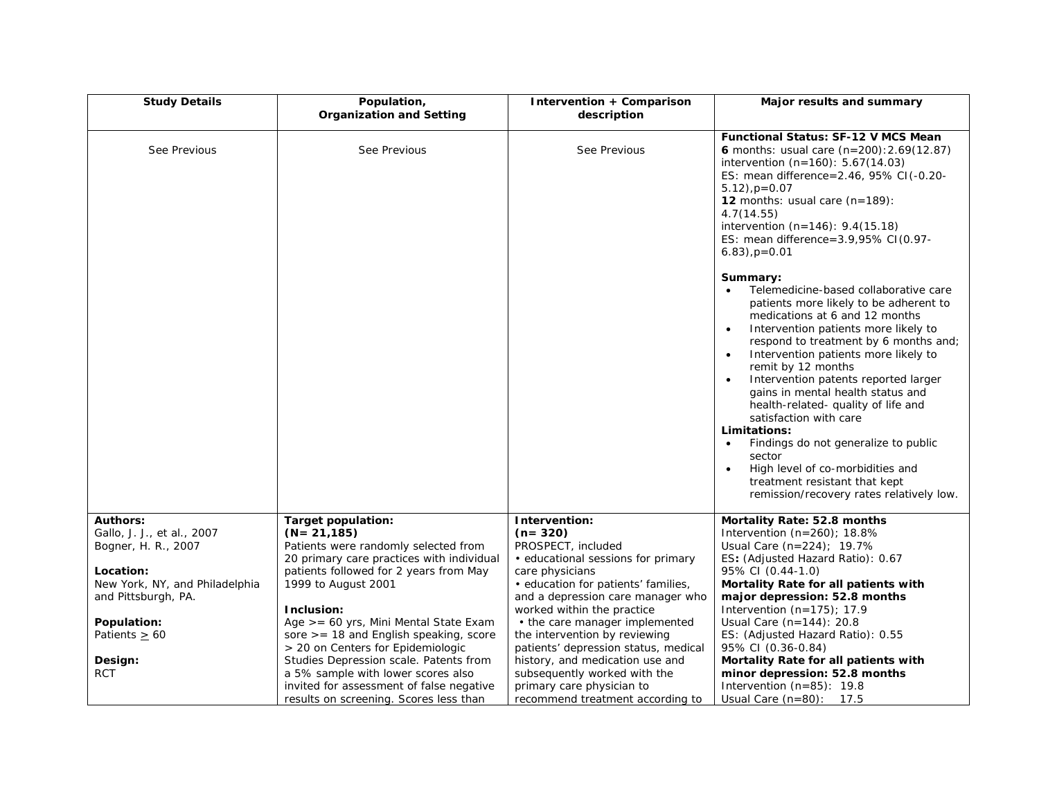| Study Details | Population, Organization and Setting | Intervention + Comparison description | Major results and summary |
|---|---|---|---|
| See Previous | See Previous | See Previous | **Functional Status: SF-12 V MCS Mean**<br>**6** months: usual care (n=200):2.69(12.87)<br>intervention (n=160): 5.67(14.03)<br>ES: mean difference=2.46, 95% CI(-0.20-5.12),p=0.07<br>**12** months: usual care (n=189): 4.7(14.55)<br>intervention (n=146): 9.4(15.18)<br>ES: mean difference=3.9,95% CI(0.97-6.83),p=0.01<br><br>**Summary:**<br>• Telemedicine-based collaborative care patients more likely to be adherent to medications at 6 and 12 months<br>• Intervention patients more likely to respond to treatment by 6 months and;<br>• Intervention patients more likely to remit by 12 months<br>• Intervention patents reported larger gains in mental health status and health-related- quality of life and satisfaction with care<br>**Limitations:**<br>• Findings do not generalize to public sector<br>• High level of co-morbidities and treatment resistant that kept remission/recovery rates relatively low. |
| **Authors:**<br>Gallo, J. J., et al., 2007<br>Bogner, H. R., 2007<br><br>**Location:**<br>New York, NY, and Philadelphia and Pittsburgh, PA.<br><br>**Population:**<br>Patients ≥ 60<br><br>**Design:**<br>RCT | **Target population:**<br>**(N= 21,185)**<br>Patients were randomly selected from 20 primary care practices with individual patients followed for 2 years from May 1999 to August 2001<br><br>**Inclusion:**<br>Age >= 60 yrs, Mini Mental State Exam sore >= 18 and English speaking, score > 20 on Centers for Epidemiologic Studies Depression scale. Patents from a 5% sample with lower scores also invited for assessment of false negative results on screening. Scores less than | **Intervention:**<br>**(n= 320)**<br>PROSPECT, included<br>• educational sessions for primary care physicians<br>• education for patients' families, and a depression care manager who worked within the practice<br>• the care manager implemented the intervention by reviewing patients' depression status, medical history, and medication use and subsequently worked with the primary care physician to recommend treatment according to | **Mortality Rate: 52.8 months**<br>Intervention (n=260); 18.8%<br>Usual Care (n=224); 19.7%<br>ES**:** (Adjusted Hazard Ratio): 0.67<br>95% CI (0.44-1.0)<br>**Mortality Rate for all patients with major depression: 52.8 months**<br>Intervention (n=175); 17.9<br>Usual Care (n=144): 20.8<br>ES: (Adjusted Hazard Ratio): 0.55<br>95% CI (0.36-0.84)<br>**Mortality Rate for all patients with minor depression: 52.8 months**<br>Intervention (n=85): 19.8<br>Usual Care (n=80): 17.5 |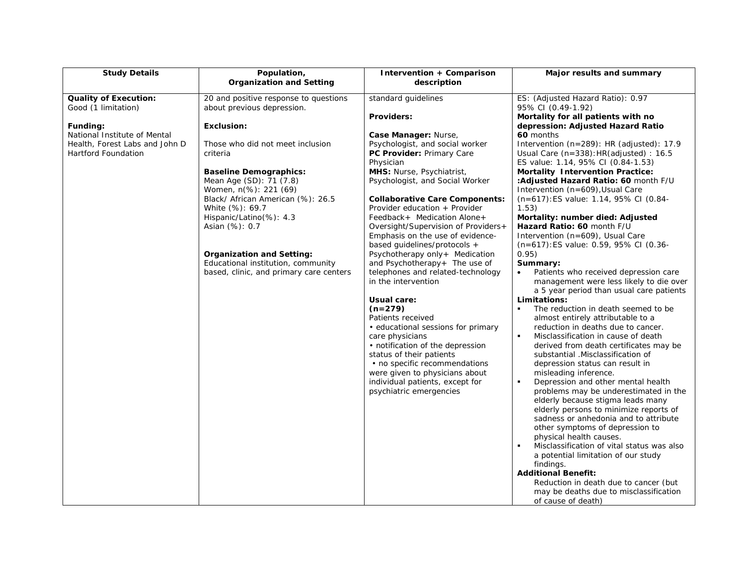| Study Details | Population, Organization and Setting | Intervention + Comparison description | Major results and summary |
|---|---|---|---|
| **Quality of Execution:**<br>Good (1 limitation)<br><br>**Funding:**<br>National Institute of Mental Health, Forest Labs and John D Hartford Foundation | 20 and positive response to questions about previous depression.<br><br>**Exclusion:**<br><br>Those who did not meet inclusion criteria<br><br>**Baseline Demographics:**<br>Mean Age (SD): 71 (7.8)<br>Women, n(%): 221 (69)<br>Black/ African American (%): 26.5<br>White (%): 69.7<br>Hispanic/Latino(%): 4.3<br>Asian (%): 0.7<br><br>**Organization and Setting:**<br>Educational institution, community based, clinic, and primary care centers | standard guidelines<br><br>**Providers:**<br><br>**Case Manager:** Nurse, Psychologist, and social worker<br>**PC Provider:** Primary Care Physician<br>**MHS:** Nurse, Psychiatrist, Psychologist, and Social Worker<br><br>**Collaborative Care Components:**<br>Provider education + Provider Feedback+ Medication Alone+ Oversight/Supervision of Providers+ Emphasis on the use of evidence-based guidelines/protocols + Psychotherapy only+ Medication and Psychotherapy+ The use of telephones and related-technology in the intervention<br><br>**Usual care:**<br>**(n=279)**<br>Patients received<br>• educational sessions for primary care physicians<br>• notification of the depression status of their patients<br>• no specific recommendations were given to physicians about individual patients, except for psychiatric emergencies | ES: (Adjusted Hazard Ratio): 0.97<br>95% CI (0.49-1.92)<br>**Mortality for all patients with no depression: Adjusted Hazard Ratio 60** months<br>Intervention (n=289): HR (adjusted): 17.9<br>Usual Care (n=338):HR(adjusted) : 16.5<br>ES value: 1.14, 95% CI (0.84-1.53)<br>**Mortality Intervention Practice: :Adjusted Hazard Ratio: 60** month F/U<br>Intervention (n=609),Usual Care (n=617):ES value: 1.14, 95% CI (0.84-1.53)<br>**Mortality: number died: Adjusted Hazard Ratio: 60** month F/U<br>Intervention (n=609), Usual Care (n=617):ES value: 0.59, 95% CI (0.36-0.95)<br>**Summary:**<br>• Patients who received depression care management were less likely to die over a 5 year period than usual care patients<br>**Limitations:**<br>▪ The reduction in death seemed to be almost entirely attributable to a reduction in deaths due to cancer.<br>▪ Misclassification in cause of death derived from death certificates may be substantial .Misclassification of depression status can result in misleading inference.<br>▪ Depression and other mental health problems may be underestimated in the elderly because stigma leads many elderly persons to minimize reports of sadness or anhedonia and to attribute other symptoms of depression to physical health causes.<br>▪ Misclassification of vital status was also a potential limitation of our study findings.<br>**Additional Benefit:**<br>Reduction in death due to cancer (but may be deaths due to misclassification of cause of death) |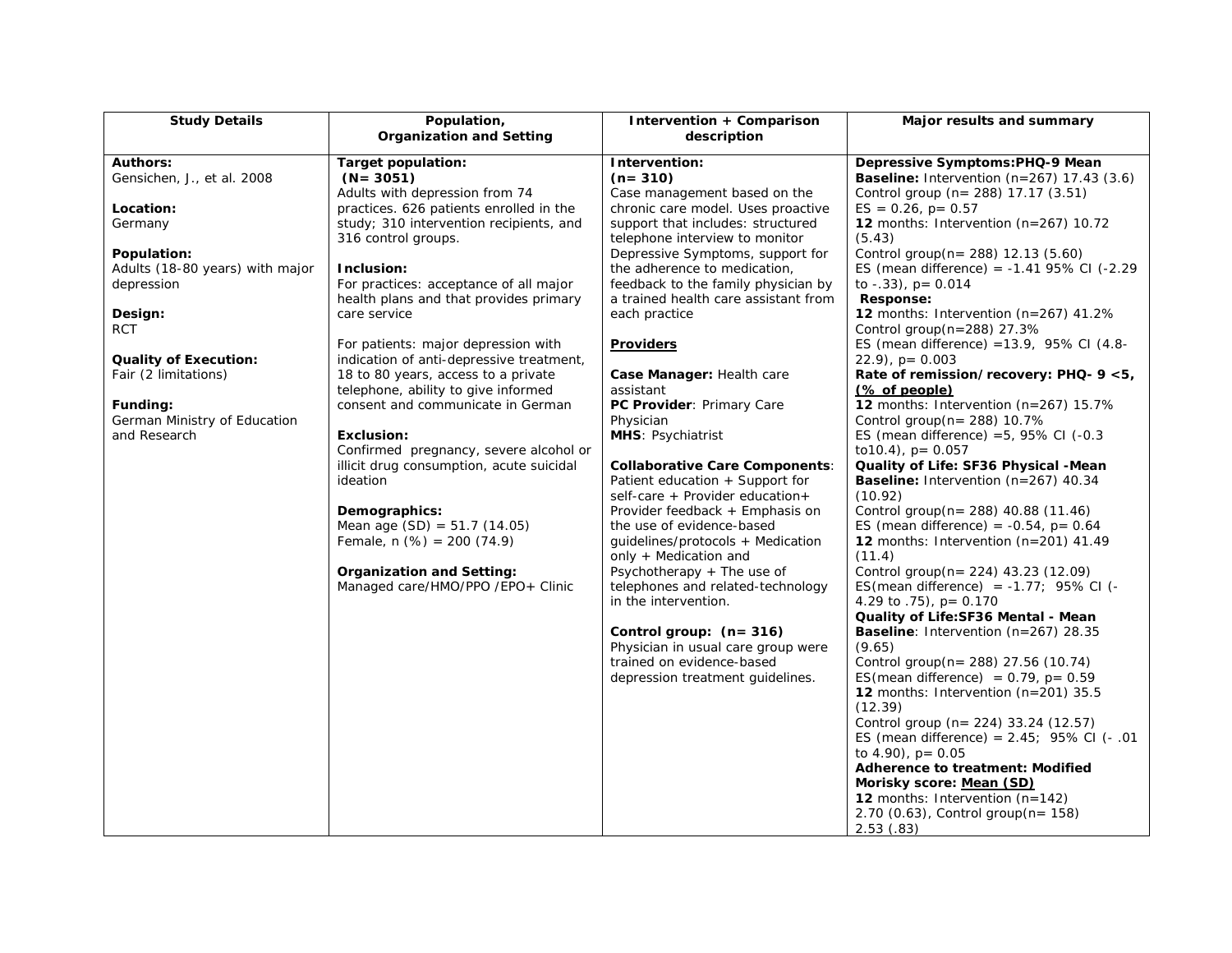| Study Details | Population, Organization and Setting | Intervention + Comparison description | Major results and summary |
|---|---|---|---|
| **Authors:**<br>Gensichen, J., et al. 2008<br><br>**Location:**<br>Germany<br><br>**Population:**<br>Adults (18-80 years) with major depression<br><br>**Design:**<br>RCT<br><br>**Quality of Execution:**<br>Fair (2 limitations)<br><br>**Funding:**<br>German Ministry of Education and Research | **Target population:**<br>**(N= 3051)**<br>Adults with depression from 74 practices. 626 patients enrolled in the study; 310 intervention recipients, and 316 control groups.<br><br>**Inclusion:**<br>For practices: acceptance of all major health plans and that provides primary care service<br><br>For patients: major depression with indication of anti-depressive treatment, 18 to 80 years, access to a private telephone, ability to give informed consent and communicate in German<br><br>**Exclusion:**<br>Confirmed pregnancy, severe alcohol or illicit drug consumption, acute suicidal ideation<br><br>**Demographics:**<br>Mean age (SD) = 51.7 (14.05)<br>Female, n (%) = 200 (74.9)<br><br>**Organization and Setting:**<br>Managed care/HMO/PPO /EPO+ Clinic | **Intervention:**<br>**(n= 310)**<br>Case management based on the chronic care model. Uses proactive support that includes: structured telephone interview to monitor Depressive Symptoms, support for the adherence to medication, feedback to the family physician by a trained health care assistant from each practice<br><br>**<u>Providers</u>**<br><br>**Case Manager:** Health care assistant<br>**PC Provider**: Primary Care Physician<br>**MHS**: Psychiatrist<br><br>**Collaborative Care Components**: Patient education + Support for self-care + Provider education+ Provider feedback + Emphasis on the use of evidence-based guidelines/protocols + Medication only + Medication and Psychotherapy + The use of telephones and related-technology in the intervention.<br><br>**Control group: (n= 316)**<br>Physician in usual care group were trained on evidence-based depression treatment guidelines. | **Depressive Symptoms:PHQ-9 Mean**<br>**Baseline:** Intervention (n=267) 17.43 (3.6)<br>Control group (n= 288) 17.17 (3.51)<br>ES = 0.26, p= 0.57<br>**12** months: Intervention (n=267) 10.72 (5.43)<br>Control group(n= 288) 12.13 (5.60)<br>ES (mean difference) = -1.41 95% CI (-2.29 to -.33), p= 0.014<br>**Response:**<br>**12** months: Intervention (n=267) 41.2%<br>Control group(n=288) 27.3%<br>ES (mean difference) =13.9, 95% CI (4.8-22.9), p= 0.003<br>**Rate of remission/recovery: PHQ- 9 <5, <u>(% of people)</u>**<br>**12** months: Intervention (n=267) 15.7%<br>Control group(n= 288) 10.7%<br>ES (mean difference) =5, 95% CI (-0.3 to10.4), p= 0.057<br>**Quality of Life: SF36 Physical -Mean**<br>**Baseline:** Intervention (n=267) 40.34 (10.92)<br>Control group(n= 288) 40.88 (11.46)<br>ES (mean difference) = -0.54, p= 0.64<br>**12** months: Intervention (n=201) 41.49 (11.4)<br>Control group(n= 224) 43.23 (12.09)<br>ES(mean difference) = -1.77; 95% CI (-4.29 to .75), p= 0.170<br>**Quality of Life:SF36 Mental - Mean**<br>**Baseline**: Intervention (n=267) 28.35 (9.65)<br>Control group(n= 288) 27.56 (10.74)<br>ES(mean difference) = 0.79, p= 0.59<br>**12** months: Intervention (n=201) 35.5 (12.39)<br>Control group (n= 224) 33.24 (12.57)<br>ES (mean difference) = 2.45; 95% CI (- .01 to 4.90), p= 0.05<br>**Adherence to treatment: Modified Morisky score: <u>Mean (SD)</u>**<br>**12** months: Intervention (n=142) 2.70 (0.63), Control group(n= 158) 2.53 (.83) |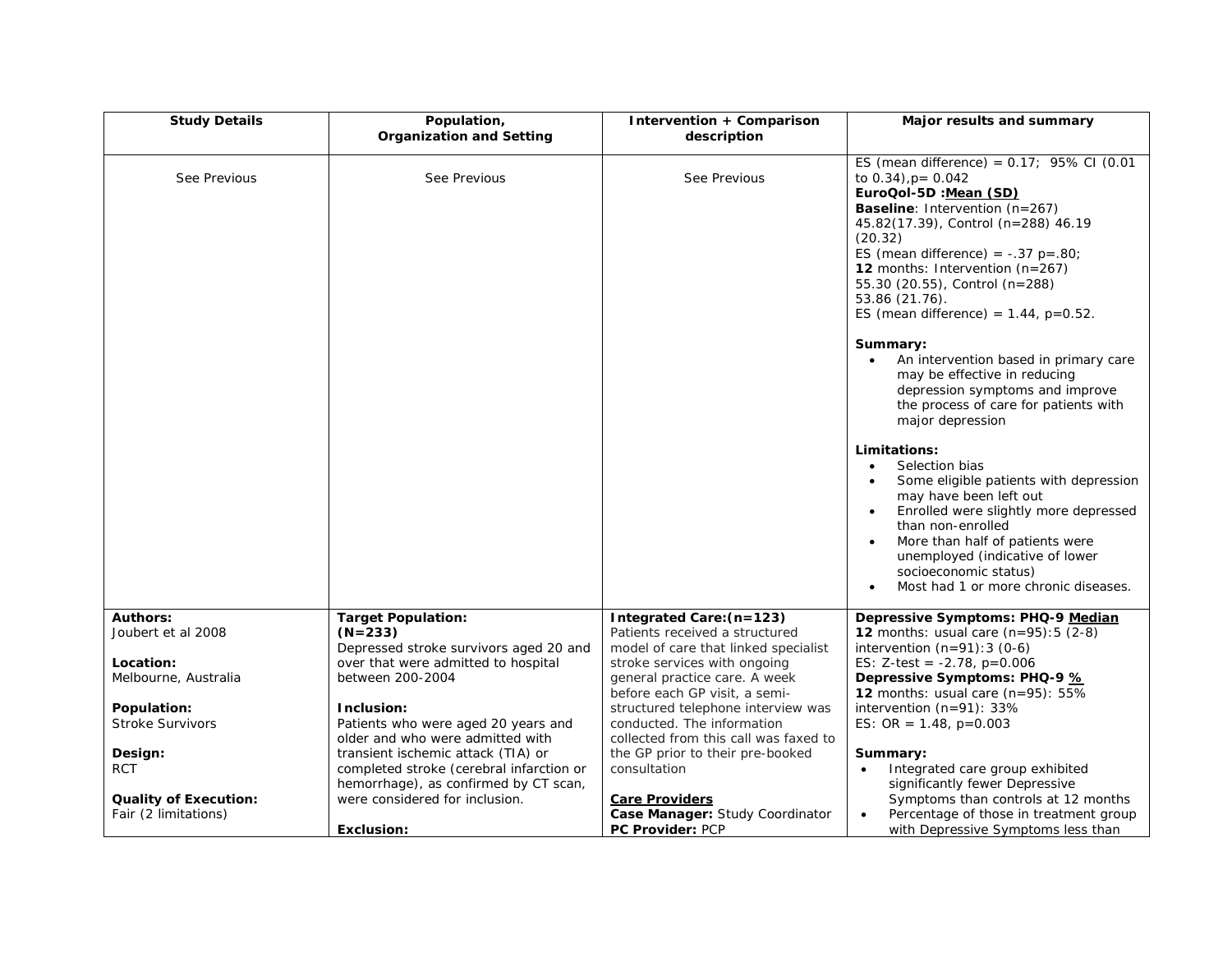| Study Details | Population, Organization and Setting | Intervention + Comparison description | Major results and summary |
|---|---|---|---|
| See Previous | See Previous | See Previous | ES (mean difference) = 0.17; 95% CI (0.01 to 0.34),p= 0.042<br>**EuroQol-5D :<u>Mean (SD)</u>**<br>**Baseline**: Intervention (n=267) 45.82(17.39), Control (n=288) 46.19 (20.32)<br>ES (mean difference) = -.37 p=.80;<br>**12** months: Intervention (n=267) 55.30 (20.55), Control (n=288) 53.86 (21.76).<br>ES (mean difference) = 1.44, p=0.52.<br><br>**Summary:**<br>• An intervention based in primary care may be effective in reducing depression symptoms and improve the process of care for patients with major depression<br><br>**Limitations:**<br>• Selection bias<br>• Some eligible patients with depression may have been left out<br>• Enrolled were slightly more depressed than non-enrolled<br>• More than half of patients were unemployed (indicative of lower socioeconomic status)<br>• Most had 1 or more chronic diseases. |
| **Authors:**<br>Joubert et al 2008<br><br>**Location:**<br>Melbourne, Australia<br><br>**Population:**<br>Stroke Survivors<br><br>**Design:**<br>RCT<br><br>**Quality of Execution:**<br>Fair (2 limitations) | **Target Population:**<br>**(N=233)**<br>Depressed stroke survivors aged 20 and over that were admitted to hospital between 200-2004<br><br>**Inclusion:**<br>Patients who were aged 20 years and older and who were admitted with transient ischemic attack (TIA) or completed stroke (cerebral infarction or hemorrhage), as confirmed by CT scan, were considered for inclusion.<br><br>**Exclusion:** | **Integrated Care:(n=123)**<br>Patients received a structured model of care that linked specialist stroke services with ongoing general practice care. A week before each GP visit, a semi-structured telephone interview was conducted. The information collected from this call was faxed to the GP prior to their pre-booked consultation<br><br>**<u>Care Providers</u>**<br>**Case Manager:** Study Coordinator<br>**PC Provider:** PCP | **Depressive Symptoms: PHQ-9 <u>Median</u>**<br>**12** months: usual care (n=95):5 (2-8)<br>intervention (n=91):3 (0-6)<br>ES: Z-test = -2.78, p=0.006<br>**Depressive Symptoms: PHQ-9 <u>%</u>**<br>**12** months: usual care (n=95): 55%<br>intervention (n=91): 33%<br>ES: OR = 1.48, p=0.003<br><br>**Summary:**<br>• Integrated care group exhibited significantly fewer Depressive Symptoms than controls at 12 months<br>• Percentage of those in treatment group with Depressive Symptoms less than |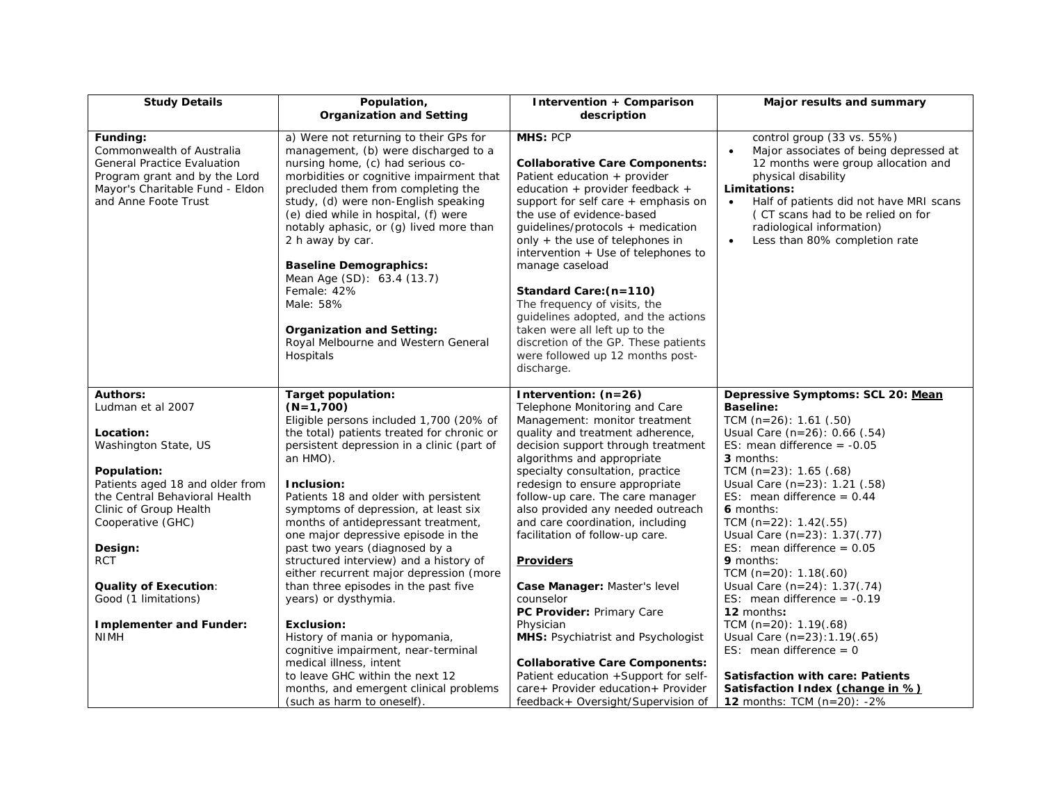| Study Details | Population, Organization and Setting | Intervention + Comparison description | Major results and summary |
|---|---|---|---|
| **Funding:**<br>Commonwealth of Australia General Practice Evaluation Program grant and by the Lord Mayor's Charitable Fund - Eldon and Anne Foote Trust | a) Were not returning to their GPs for management, (b) were discharged to a nursing home, (c) had serious co-morbidities or cognitive impairment that precluded them from completing the study, (d) were non-English speaking (e) died while in hospital, (f) were notably aphasic, or (g) lived more than 2 h away by car.<br><br>**Baseline Demographics:**<br>Mean Age (SD): 63.4 (13.7)<br>Female: 42%<br>Male: 58%<br><br>**Organization and Setting:**<br>Royal Melbourne and Western General Hospitals | **MHS:** PCP<br><br>**Collaborative Care Components:**<br>Patient education + provider education + provider feedback + support for self care + emphasis on the use of evidence-based guidelines/protocols + medication only + the use of telephones in intervention + Use of telephones to manage caseload<br><br>**Standard Care:(n=110)**<br>The frequency of visits, the guidelines adopted, and the actions taken were all left up to the discretion of the GP. These patients were followed up 12 months post-discharge. | control group (33 vs. 55%)<br>• Major associates of being depressed at 12 months were group allocation and physical disability<br>**Limitations:**<br>• Half of patients did not have MRI scans ( CT scans had to be relied on for radiological information)<br>• Less than 80% completion rate |
| **Authors:**<br>Ludman et al 2007<br><br>**Location:**<br>Washington State, US<br><br>**Population:**<br>Patients aged 18 and older from the Central Behavioral Health Clinic of Group Health Cooperative (GHC)<br><br>**Design:**<br>RCT<br><br>**Quality of Execution**:<br>Good (1 limitations)<br><br>**Implementer and Funder:**<br>NIMH | **Target population:**<br>**(N=1,700)**<br>Eligible persons included 1,700 (20% of the total) patients treated for chronic or persistent depression in a clinic (part of an HMO).<br><br>**Inclusion:**<br>Patients 18 and older with persistent symptoms of depression, at least six months of antidepressant treatment, one major depressive episode in the past two years (diagnosed by a structured interview) and a history of either recurrent major depression (more than three episodes in the past five years) or dysthymia.<br><br>**Exclusion:**<br>History of mania or hypomania, cognitive impairment, near-terminal medical illness, intent to leave GHC within the next 12 months, and emergent clinical problems (such as harm to oneself). | **Intervention: (n=26)**<br>Telephone Monitoring and Care Management: monitor treatment quality and treatment adherence, decision support through treatment algorithms and appropriate specialty consultation, practice redesign to ensure appropriate follow-up care. The care manager also provided any needed outreach and care coordination, including facilitation of follow-up care.<br><br>**Providers**<br><br>**Case Manager:** Master's level counselor<br>**PC Provider:** Primary Care Physician<br>**MHS:** Psychiatrist and Psychologist<br><br>**Collaborative Care Components:**<br>Patient education +Support for self-care+ Provider education+ Provider feedback+ Oversight/Supervision of | **Depressive Symptoms: SCL 20: Mean**<br>**Baseline:**<br>TCM (n=26): 1.61 (.50)<br>Usual Care (n=26): 0.66 (.54)<br>ES: mean difference = -0.05<br>**3** months:<br>TCM (n=23): 1.65 (.68)<br>Usual Care (n=23): 1.21 (.58)<br>ES: mean difference = 0.44<br>**6** months:<br>TCM (n=22): 1.42(.55)<br>Usual Care (n=23): 1.37(.77)<br>ES: mean difference = 0.05<br>**9** months:<br>TCM (n=20): 1.18(.60)<br>Usual Care (n=24): 1.37(.74)<br>ES: mean difference = -0.19<br>**12** months**:**<br>TCM (n=20): 1.19(.68)<br>Usual Care (n=23):1.19(.65)<br>ES: mean difference = 0<br><br>**Satisfaction with care: Patients Satisfaction Index (change in %)**<br>**12** months: TCM (n=20): -2% |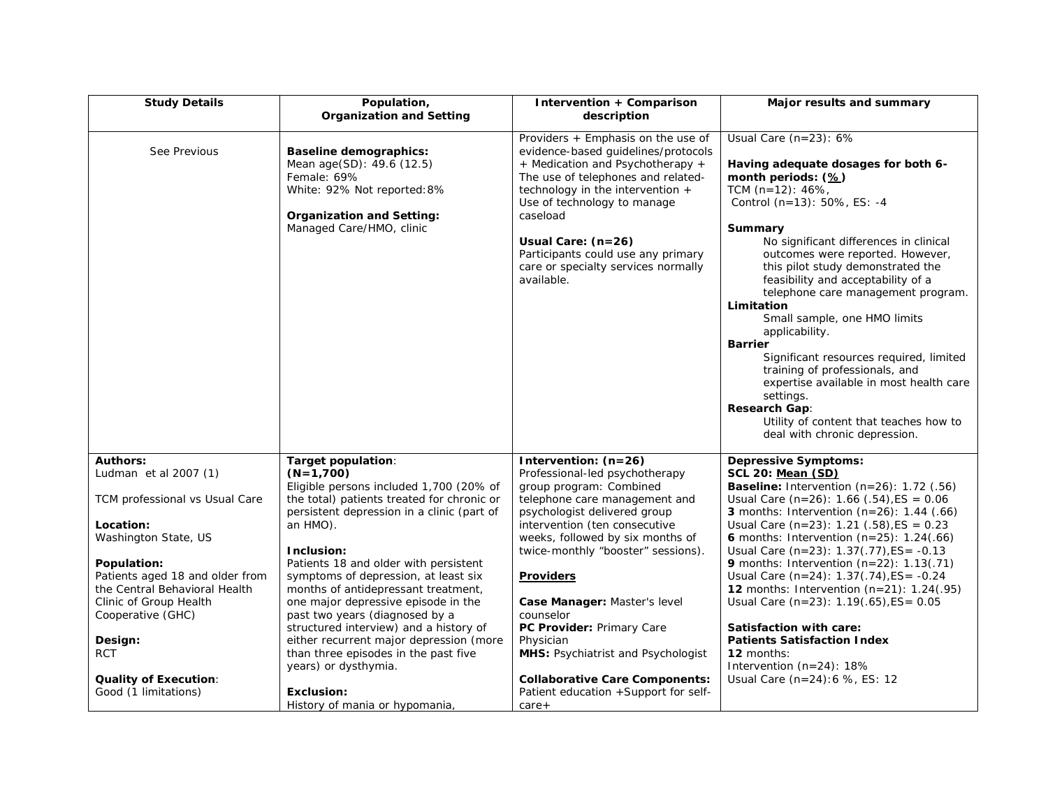| Study Details | Population, Organization and Setting | Intervention + Comparison description | Major results and summary |
|---|---|---|---|
| See Previous | **Baseline demographics:**<br>Mean age(SD): 49.6 (12.5)<br>Female: 69%<br>White: 92% Not reported:8%<br><br>**Organization and Setting:**<br>Managed Care/HMO, clinic | Providers + Emphasis on the use of evidence-based guidelines/protocols + Medication and Psychotherapy + The use of telephones and related-technology in the intervention + Use of technology to manage caseload<br><br>**Usual Care: (n=26)**<br>Participants could use any primary care or specialty services normally available. | Usual Care (n=23): 6%<br><br>**Having adequate dosages for both 6-month periods: (<u>%</u>)**<br>TCM (n=12): 46%,<br>Control (n=13): 50%, ES: -4<br><br>**Summary**<br>No significant differences in clinical outcomes were reported. However, this pilot study demonstrated the feasibility and acceptability of a telephone care management program.<br>**Limitation**<br>Small sample, one HMO limits applicability.<br>**Barrier**<br>Significant resources required, limited training of professionals, and expertise available in most health care settings.<br>**Research Gap**:<br>Utility of content that teaches how to deal with chronic depression. |
| **Authors:**<br>Ludman et al 2007 (1)<br><br>TCM professional vs Usual Care<br><br>**Location:**<br>Washington State, US<br><br>**Population:**<br>Patients aged 18 and older from the Central Behavioral Health Clinic of Group Health Cooperative (GHC)<br><br>**Design:**<br>RCT<br><br>**Quality of Execution**:<br>Good (1 limitations) | **Target population**:<br>**(N=1,700)**<br>Eligible persons included 1,700 (20% of the total) patients treated for chronic or persistent depression in a clinic (part of an HMO).<br><br>**Inclusion:**<br>Patients 18 and older with persistent symptoms of depression, at least six months of antidepressant treatment, one major depressive episode in the past two years (diagnosed by a structured interview) and a history of either recurrent major depression (more than three episodes in the past five years) or dysthymia.<br><br>**Exclusion:**<br>History of mania or hypomania, | **Intervention: (n=26)**<br>Professional-led psychotherapy group program: Combined telephone care management and psychologist delivered group intervention (ten consecutive weeks, followed by six months of twice-monthly "booster" sessions).<br><br>**<u>Providers</u>**<br><br>**Case Manager:** Master's level counselor<br>**PC Provider:** Primary Care Physician<br>**MHS:** Psychiatrist and Psychologist<br><br>**Collaborative Care Components:**<br>Patient education +Support for self-care+ | **Depressive Symptoms:**<br>**SCL 20: <u>Mean (SD)</u>**<br>**Baseline:** Intervention (n=26): 1.72 (.56)<br>Usual Care (n=26): 1.66 (.54),ES = 0.06<br>**3** months: Intervention (n=26): 1.44 (.66)<br>Usual Care (n=23): 1.21 (.58),ES = 0.23<br>**6** months: Intervention (n=25): 1.24(.66)<br>Usual Care (n=23): 1.37(.77),ES= -0.13<br>**9** months: Intervention (n=22): 1.13(.71)<br>Usual Care (n=24): 1.37(.74),ES= -0.24<br>**12** months: Intervention (n=21): 1.24(.95)<br>Usual Care (n=23): 1.19(.65),ES= 0.05<br><br>**Satisfaction with care:**<br>**Patients Satisfaction Index**<br>**12** months:<br>Intervention (n=24): 18%<br>Usual Care (n=24):6 %, ES: 12 |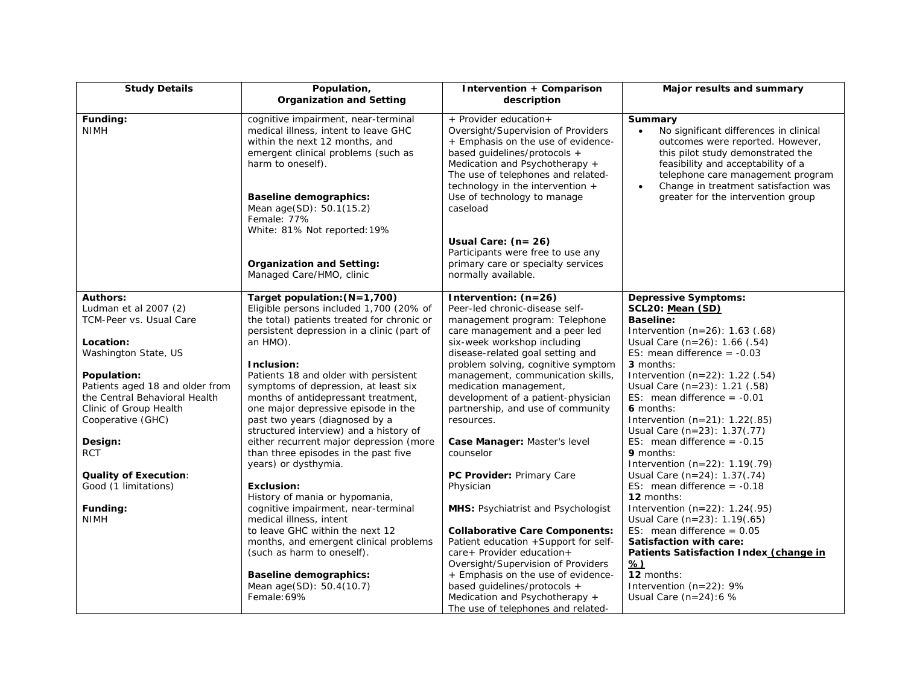| Study Details | Population, Organization and Setting | Intervention + Comparison description | Major results and summary |
|---|---|---|---|
| **Funding:**<br>NIMH | cognitive impairment, near-terminal medical illness, intent to leave GHC within the next 12 months, and emergent clinical problems (such as harm to oneself).<br><br>**Baseline demographics:**<br>Mean age(SD): 50.1(15.2)<br>Female: 77%<br>White: 81% Not reported:19%<br><br>**Organization and Setting:**<br>Managed Care/HMO, clinic | + Provider education+ Oversight/Supervision of Providers + Emphasis on the use of evidence-based guidelines/protocols + Medication and Psychotherapy + The use of telephones and related-technology in the intervention + Use of technology to manage caseload<br><br>**Usual Care: (n= 26)**<br>Participants were free to use any primary care or specialty services normally available. | **Summary**<br>• No significant differences in clinical outcomes were reported. However, this pilot study demonstrated the feasibility and acceptability of a telephone care management program<br>• Change in treatment satisfaction was greater for the intervention group |
| **Authors:**<br>Ludman et al 2007 (2)<br>TCM-Peer vs. Usual Care<br><br>**Location:**<br>Washington State, US<br><br>**Population:**<br>Patients aged 18 and older from the Central Behavioral Health Clinic of Group Health Cooperative (GHC)<br><br>**Design:**<br>RCT<br><br>**Quality of Execution**:<br>Good (1 limitations)<br><br>**Funding:**<br>NIMH | **Target population:(N=1,700)**<br>Eligible persons included 1,700 (20% of the total) patients treated for chronic or persistent depression in a clinic (part of an HMO).<br><br>**Inclusion:**<br>Patients 18 and older with persistent symptoms of depression, at least six months of antidepressant treatment, one major depressive episode in the past two years (diagnosed by a structured interview) and a history of either recurrent major depression (more than three episodes in the past five years) or dysthymia.<br><br>**Exclusion:**<br>History of mania or hypomania, cognitive impairment, near-terminal medical illness, intent to leave GHC within the next 12 months, and emergent clinical problems (such as harm to oneself).<br><br>**Baseline demographics:**<br>Mean age(SD): 50.4(10.7)<br>Female:69% | **Intervention: (n=26)**<br>Peer-led chronic-disease self-management program: Telephone care management and a peer led six-week workshop including disease-related goal setting and problem solving, cognitive symptom management, communication skills, medication management, development of a patient-physician partnership, and use of community resources.<br><br>**Case Manager:** Master's level counselor<br><br>**PC Provider:** Primary Care Physician<br><br>**MHS:** Psychiatrist and Psychologist<br><br>**Collaborative Care Components:**<br>Patient education +Support for self-care+ Provider education+ Oversight/Supervision of Providers + Emphasis on the use of evidence-based guidelines/protocols + Medication and Psychotherapy + The use of telephones and related- | **Depressive Symptoms:**<br>**SCL20: <u>Mean (SD)</u>**<br>**Baseline:**<br>Intervention (n=26): 1.63 (.68)<br>Usual Care (n=26): 1.66 (.54)<br>ES: mean difference = -0.03<br>**3** months:<br>Intervention (n=22): 1.22 (.54)<br>Usual Care (n=23): 1.21 (.58)<br>ES: mean difference = -0.01<br>**6** months:<br>Intervention (n=21): 1.22(.85)<br>Usual Care (n=23): 1.37(.77)<br>ES: mean difference = -0.15<br>**9** months:<br>Intervention (n=22): 1.19(.79)<br>Usual Care (n=24): 1.37(.74)<br>ES: mean difference = -0.18<br>**12** months:<br>Intervention (n=22): 1.24(.95)<br>Usual Care (n=23): 1.19(.65)<br>ES: mean difference = 0.05<br>**Satisfaction with care:**<br>**Patients Satisfaction Index <u>(change in %)</u>**<br>**12** months:<br>Intervention (n=22): 9%<br>Usual Care (n=24):6 % |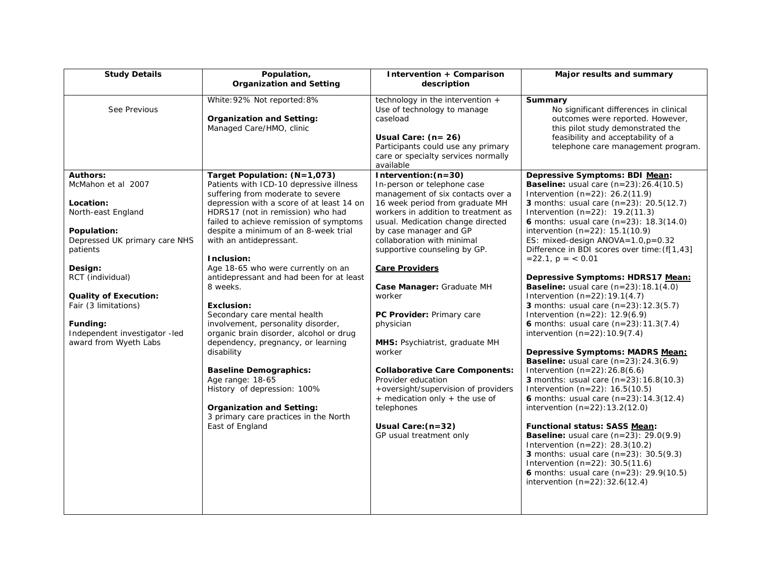| Study Details | Population, Organization and Setting | Intervention + Comparison description | Major results and summary |
|---|---|---|---|
| See Previous | White: 92% Not reported: 8%<br><br>**Organization and Setting:**<br>Managed Care/HMO, clinic | technology in the intervention + Use of technology to manage caseload<br><br>**Usual Care: (n= 26)**<br>Participants could use any primary care or specialty services normally available | **Summary**<br>No significant differences in clinical outcomes were reported. However, this pilot study demonstrated the feasibility and acceptability of a telephone care management program. |
| **Authors:**<br>McMahon et al 2007<br><br>**Location:**<br>North-east England<br><br>**Population:**<br>Depressed UK primary care NHS patients<br><br>**Design:**<br>RCT (individual)<br><br>**Quality of Execution:**<br>Fair (3 limitations)<br><br>**Funding:**<br>Independent investigator -led award from Wyeth Labs | **Target Population: (N=1,073)**<br>Patients with ICD-10 depressive illness suffering from moderate to severe depression with a score of at least 14 on HDRS17 (not in remission) who had failed to achieve remission of symptoms despite a minimum of an 8-week trial with an antidepressant.<br><br>**Inclusion:**<br>Age 18-65 who were currently on an antidepressant and had been for at least 8 weeks.<br><br>**Exclusion:**<br>Secondary care mental health involvement, personality disorder, organic brain disorder, alcohol or drug dependency, pregnancy, or learning disability<br><br>**Baseline Demographics:**<br>Age range: 18-65<br>History of depression: 100%<br><br>**Organization and Setting:**<br>3 primary care practices in the North East of England | **Intervention:(n=30)**<br>In-person or telephone case management of six contacts over a 16 week period from graduate MH workers in addition to treatment as usual. Medication change directed by case manager and GP collaboration with minimal supportive counseling by GP.<br><br>**Care Providers**<br><br>**Case Manager:** Graduate MH worker<br><br>**PC Provider:** Primary care physician<br><br>**MHS:** Psychiatrist, graduate MH worker<br><br>**Collaborative Care Components:**<br>Provider education +oversight/supervision of providers + medication only + the use of telephones<br><br>**Usual Care:(n=32)**<br>GP usual treatment only | **Depressive Symptoms: BDI Mean:**<br>**Baseline:** usual care (n=23): 26.4(10.5)<br>Intervention (n=22): 26.2(11.9)<br>**3** months: usual care (n=23): 20.5(12.7)<br>Intervention (n=22): 19.2(11.3)<br>**6** months: usual care (n=23): 18.3(14.0)<br>intervention (n=22): 15.1(10.9)<br>ES: mixed-design ANOVA=1.0, p=0.32<br>Difference in BDI scores over time: (f[1,43] =22.1, p = < 0.01<br><br>**Depressive Symptoms: HDRS17 Mean:**<br>**Baseline:** usual care (n=23): 18.1(4.0)<br>Intervention (n=22): 19.1(4.7)<br>**3** months: usual care (n=23): 12.3(5.7)<br>Intervention (n=22): 12.9(6.9)<br>**6** months: usual care (n=23): 11.3(7.4)<br>intervention (n=22): 10.9(7.4)<br><br>**Depressive Symptoms: MADRS Mean:**<br>**Baseline:** usual care (n=23): 24.3(6.9)<br>Intervention (n=22): 26.8(6.6)<br>**3** months: usual care (n=23): 16.8(10.3)<br>Intervention (n=22): 16.5(10.5)<br>**6** months: usual care (n=23): 14.3(12.4)<br>intervention (n=22): 13.2(12.0)<br><br>**Functional status: SASS Mean:**<br>**Baseline:** usual care (n=23): 29.0(9.9)<br>Intervention (n=22): 28.3(10.2)<br>**3** months: usual care (n=23): 30.5(9.3)<br>Intervention (n=22): 30.5(11.6)<br>**6** months: usual care (n=23): 29.9(10.5)<br>intervention (n=22): 32.6(12.4) |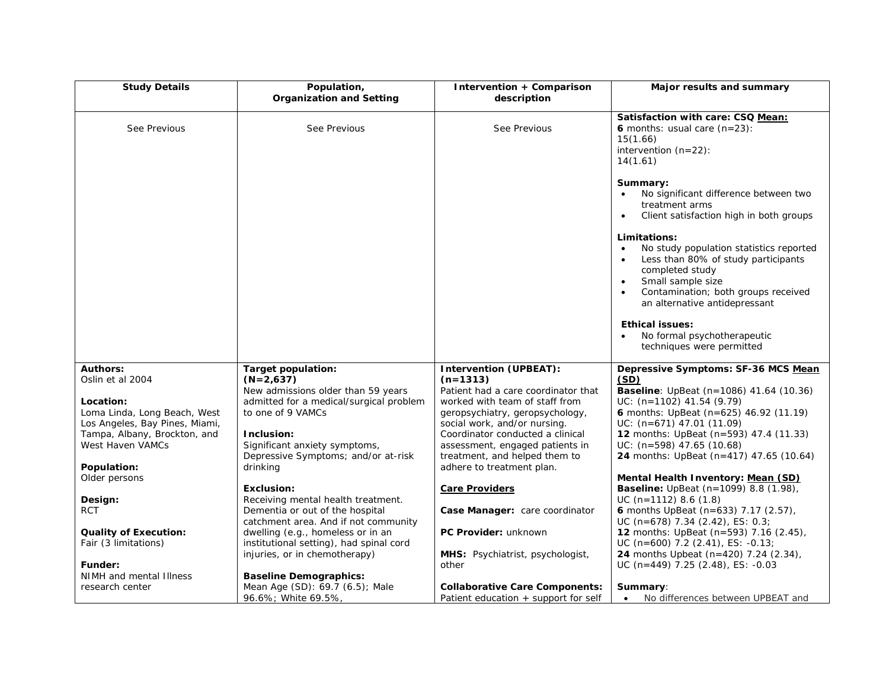| Study Details | Population, Organization and Setting | Intervention + Comparison description | Major results and summary |
|---|---|---|---|
| See Previous | See Previous | See Previous | **Satisfaction with care: CSQ <u>Mean:</u>**<br>**6** months: usual care (n=23): 15(1.66)<br>intervention (n=22): 14(1.61)<br><br>**Summary:**<br>• No significant difference between two treatment arms<br>• Client satisfaction high in both groups<br><br>**Limitations:**<br>• No study population statistics reported<br>• Less than 80% of study participants completed study<br>• Small sample size<br>• Contamination; both groups received an alternative antidepressant<br><br>**Ethical issues:**<br>• No formal psychotherapeutic techniques were permitted |
| **Authors:**<br>Oslin et al 2004<br><br>**Location:**<br>Loma Linda, Long Beach, West Los Angeles, Bay Pines, Miami, Tampa, Albany, Brockton, and West Haven VAMCs<br><br>**Population:**<br>Older persons<br><br>**Design:**<br>RCT<br><br>**Quality of Execution:**<br>Fair (3 limitations)<br><br>**Funder:**<br>NIMH and mental Illness research center | **Target population:**<br>**(N=2,637)**<br>New admissions older than 59 years admitted for a medical/surgical problem to one of 9 VAMCs<br><br>**Inclusion:**<br>Significant anxiety symptoms, Depressive Symptoms; and/or at-risk drinking<br><br>**Exclusion:**<br>Receiving mental health treatment. Dementia or out of the hospital catchment area. And if not community dwelling (e.g., homeless or in an institutional setting), had spinal cord injuries, or in chemotherapy)<br><br>**Baseline Demographics:**<br>Mean Age (SD): 69.7 (6.5); Male 96.6%; White 69.5%, | **Intervention (UPBEAT):**<br>**(n=1313)**<br>Patient had a care coordinator that worked with team of staff from geropsychiatry, geropsychology, social work, and/or nursing. Coordinator conducted a clinical assessment, engaged patients in treatment, and helped them to adhere to treatment plan.<br><br>**<u>Care Providers</u>**<br><br>**Case Manager:** care coordinator<br><br>**PC Provider:** unknown<br><br>**MHS:** Psychiatrist, psychologist, other<br><br>**Collaborative Care Components:**<br>Patient education + support for self | **Depressive Symptoms: SF-36 MCS <u>Mean (SD)</u>**<br>**Baseline**: UpBeat (n=1086) 41.64 (10.36)<br>UC: (n=1102) 41.54 (9.79)<br>**6** months: UpBeat (n=625) 46.92 (11.19)<br>UC: (n=671) 47.01 (11.09)<br>**12** months: UpBeat (n=593) 47.4 (11.33)<br>UC: (n=598) 47.65 (10.68)<br>**24** months: UpBeat (n=417) 47.65 (10.64)<br><br>**Mental Health Inventory: <u>Mean (SD)</u>**<br>**Baseline:** UpBeat (n=1099) 8.8 (1.98), UC (n=1112) 8.6 (1.8)<br>**6** months UpBeat (n=633) 7.17 (2.57), UC (n=678) 7.34 (2.42), ES: 0.3;<br>**12** months: UpBeat (n=593) 7.16 (2.45), UC (n=600) 7.2 (2.41), ES: -0.13;<br>**24** months Upbeat (n=420) 7.24 (2.34), UC (n=449) 7.25 (2.48), ES: -0.03<br><br>**Summary**:<br>• No differences between UPBEAT and |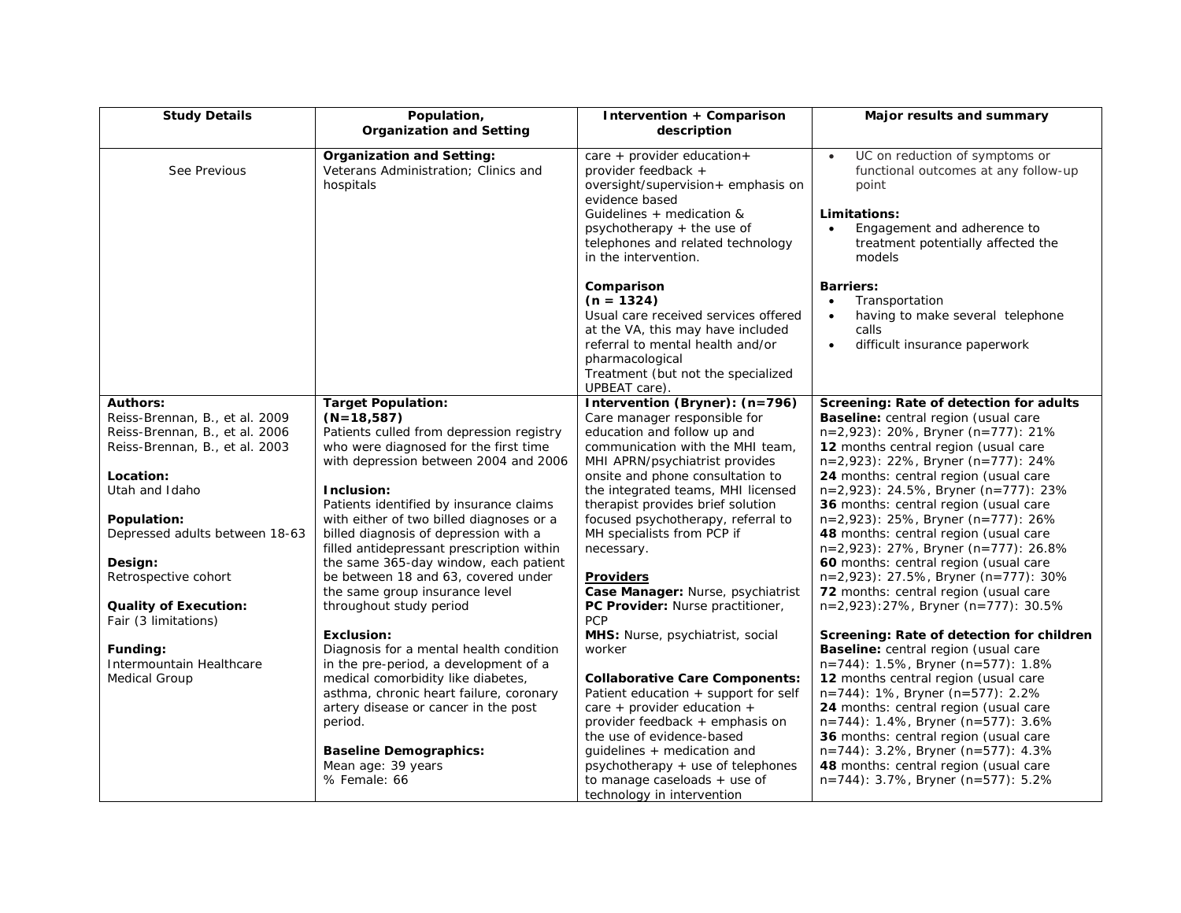| Study Details | Population, Organization and Setting | Intervention + Comparison description | Major results and summary |
|---|---|---|---|
| See Previous | **Organization and Setting:**<br>Veterans Administration; Clinics and hospitals | care + provider education+ provider feedback + oversight/supervision+ emphasis on evidence based Guidelines + medication & psychotherapy + the use of telephones and related technology in the intervention.<br><br>**Comparison**<br>**(n = 1324)**<br>Usual care received services offered at the VA, this may have included referral to mental health and/or pharmacological Treatment (but not the specialized UPBEAT care). | • UC on reduction of symptoms or functional outcomes at any follow-up point<br><br>**Limitations:**<br>• Engagement and adherence to treatment potentially affected the models<br><br>**Barriers:**<br>• Transportation<br>• having to make several telephone calls<br>• difficult insurance paperwork |
| **Authors:**<br>Reiss-Brennan, B., et al. 2009<br>Reiss-Brennan, B., et al. 2006<br>Reiss-Brennan, B., et al. 2003<br><br>**Location:**<br>Utah and Idaho<br><br>**Population:**<br>Depressed adults between 18-63<br><br>**Design:**<br>Retrospective cohort<br><br>**Quality of Execution:**<br>Fair (3 limitations)<br><br>**Funding:**<br>Intermountain Healthcare Medical Group | **Target Population:**<br>**(N=18,587)**<br>Patients culled from depression registry who were diagnosed for the first time with depression between 2004 and 2006<br><br>**Inclusion:**<br>Patients identified by insurance claims with either of two billed diagnoses or a billed diagnosis of depression with a filled antidepressant prescription within the same 365-day window, each patient be between 18 and 63, covered under the same group insurance level throughout study period<br><br>**Exclusion:**<br>Diagnosis for a mental health condition in the pre-period, a development of a medical comorbidity like diabetes, asthma, chronic heart failure, coronary artery disease or cancer in the post period.<br><br>**Baseline Demographics:**<br>Mean age: 39 years<br>% Female: 66 | **Intervention (Bryner): (n=796)**<br>Care manager responsible for education and follow up and communication with the MHI team, MHI APRN/psychiatrist provides onsite and phone consultation to the integrated teams, MHI licensed therapist provides brief solution focused psychotherapy, referral to MH specialists from PCP if necessary.<br><br>**Providers**<br>**Case Manager:** Nurse, psychiatrist<br>**PC Provider:** Nurse practitioner, PCP<br>**MHS:** Nurse, psychiatrist, social worker<br><br>**Collaborative Care Components:**<br>Patient education + support for self care + provider education + provider feedback + emphasis on the use of evidence-based guidelines + medication and psychotherapy + use of telephones to manage caseloads + use of technology in intervention | **Screening: Rate of detection for adults**<br>**Baseline:** central region (usual care n=2,923): 20%, Bryner (n=777): 21%<br>**12** months central region (usual care n=2,923): 22%, Bryner (n=777): 24%<br>**24** months: central region (usual care n=2,923): 24.5%, Bryner (n=777): 23%<br>**36** months: central region (usual care n=2,923): 25%, Bryner (n=777): 26%<br>**48** months: central region (usual care n=2,923): 27%, Bryner (n=777): 26.8%<br>**60** months: central region (usual care n=2,923): 27.5%, Bryner (n=777): 30%<br>**72** months: central region (usual care n=2,923):27%, Bryner (n=777): 30.5%<br><br>**Screening: Rate of detection for children**<br>**Baseline:** central region (usual care n=744): 1.5%, Bryner (n=577): 1.8%<br>**12** months central region (usual care n=744): 1%, Bryner (n=577): 2.2%<br>**24** months: central region (usual care n=744): 1.4%, Bryner (n=577): 3.6%<br>**36** months: central region (usual care n=744): 3.2%, Bryner (n=577): 4.3%<br>**48** months: central region (usual care n=744): 3.7%, Bryner (n=577): 5.2% |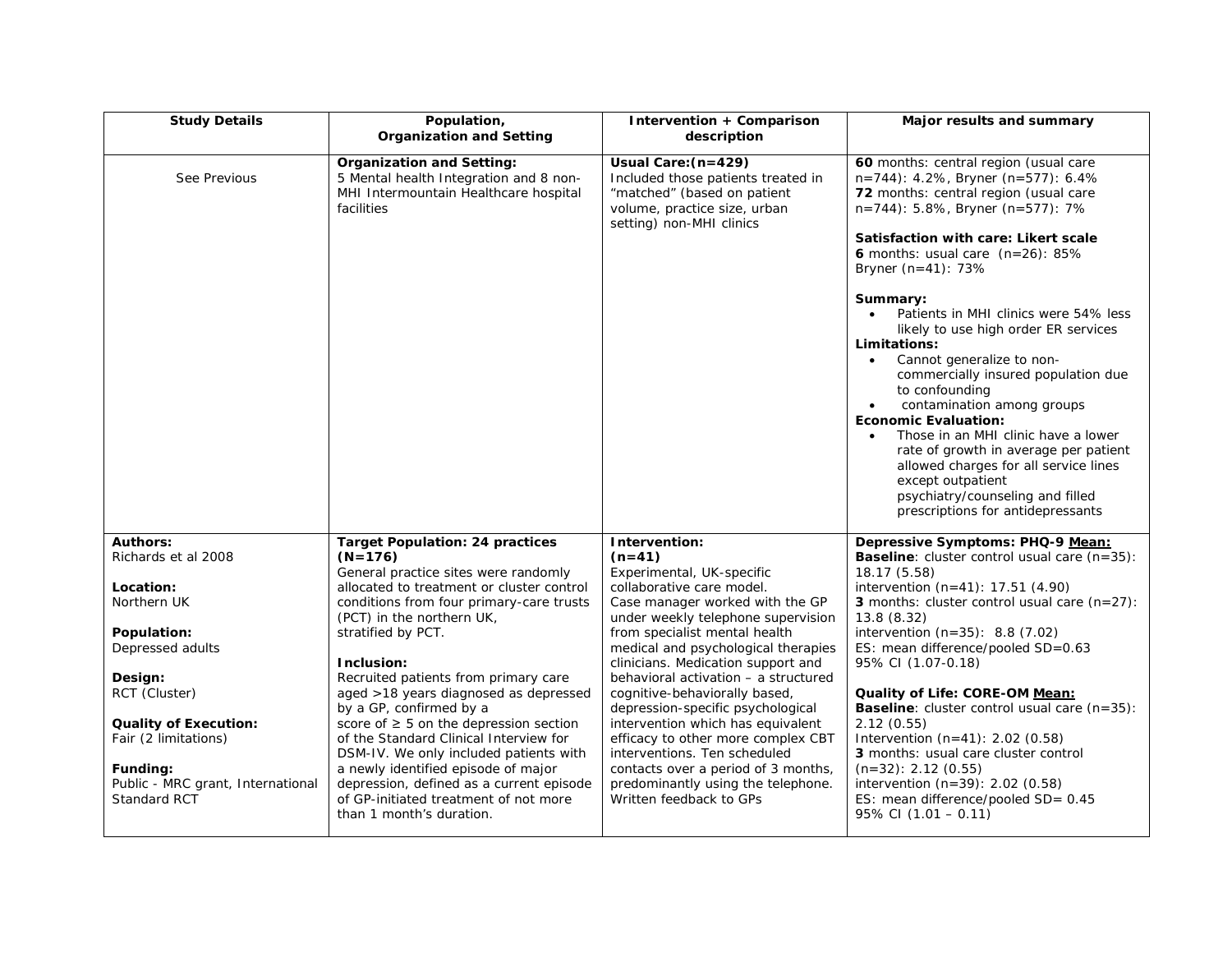| Study Details | Population, Organization and Setting | Intervention + Comparison description | Major results and summary |
|---|---|---|---|
| See Previous | **Organization and Setting:**<br>5 Mental health Integration and 8 non-MHI Intermountain Healthcare hospital facilities | **Usual Care:(n=429)**<br>Included those patients treated in "matched" (based on patient volume, practice size, urban setting) non-MHI clinics | **60** months: central region (usual care n=744): 4.2%, Bryner (n=577): 6.4%<br>**72** months: central region (usual care n=744): 5.8%, Bryner (n=577): 7%<br><br>**Satisfaction with care: Likert scale**<br>**6** months: usual care (n=26): 85%<br>Bryner (n=41): 73%<br><br>**Summary:**<br>• Patients in MHI clinics were 54% less likely to use high order ER services<br>**Limitations:**<br>• Cannot generalize to non-commercially insured population due to confounding<br>• contamination among groups<br>**Economic Evaluation:**<br>• Those in an MHI clinic have a lower rate of growth in average per patient allowed charges for all service lines except outpatient psychiatry/counseling and filled prescriptions for antidepressants |
| **Authors:**<br>Richards et al 2008<br><br>**Location:**<br>Northern UK<br><br>**Population:**<br>Depressed adults<br><br>**Design:**<br>RCT (Cluster)<br><br>**Quality of Execution:**<br>Fair (2 limitations)<br><br>**Funding:**<br>Public - MRC grant, International Standard RCT | **Target Population: 24 practices (N=176)**<br>General practice sites were randomly allocated to treatment or cluster control conditions from four primary-care trusts (PCT) in the northern UK, stratified by PCT.<br><br>**Inclusion:**<br>Recruited patients from primary care aged >18 years diagnosed as depressed by a GP, confirmed by a score of ≥ 5 on the depression section of the Standard Clinical Interview for DSM-IV. We only included patients with a newly identified episode of major depression, defined as a current episode of GP-initiated treatment of not more than 1 month's duration. | **Intervention:**<br>**(n=41)**<br>Experimental, UK-specific collaborative care model.<br>Case manager worked with the GP under weekly telephone supervision from specialist mental health medical and psychological therapies clinicians. Medication support and behavioral activation – a structured cognitive-behaviorally based, depression-specific psychological intervention which has equivalent efficacy to other more complex CBT interventions. Ten scheduled contacts over a period of 3 months, predominantly using the telephone. Written feedback to GPs | **Depressive Symptoms: PHQ-9 <u>Mean:</u>**<br>**Baseline**: cluster control usual care (n=35): 18.17 (5.58)<br>intervention (n=41): 17.51 (4.90)<br>**3** months: cluster control usual care (n=27): 13.8 (8.32)<br>intervention (n=35): 8.8 (7.02)<br>ES: mean difference/pooled SD=0.63<br>95% CI (1.07-0.18)<br><br>**Quality of Life: CORE-OM <u>Mean:</u>**<br>**Baseline**: cluster control usual care (n=35): 2.12 (0.55)<br>Intervention (n=41): 2.02 (0.58)<br>**3** months: usual care cluster control (n=32): 2.12 (0.55)<br>intervention (n=39): 2.02 (0.58)<br>ES: mean difference/pooled SD= 0.45<br>95% CI (1.01 – 0.11) |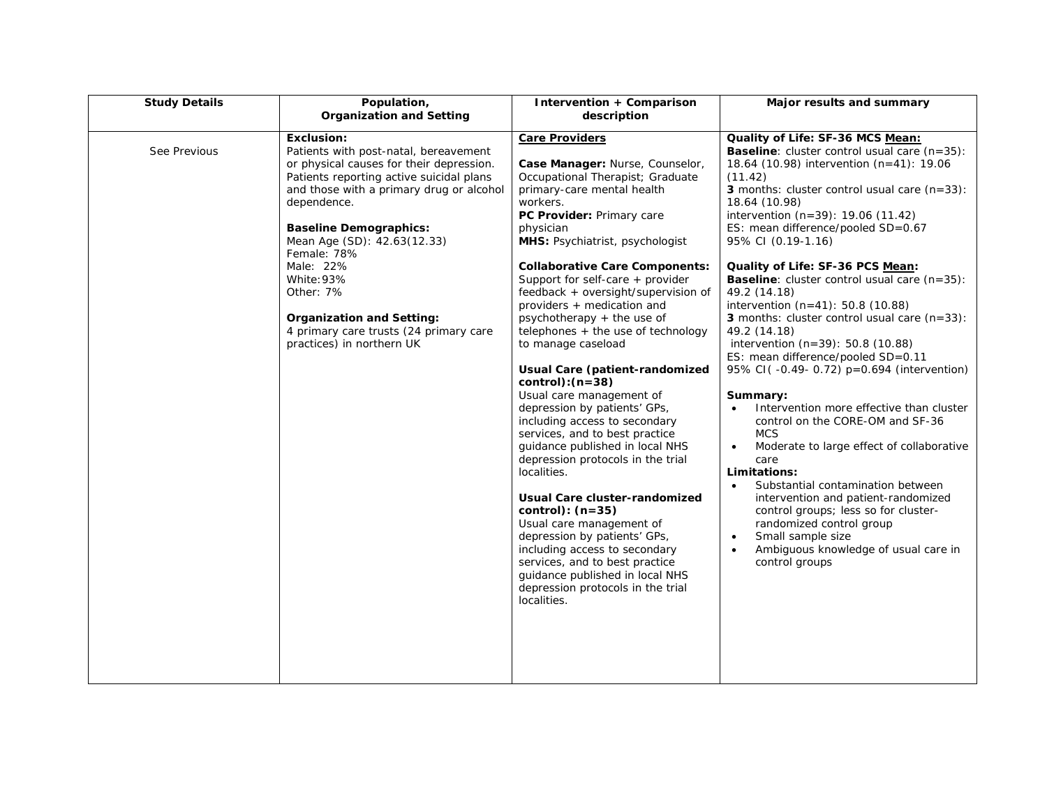| Study Details | Population, Organization and Setting | Intervention + Comparison description | Major results and summary |
| --- | --- | --- | --- |
| See Previous | **Exclusion:**<br>Patients with post-natal, bereavement or physical causes for their depression. Patients reporting active suicidal plans and those with a primary drug or alcohol dependence.<br><br>**Baseline Demographics:**<br>Mean Age (SD): 42.63(12.33)<br>Female: 78%<br>Male: 22%<br>White:93%<br>Other: 7%<br><br>**Organization and Setting:**<br>4 primary care trusts (24 primary care practices) in northern UK | **Care Providers**<br><br>**Case Manager:** Nurse, Counselor, Occupational Therapist; Graduate primary-care mental health workers.<br>**PC Provider:** Primary care physician<br>**MHS:** Psychiatrist, psychologist<br><br>**Collaborative Care Components:**<br>Support for self-care + provider feedback + oversight/supervision of providers + medication and psychotherapy + the use of telephones + the use of technology to manage caseload<br><br>**Usual Care (patient-randomized control):(n=38)**<br>Usual care management of depression by patients' GPs, including access to secondary services, and to best practice guidance published in local NHS depression protocols in the trial localities.<br><br>**Usual Care cluster-randomized control): (n=35)**<br>Usual care management of depression by patients' GPs, including access to secondary services, and to best practice guidance published in local NHS depression protocols in the trial localities. | **Quality of Life: SF-36 MCS Mean:**<br>**Baseline**: cluster control usual care (n=35): 18.64 (10.98) intervention (n=41): 19.06 (11.42)<br>**3** months: cluster control usual care (n=33): 18.64 (10.98)<br>intervention (n=39): 19.06 (11.42)<br>ES: mean difference/pooled SD=0.67<br>95% CI (0.19-1.16)<br><br>**Quality of Life: SF-36 PCS Mean:**<br>**Baseline**: cluster control usual care (n=35): 49.2 (14.18)<br>intervention (n=41): 50.8 (10.88)<br>**3** months: cluster control usual care (n=33): 49.2 (14.18)<br>intervention (n=39): 50.8 (10.88)<br>ES: mean difference/pooled SD=0.11<br>95% CI( -0.49- 0.72) p=0.694 (intervention)<br><br>**Summary:**<br>• Intervention more effective than cluster control on the CORE-OM and SF-36 MCS<br>• Moderate to large effect of collaborative care<br>**Limitations:**<br>• Substantial contamination between intervention and patient-randomized control groups; less so for cluster-randomized control group<br>• Small sample size<br>• Ambiguous knowledge of usual care in control groups |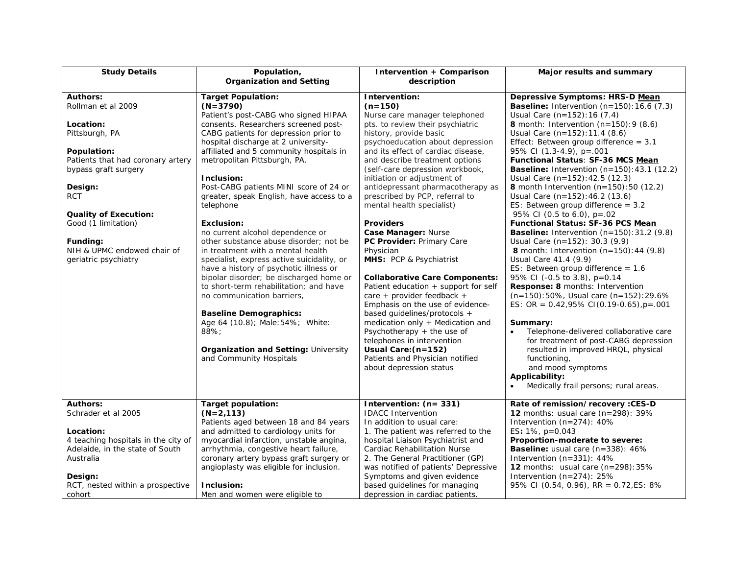| Study Details | Population, Organization and Setting | Intervention + Comparison description | Major results and summary |
|---|---|---|---|
| **Authors:**<br>Rollman et al 2009<br><br>**Location:**<br>Pittsburgh, PA<br><br>**Population:**<br>Patients that had coronary artery bypass graft surgery<br><br>**Design:**<br>RCT<br><br>**Quality of Execution:**<br>Good (1 limitation)<br><br>**Funding:**<br>NIH & UPMC endowed chair of geriatric psychiatry | **Target Population:**<br>**(N=3790)**<br>Patient's post-CABG who signed HIPAA consents. Researchers screened post-CABG patients for depression prior to hospital discharge at 2 university-affiliated and 5 community hospitals in metropolitan Pittsburgh, PA.<br><br>**Inclusion:**<br>Post-CABG patients MINI score of 24 or greater, speak English, have access to a telephone<br><br>**Exclusion:**<br>no current alcohol dependence or other substance abuse disorder; not be in treatment with a mental health specialist, express active suicidality, or have a history of psychotic illness or bipolar disorder; be discharged home or to short-term rehabilitation; and have no communication barriers,<br><br>**Baseline Demographics:**<br>Age 64 (10.8); Male:54%; White: 88%;<br><br>**Organization and Setting:** University and Community Hospitals | **Intervention:**<br>**(n=150)**<br>Nurse care manager telephoned pts. to review their psychiatric history, provide basic psychoeducation about depression and its effect of cardiac disease, and describe treatment options (self-care depression workbook, initiation or adjustment of antidepressant pharmacotherapy as prescribed by PCP, referral to mental health specialist)<br><br>**Providers**<br>**Case Manager:** Nurse<br>**PC Provider:** Primary Care Physician<br>**MHS:** PCP & Psychiatrist<br><br>**Collaborative Care Components:**<br>Patient education + support for self care + provider feedback + Emphasis on the use of evidence-based guidelines/protocols + medication only + Medication and Psychotherapy + the use of telephones in intervention<br>**Usual Care:(n=152)**<br>Patients and Physician notified about depression status | **Depressive Symptoms: HRS-D Mean**<br>**Baseline:** Intervention (n=150):16.6 (7.3)<br>Usual Care (n=152):16 (7.4)<br>**8** month: Intervention (n=150):9 (8.6)<br>Usual Care (n=152):11.4 (8.6)<br>Effect: Between group difference = 3.1<br>95% CI (1.3-4.9), p=.001<br>**Functional Status**: **SF-36 MCS Mean**<br>**Baseline:** Intervention (n=150):43.1 (12.2)<br>Usual Care (n=152):42.5 (12.3)<br>**8** month Intervention (n=150):50 (12.2)<br>Usual Care (n=152):46.2 (13.6)<br>ES: Between group difference = 3.2<br>95% CI (0.5 to 6.0), p=.02<br>**Functional Status: SF-36 PCS Mean**<br>**Baseline:** Intervention (n=150):31.2 (9.8)<br>Usual Care (n=152): 30.3 (9.9)<br>**8** month: Intervention (n=150):44 (9.8)<br>Usual Care 41.4 (9.9)<br>ES: Between group difference = 1.6<br>95% CI (-0.5 to 3.8), p=0.14<br>**Response: 8** months: Intervention (n=150):50%, Usual care (n=152):29.6%<br>ES: OR = 0.42,95% CI(0.19-0.65),p=.001<br><br>**Summary:**<br>• Telephone-delivered collaborative care for treatment of post-CABG depression resulted in improved HRQL, physical functioning, and mood symptoms<br>**Applicability:**<br>• Medically frail persons; rural areas. |
| **Authors:**<br>Schrader et al 2005<br><br>**Location:**<br>4 teaching hospitals in the city of Adelaide, in the state of South Australia<br><br>**Design:**<br>RCT, nested within a prospective cohort | **Target population:**<br>**(N=2,113)**<br>Patients aged between 18 and 84 years and admitted to cardiology units for myocardial infarction, unstable angina, arrhythmia, congestive heart failure, coronary artery bypass graft surgery or angioplasty was eligible for inclusion.<br><br>**Inclusion:**<br>Men and women were eligible to | **Intervention: (n= 331)**<br>IDACC Intervention<br>In addition to usual care:<br>1. The patient was referred to the hospital Liaison Psychiatrist and Cardiac Rehabilitation Nurse<br>2. The General Practitioner (GP) was notified of patients' Depressive Symptoms and given evidence based guidelines for managing depression in cardiac patients. | **Rate of remission/recovery :CES-D**<br>**12** months: usual care (n=298): 39%<br>Intervention (n=274): 40%<br>ES**:** 1%, p=0.043<br>**Proportion-moderate to severe:**<br>**Baseline:** usual care (n=338): 46%<br>Intervention (n=331): 44%<br>**12** months: usual care (n=298):35%<br>Intervention (n=274): 25%<br>95% CI (0.54, 0.96), RR = 0.72,ES: 8% |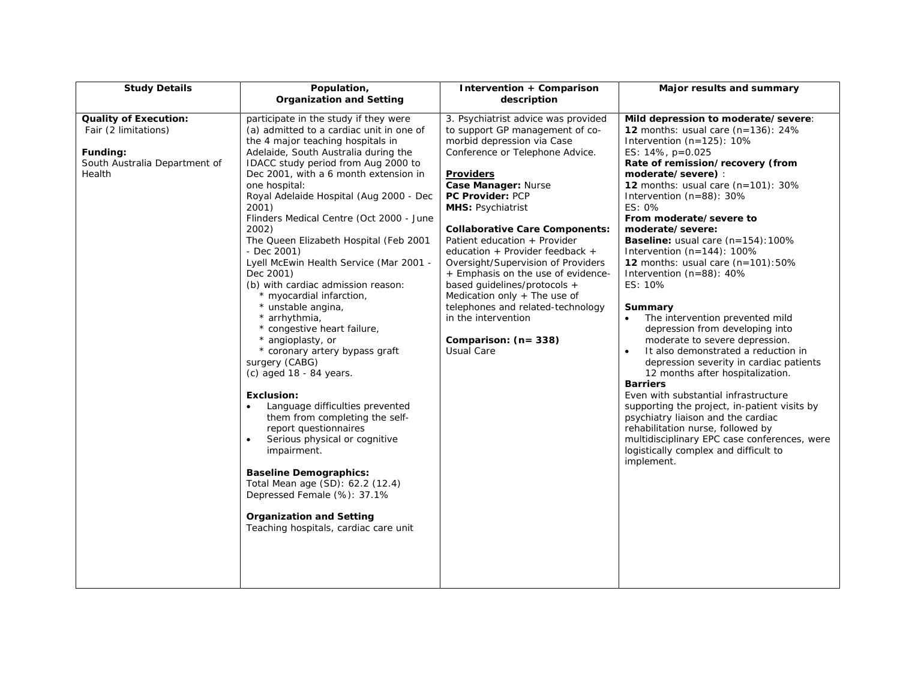| Study Details | Population, Organization and Setting | Intervention + Comparison description | Major results and summary |
|---|---|---|---|
| **Quality of Execution:** Fair (2 limitations)<br><br>**Funding:**<br>South Australia Department of Health | participate in the study if they were (a) admitted to a cardiac unit in one of the 4 major teaching hospitals in Adelaide, South Australia during the IDACC study period from Aug 2000 to Dec 2001, with a 6 month extension in one hospital:<br>Royal Adelaide Hospital (Aug 2000 - Dec 2001)<br>Flinders Medical Centre (Oct 2000 - June 2002)<br>The Queen Elizabeth Hospital (Feb 2001 - Dec 2001)<br>Lyell McEwin Health Service (Mar 2001 - Dec 2001)<br>(b) with cardiac admission reason:<br>* myocardial infarction,<br>* unstable angina,<br>* arrhythmia,<br>* congestive heart failure,<br>* angioplasty, or<br>* coronary artery bypass graft surgery (CABG)<br>(c) aged 18 - 84 years.<br><br>**Exclusion:**<br>• Language difficulties prevented them from completing the self-report questionnaires<br>• Serious physical or cognitive impairment.<br><br>**Baseline Demographics:**<br>Total Mean age (SD): 62.2 (12.4)<br>Depressed Female (%): 37.1%<br><br>**Organization and Setting**<br>Teaching hospitals, cardiac care unit | 3. Psychiatrist advice was provided to support GP management of co-morbid depression via Case Conference or Telephone Advice.<br><br>**Providers**<br>**Case Manager:** Nurse<br>**PC Provider:** PCP<br>**MHS:** Psychiatrist<br><br>**Collaborative Care Components:**<br>Patient education + Provider education + Provider feedback + Oversight/Supervision of Providers + Emphasis on the use of evidence-based guidelines/protocols + Medication only + The use of telephones and related-technology in the intervention<br><br>**Comparison: (n= 338)**<br>Usual Care | **Mild depression to moderate/severe**:<br>**12** months: usual care (n=136): 24%<br>Intervention (n=125): 10%<br>ES: 14%, p=0.025<br>**Rate of remission/recovery (from moderate/severe)** :<br>**12** months: usual care (n=101): 30%<br>Intervention (n=88): 30%<br>ES: 0%<br>**From moderate/severe to moderate/severe:**<br>**Baseline:** usual care (n=154):100%<br>Intervention (n=144): 100%<br>**12** months: usual care (n=101):50%<br>Intervention (n=88): 40%<br>ES: 10%<br><br>**Summary**<br>• The intervention prevented mild depression from developing into moderate to severe depression.<br>• It also demonstrated a reduction in depression severity in cardiac patients 12 months after hospitalization.<br>**Barriers**<br>Even with substantial infrastructure supporting the project, in-patient visits by psychiatry liaison and the cardiac rehabilitation nurse, followed by multidisciplinary EPC case conferences, were logistically complex and difficult to implement. |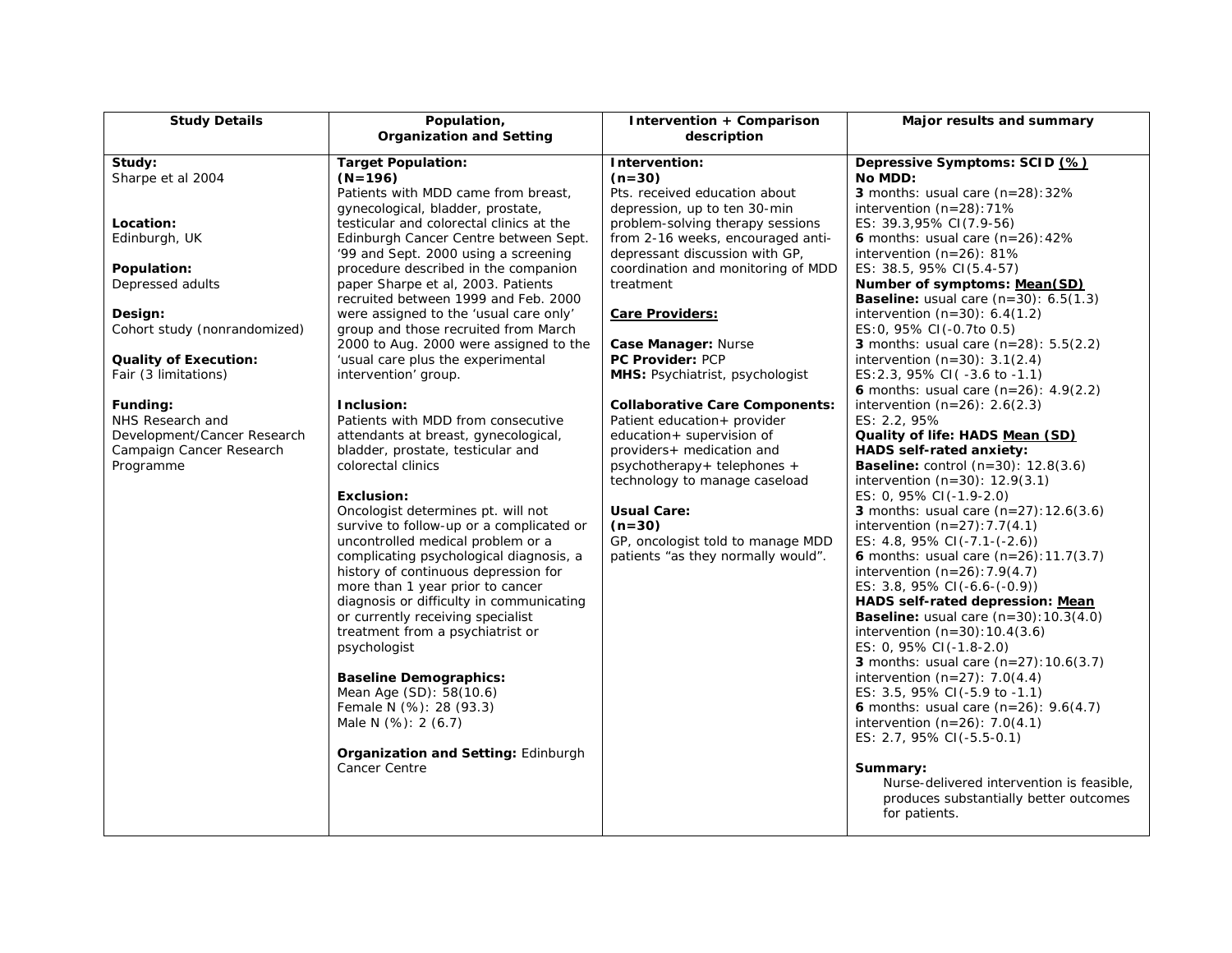| Study Details | Population, Organization and Setting | Intervention + Comparison description | Major results and summary |
|---|---|---|---|
| **Study:**<br>Sharpe et al 2004<br><br>**Location:**<br>Edinburgh, UK<br><br>**Population:**<br>Depressed adults<br><br>**Design:**<br>Cohort study (nonrandomized)<br><br>**Quality of Execution:**<br>Fair (3 limitations)<br><br>**Funding:**<br>NHS Research and Development/Cancer Research Campaign Cancer Research Programme | **Target Population:**<br>**(N=196)**<br>Patients with MDD came from breast, gynecological, bladder, prostate, testicular and colorectal clinics at the Edinburgh Cancer Centre between Sept. '99 and Sept. 2000 using a screening procedure described in the companion paper Sharpe et al, 2003. Patients recruited between 1999 and Feb. 2000 were assigned to the 'usual care only' group and those recruited from March 2000 to Aug. 2000 were assigned to the 'usual care plus the experimental intervention' group.<br><br>**Inclusion:**<br>Patients with MDD from consecutive attendants at breast, gynecological, bladder, prostate, testicular and colorectal clinics<br><br>**Exclusion:**<br>Oncologist determines pt. will not survive to follow-up or a complicated or uncontrolled medical problem or a complicating psychological diagnosis, a history of continuous depression for more than 1 year prior to cancer diagnosis or difficulty in communicating or currently receiving specialist treatment from a psychiatrist or psychologist<br><br>**Baseline Demographics:**<br>Mean Age (SD): 58(10.6)<br>Female N (%): 28 (93.3)<br>Male N (%): 2 (6.7)<br><br>**Organization and Setting:** Edinburgh Cancer Centre | **Intervention:**<br>**(n=30)**<br>Pts. received education about depression, up to ten 30-min problem-solving therapy sessions from 2-16 weeks, encouraged anti-depressant discussion with GP, coordination and monitoring of MDD treatment<br><br>**Care Providers:**<br><br>**Case Manager:** Nurse<br>**PC Provider:** PCP<br>**MHS:** Psychiatrist, psychologist<br><br>**Collaborative Care Components:**<br>Patient education+ provider education+ supervision of providers+ medication and psychotherapy+ telephones + technology to manage caseload<br><br>**Usual Care:**<br>**(n=30)**<br>GP, oncologist told to manage MDD patients "as they normally would". | **Depressive Symptoms: SCID (%)**<br>**No MDD:**<br>**3** months: usual care (n=28):32%<br>intervention (n=28):71%<br>ES: 39.3,95% CI(7.9-56)<br>**6** months: usual care (n=26):42%<br>intervention (n=26): 81%<br>ES: 38.5, 95% CI(5.4-57)<br>**Number of symptoms: Mean(SD)**<br>**Baseline:** usual care (n=30): 6.5(1.3)<br>intervention (n=30): 6.4(1.2)<br>ES:0, 95% CI(-0.7to 0.5)<br>**3** months: usual care (n=28): 5.5(2.2)<br>intervention (n=30): 3.1(2.4)<br>ES:2.3, 95% CI( -3.6 to -1.1)<br>**6** months: usual care (n=26): 4.9(2.2)<br>intervention (n=26): 2.6(2.3)<br>ES: 2.2, 95%<br>**Quality of life: HADS Mean (SD)**<br>**HADS self-rated anxiety:**<br>**Baseline:** control (n=30): 12.8(3.6)<br>intervention (n=30): 12.9(3.1)<br>ES: 0, 95% CI(-1.9-2.0)<br>**3** months: usual care (n=27):12.6(3.6)<br>intervention (n=27):7.7(4.1)<br>ES: 4.8, 95% CI(-7.1-(-2.6))<br>**6** months: usual care (n=26):11.7(3.7)<br>intervention (n=26):7.9(4.7)<br>ES: 3.8, 95% CI(-6.6-(-0.9))<br>**HADS self-rated depression: Mean**<br>**Baseline:** usual care (n=30):10.3(4.0)<br>intervention (n=30):10.4(3.6)<br>ES: 0, 95% CI(-1.8-2.0)<br>**3** months: usual care (n=27):10.6(3.7)<br>intervention (n=27): 7.0(4.4)<br>ES: 3.5, 95% CI(-5.9 to -1.1)<br>**6** months: usual care (n=26): 9.6(4.7)<br>intervention (n=26): 7.0(4.1)<br>ES: 2.7, 95% CI(-5.5-0.1)<br><br>**Summary:**<br>Nurse-delivered intervention is feasible, produces substantially better outcomes for patients. |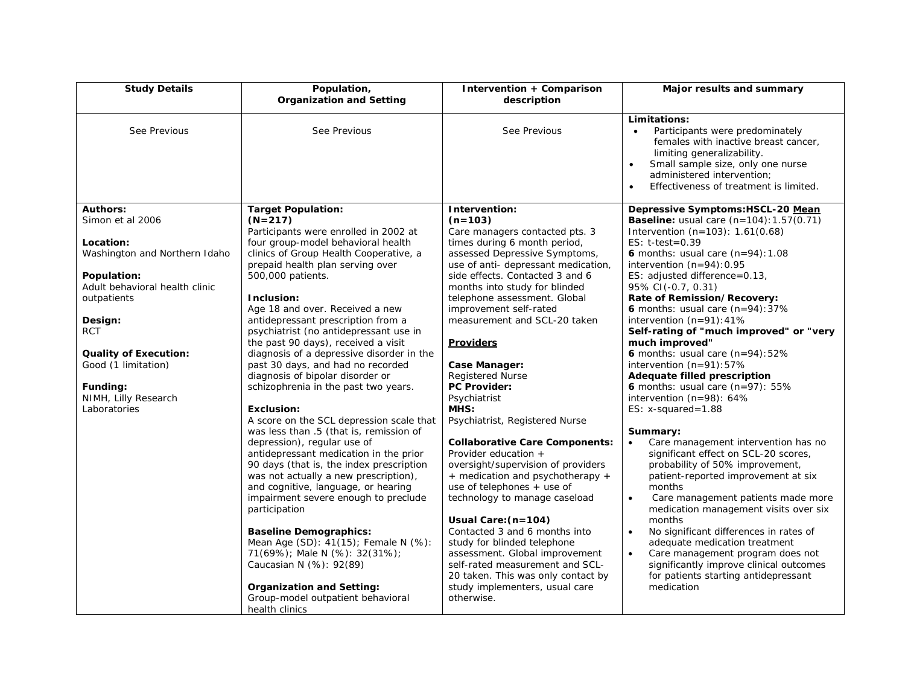| Study Details | Population, Organization and Setting | Intervention + Comparison description | Major results and summary |
|---|---|---|---|
| See Previous | See Previous | See Previous | **Limitations:**<br>• Participants were predominately females with inactive breast cancer, limiting generalizability.<br>• Small sample size, only one nurse administered intervention;<br>• Effectiveness of treatment is limited. |
| **Authors:**<br>Simon et al 2006<br><br>**Location:**<br>Washington and Northern Idaho<br><br>**Population:**<br>Adult behavioral health clinic outpatients<br><br>**Design:**<br>RCT<br><br>**Quality of Execution:**<br>Good (1 limitation)<br><br>**Funding:**<br>NIMH, Lilly Research Laboratories | **Target Population:**<br>**(N=217)**<br>Participants were enrolled in 2002 at four group-model behavioral health clinics of Group Health Cooperative, a prepaid health plan serving over 500,000 patients.<br><br>**Inclusion:**<br>Age 18 and over. Received a new antidepressant prescription from a psychiatrist (no antidepressant use in the past 90 days), received a visit diagnosis of a depressive disorder in the past 30 days, and had no recorded diagnosis of bipolar disorder or schizophrenia in the past two years.<br><br>**Exclusion:**<br>A score on the SCL depression scale that was less than .5 (that is, remission of depression), regular use of antidepressant medication in the prior 90 days (that is, the index prescription was not actually a new prescription), and cognitive, language, or hearing impairment severe enough to preclude participation<br><br>**Baseline Demographics:**<br>Mean Age (SD): 41(15); Female N (%): 71(69%); Male N (%): 32(31%); Caucasian N (%): 92(89)<br><br>**Organization and Setting:**<br>Group-model outpatient behavioral health clinics | **Intervention:**<br>**(n=103)**<br>Care managers contacted pts. 3 times during 6 month period, assessed Depressive Symptoms, use of anti- depressant medication, side effects. Contacted 3 and 6 months into study for blinded telephone assessment. Global improvement self-rated measurement and SCL-20 taken<br><br>**Providers**<br><br>**Case Manager:**<br>Registered Nurse<br>**PC Provider:**<br>Psychiatrist<br>**MHS:**<br>Psychiatrist, Registered Nurse<br><br>**Collaborative Care Components:**<br>Provider education + oversight/supervision of providers + medication and psychotherapy + use of telephones + use of technology to manage caseload<br><br>**Usual Care:(n=104)**<br>Contacted 3 and 6 months into study for blinded telephone assessment. Global improvement self-rated measurement and SCL-20 taken. This was only contact by study implementers, usual care otherwise. | **Depressive Symptoms:HSCL-20 Mean**<br>**Baseline:** usual care (n=104):1.57(0.71)<br>Intervention (n=103): 1.61(0.68)<br>ES: t-test=0.39<br>**6** months: usual care (n=94):1.08<br>intervention (n=94):0.95<br>ES: adjusted difference=0.13, 95% CI(-0.7, 0.31)<br>**Rate of Remission/Recovery:**<br>**6** months: usual care (n=94):37%<br>intervention (n=91):41%<br>**Self-rating of "much improved" or "very much improved"**<br>**6** months: usual care (n=94):52%<br>intervention (n=91):57%<br>**Adequate filled prescription**<br>**6** months: usual care (n=97): 55%<br>intervention (n=98): 64%<br>ES: x-squared=1.88<br><br>**Summary:**<br>• Care management intervention has no significant effect on SCL-20 scores, probability of 50% improvement, patient-reported improvement at six months<br>• Care management patients made more medication management visits over six months<br>• No significant differences in rates of adequate medication treatment<br>• Care management program does not significantly improve clinical outcomes for patients starting antidepressant medication |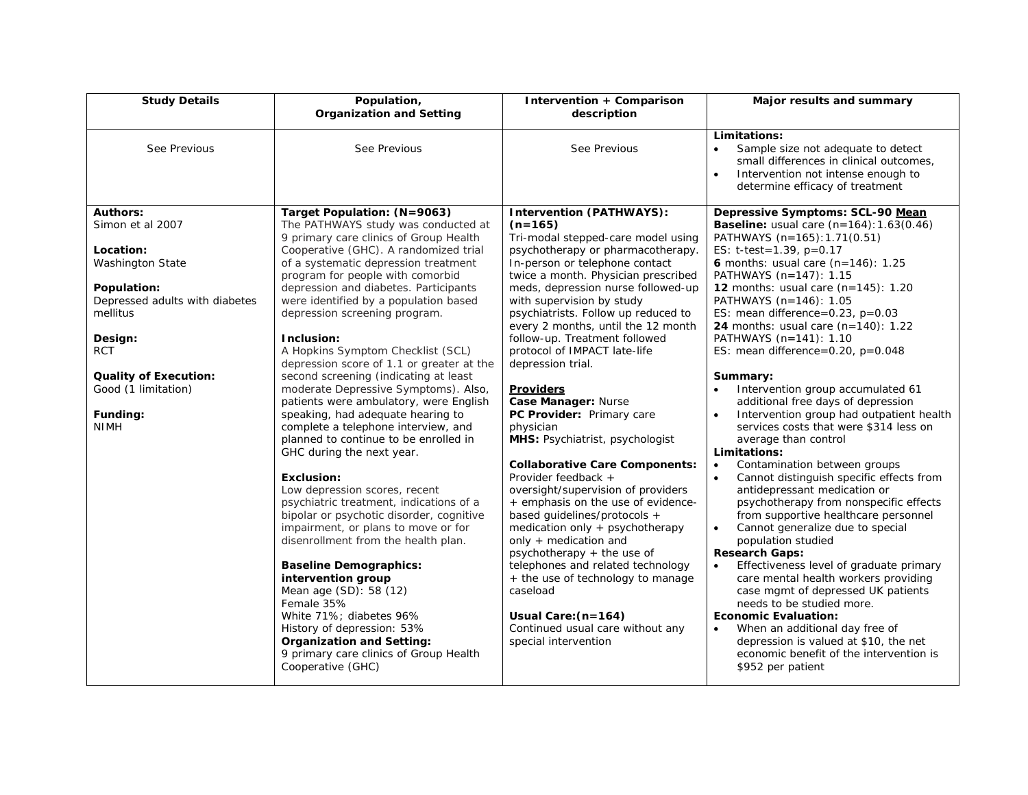| Study Details | Population, Organization and Setting | Intervention + Comparison description | Major results and summary |
|---|---|---|---|
| See Previous | See Previous | See Previous | **Limitations:**<br>• Sample size not adequate to detect small differences in clinical outcomes,<br>• Intervention not intense enough to determine efficacy of treatment |
| **Authors:**<br>Simon et al 2007<br><br>**Location:**<br>Washington State<br><br>**Population:**<br>Depressed adults with diabetes mellitus<br><br>**Design:**<br>RCT<br><br>**Quality of Execution:**<br>Good (1 limitation)<br><br>**Funding:**<br>NIMH | **Target Population: (N=9063)**<br>The PATHWAYS study was conducted at 9 primary care clinics of Group Health Cooperative (GHC). A randomized trial of a systematic depression treatment program for people with comorbid depression and diabetes. Participants were identified by a population based depression screening program.<br><br>**Inclusion:**<br>A Hopkins Symptom Checklist (SCL) depression score of 1.1 or greater at the second screening (indicating at least moderate Depressive Symptoms). Also, patients were ambulatory, were English speaking, had adequate hearing to complete a telephone interview, and planned to continue to be enrolled in GHC during the next year.<br><br>**Exclusion:**<br>Low depression scores, recent psychiatric treatment, indications of a bipolar or psychotic disorder, cognitive impairment, or plans to move or for disenrollment from the health plan.<br><br>**Baseline Demographics: intervention group**<br>Mean age (SD): 58 (12)<br>Female 35%<br>White 71%; diabetes 96%<br>History of depression: 53%<br>**Organization and Setting:**<br>9 primary care clinics of Group Health Cooperative (GHC) | **Intervention (PATHWAYS): (n=165)**<br>Tri-modal stepped-care model using psychotherapy or pharmacotherapy. In-person or telephone contact twice a month. Physician prescribed meds, depression nurse followed-up with supervision by study psychiatrists. Follow up reduced to every 2 months, until the 12 month follow-up. Treatment followed protocol of IMPACT late-life depression trial.<br><br>**<u>Providers</u>**<br>**Case Manager:** Nurse<br>**PC Provider:** Primary care physician<br>**MHS:** Psychiatrist, psychologist<br><br>**Collaborative Care Components:**<br>Provider feedback + oversight/supervision of providers + emphasis on the use of evidence-based guidelines/protocols + medication only + psychotherapy only + medication and psychotherapy + the use of telephones and related technology + the use of technology to manage caseload<br><br>**Usual Care:(n=164)**<br>Continued usual care without any special intervention | **Depressive Symptoms: SCL-90 <u>Mean</u>**<br>**Baseline:** usual care (n=164):1.63(0.46)<br>PATHWAYS (n=165):1.71(0.51)<br>ES: t-test=1.39, p=0.17<br>**6** months: usual care (n=146): 1.25<br>PATHWAYS (n=147): 1.15<br>**12** months: usual care (n=145): 1.20<br>PATHWAYS (n=146): 1.05<br>ES: mean difference=0.23, p=0.03<br>**24** months: usual care (n=140): 1.22<br>PATHWAYS (n=141): 1.10<br>ES: mean difference=0.20, p=0.048<br><br>**Summary:**<br>• Intervention group accumulated 61 additional free days of depression<br>• Intervention group had outpatient health services costs that were $314 less on average than control<br>**Limitations:**<br>• Contamination between groups<br>• Cannot distinguish specific effects from antidepressant medication or psychotherapy from nonspecific effects from supportive healthcare personnel<br>• Cannot generalize due to special population studied<br>**Research Gaps:**<br>• Effectiveness level of graduate primary care mental health workers providing case mgmt of depressed UK patients needs to be studied more.<br>**Economic Evaluation:**<br>• When an additional day free of depression is valued at $10, the net economic benefit of the intervention is $952 per patient |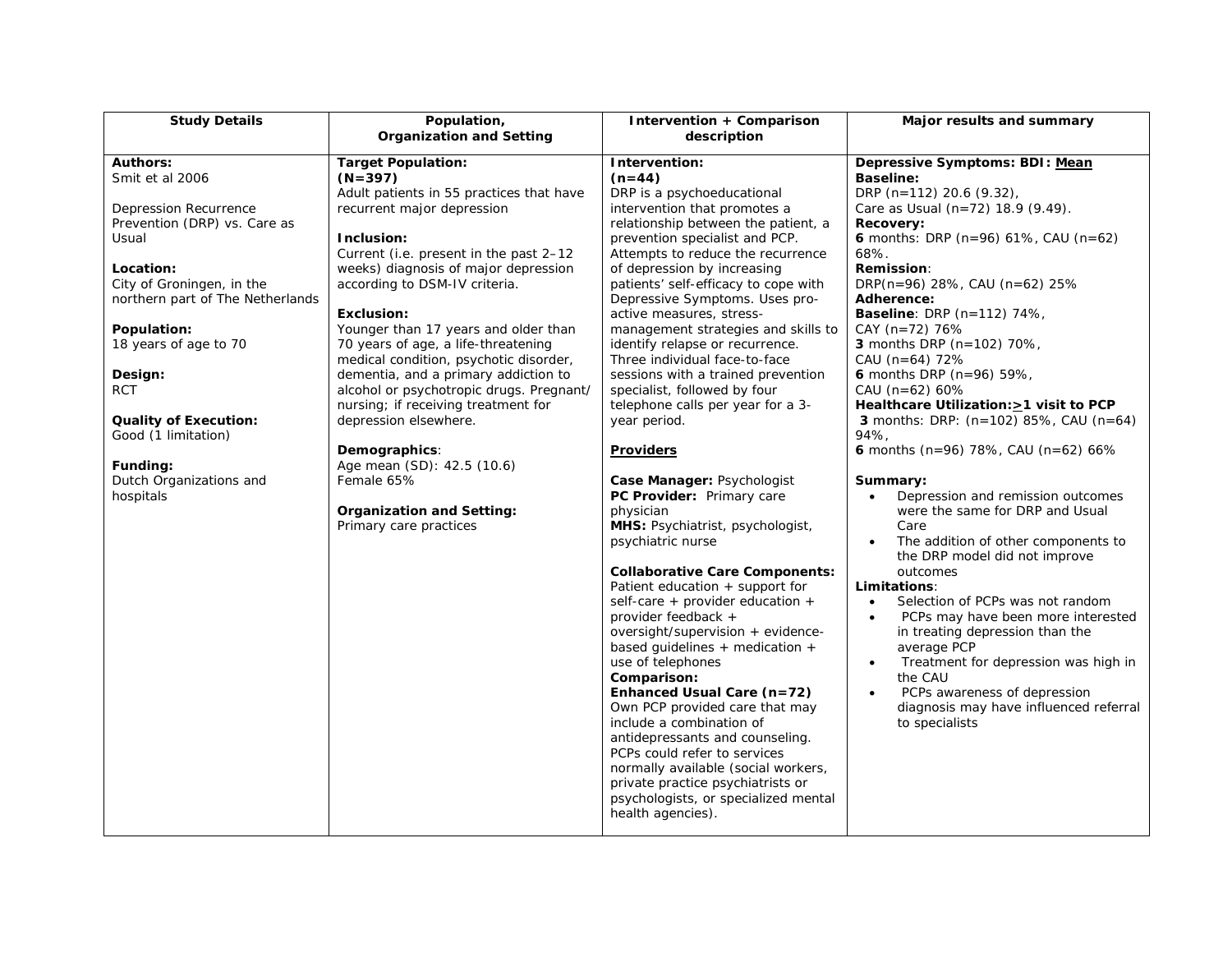| Study Details | Population, Organization and Setting | Intervention + Comparison description | Major results and summary |
|---|---|---|---|
| **Authors:**<br>Smit et al 2006<br><br>Depression Recurrence Prevention (DRP) vs. Care as Usual<br><br>**Location:**<br>City of Groningen, in the northern part of The Netherlands<br><br>**Population:**<br>18 years of age to 70<br><br>**Design:**<br>RCT<br><br>**Quality of Execution:**<br>Good (1 limitation)<br><br>**Funding:**<br>Dutch Organizations and hospitals | **Target Population:**<br>**(N=397)**<br>Adult patients in 55 practices that have recurrent major depression<br><br>**Inclusion:**<br>Current (i.e. present in the past 2–12 weeks) diagnosis of major depression according to DSM-IV criteria.<br><br>**Exclusion:**<br>Younger than 17 years and older than 70 years of age, a life-threatening medical condition, psychotic disorder, dementia, and a primary addiction to alcohol or psychotropic drugs. Pregnant/ nursing; if receiving treatment for depression elsewhere.<br><br>**Demographics**:<br>Age mean (SD): 42.5 (10.6)<br>Female 65%<br><br>**Organization and Setting:**<br>Primary care practices | **Intervention:**<br>**(n=44)**<br>DRP is a psychoeducational intervention that promotes a relationship between the patient, a prevention specialist and PCP. Attempts to reduce the recurrence of depression by increasing patients' self-efficacy to cope with Depressive Symptoms. Uses pro-active measures, stress-management strategies and skills to identify relapse or recurrence. Three individual face-to-face sessions with a trained prevention specialist, followed by four telephone calls per year for a 3-year period.<br><br>**Providers**<br><br>**Case Manager:** Psychologist<br>**PC Provider:** Primary care physician<br>**MHS:** Psychiatrist, psychologist, psychiatric nurse<br><br>**Collaborative Care Components:**<br>Patient education + support for self-care + provider education + provider feedback + oversight/supervision + evidence-based guidelines + medication + use of telephones<br>**Comparison:**<br>**Enhanced Usual Care (n=72)**<br>Own PCP provided care that may include a combination of antidepressants and counseling. PCPs could refer to services normally available (social workers, private practice psychiatrists or psychologists, or specialized mental health agencies). | **Depressive Symptoms: BDI: Mean**<br>**Baseline:**<br>DRP (n=112) 20.6 (9.32),<br>Care as Usual (n=72) 18.9 (9.49).<br>**Recovery:**<br>**6** months: DRP (n=96) 61%, CAU (n=62) 68%.<br>**Remission**:<br>DRP(n=96) 28%, CAU (n=62) 25%<br>**Adherence:**<br>**Baseline**: DRP (n=112) 74%,<br>CAY (n=72) 76%<br>**3** months DRP (n=102) 70%,<br>CAU (n=64) 72%<br>**6** months DRP (n=96) 59%,<br>CAU (n=62) 60%<br>**Healthcare Utilization:≥1 visit to PCP**<br>**3** months: DRP: (n=102) 85%, CAU (n=64) 94%,<br>**6** months (n=96) 78%, CAU (n=62) 66%<br><br>**Summary:**<br>• Depression and remission outcomes were the same for DRP and Usual Care<br>• The addition of other components to the DRP model did not improve outcomes<br>**Limitations**:<br>• Selection of PCPs was not random<br>• PCPs may have been more interested in treating depression than the average PCP<br>• Treatment for depression was high in the CAU<br>• PCPs awareness of depression diagnosis may have influenced referral to specialists |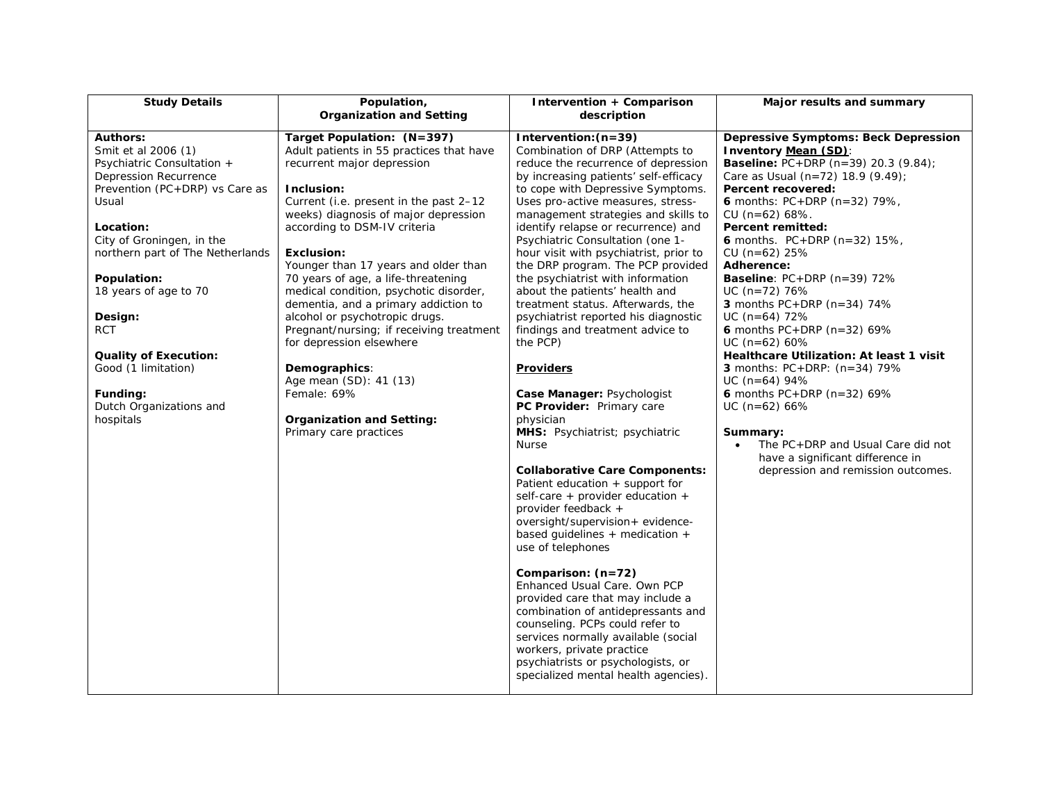| Study Details | Population, Organization and Setting | Intervention + Comparison description | Major results and summary |
|---|---|---|---|
| **Authors:**<br>Smit et al 2006 (1)<br>Psychiatric Consultation + Depression Recurrence Prevention (PC+DRP) vs Care as Usual<br><br>**Location:**<br>City of Groningen, in the northern part of The Netherlands<br><br>**Population:**<br>18 years of age to 70<br><br>**Design:**<br>RCT<br><br>**Quality of Execution:**<br>Good (1 limitation)<br><br>**Funding:**<br>Dutch Organizations and hospitals | **Target Population: (N=397)**<br>Adult patients in 55 practices that have recurrent major depression<br><br>**Inclusion:**<br>Current (i.e. present in the past 2–12 weeks) diagnosis of major depression according to DSM-IV criteria<br><br>**Exclusion:**<br>Younger than 17 years and older than 70 years of age, a life-threatening medical condition, psychotic disorder, dementia, and a primary addiction to alcohol or psychotropic drugs. Pregnant/nursing; if receiving treatment for depression elsewhere<br><br>**Demographics**:<br>Age mean (SD): 41 (13)<br>Female: 69%<br><br>**Organization and Setting:**<br>Primary care practices | **Intervention:(n=39)**<br>Combination of DRP (Attempts to reduce the recurrence of depression by increasing patients' self-efficacy to cope with Depressive Symptoms. Uses pro-active measures, stress-management strategies and skills to identify relapse or recurrence) and Psychiatric Consultation (one 1-hour visit with psychiatrist, prior to the DRP program. The PCP provided the psychiatrist with information about the patients' health and treatment status. Afterwards, the psychiatrist reported his diagnostic findings and treatment advice to the PCP)<br><br>**<u>Providers</u>**<br><br>**Case Manager:** Psychologist<br>**PC Provider:** Primary care physician<br>**MHS:** Psychiatrist; psychiatric Nurse<br><br>**Collaborative Care Components:**<br>Patient education + support for self-care + provider education + provider feedback + oversight/supervision+ evidence-based guidelines + medication + use of telephones<br><br>**Comparison: (n=72)**<br>Enhanced Usual Care. Own PCP provided care that may include a combination of antidepressants and counseling. PCPs could refer to services normally available (social workers, private practice psychiatrists or psychologists, or specialized mental health agencies). | **Depressive Symptoms: Beck Depression Inventory <u>Mean (SD)</u>**:<br>**Baseline:** PC+DRP (n=39) 20.3 (9.84); Care as Usual (n=72) 18.9 (9.49);<br>**Percent recovered:**<br>**6** months: PC+DRP (n=32) 79%, CU (n=62) 68%.<br>**Percent remitted:**<br>**6** months. PC+DRP (n=32) 15%, CU (n=62) 25%<br>**Adherence:**<br>**Baseline**: PC+DRP (n=39) 72%<br>UC (n=72) 76%<br>**3** months PC+DRP (n=34) 74%<br>UC (n=64) 72%<br>**6** months PC+DRP (n=32) 69%<br>UC (n=62) 60%<br>**Healthcare Utilization: At least 1 visit**<br>**3** months: PC+DRP: (n=34) 79%<br>UC (n=64) 94%<br>**6** months PC+DRP (n=32) 69%<br>UC (n=62) 66%<br><br>**Summary:**<br>• The PC+DRP and Usual Care did not have a significant difference in depression and remission outcomes. |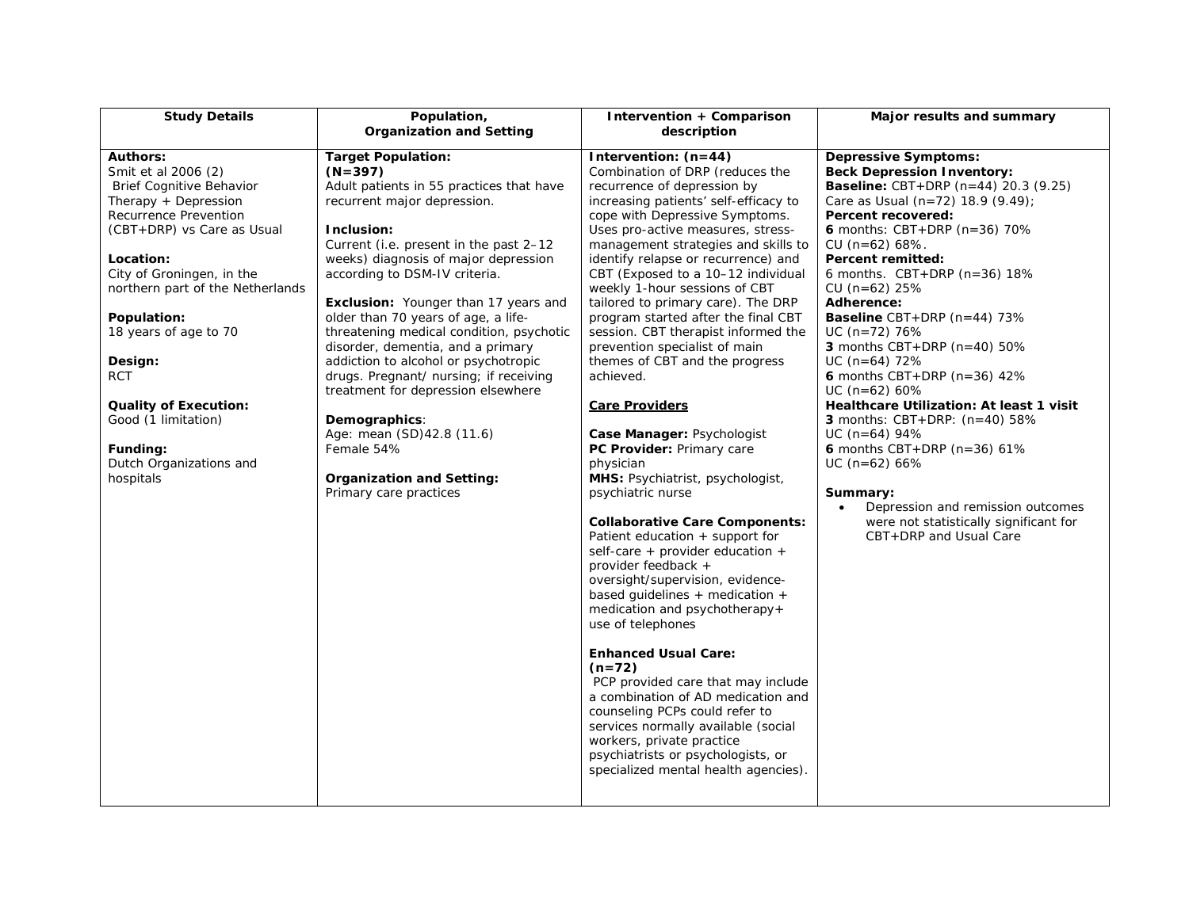| Study Details | Population, Organization and Setting | Intervention + Comparison description | Major results and summary |
|---|---|---|---|
| **Authors:**<br>Smit et al 2006 (2)<br>Brief Cognitive Behavior Therapy + Depression Recurrence Prevention (CBT+DRP) vs Care as Usual<br><br>**Location:**<br>City of Groningen, in the northern part of the Netherlands<br><br>**Population:**<br>18 years of age to 70<br><br>**Design:**<br>RCT<br><br>**Quality of Execution:**<br>Good (1 limitation)<br><br>**Funding:**<br>Dutch Organizations and hospitals | **Target Population:**<br>**(N=397)**<br>Adult patients in 55 practices that have recurrent major depression.<br><br>**Inclusion:**<br>Current (i.e. present in the past 2–12 weeks) diagnosis of major depression according to DSM-IV criteria.<br><br>**Exclusion:** Younger than 17 years and older than 70 years of age, a life-threatening medical condition, psychotic disorder, dementia, and a primary addiction to alcohol or psychotropic drugs. Pregnant/ nursing; if receiving treatment for depression elsewhere<br><br>**Demographics**:<br>Age: mean (SD)42.8 (11.6)<br>Female 54%<br><br>**Organization and Setting:**<br>Primary care practices | **Intervention: (n=44)**<br>Combination of DRP (reduces the recurrence of depression by increasing patients' self-efficacy to cope with Depressive Symptoms. Uses pro-active measures, stress-management strategies and skills to identify relapse or recurrence) and CBT (Exposed to a 10–12 individual weekly 1-hour sessions of CBT tailored to primary care). The DRP program started after the final CBT session. CBT therapist informed the prevention specialist of main themes of CBT and the progress achieved.<br><br>**Care Providers**<br><br>**Case Manager:** Psychologist<br>**PC Provider:** Primary care physician<br>**MHS:** Psychiatrist, psychologist, psychiatric nurse<br><br>**Collaborative Care Components:**<br>Patient education + support for self-care + provider education + provider feedback + oversight/supervision, evidence-based guidelines + medication + medication and psychotherapy+ use of telephones<br><br>**Enhanced Usual Care:**<br>**(n=72)**<br>PCP provided care that may include a combination of AD medication and counseling PCPs could refer to services normally available (social workers, private practice psychiatrists or psychologists, or specialized mental health agencies). | **Depressive Symptoms:**<br>**Beck Depression Inventory:**<br>**Baseline:** CBT+DRP (n=44) 20.3 (9.25)<br>Care as Usual (n=72) 18.9 (9.49);<br>**Percent recovered:**<br>**6** months: CBT+DRP (n=36) 70%<br>CU (n=62) 68%.<br>**Percent remitted:**<br>6 months. CBT+DRP (n=36) 18%<br>CU (n=62) 25%<br>**Adherence:**<br>**Baseline** CBT+DRP (n=44) 73%<br>UC (n=72) 76%<br>**3** months CBT+DRP (n=40) 50%<br>UC (n=64) 72%<br>**6** months CBT+DRP (n=36) 42%<br>UC (n=62) 60%<br>**Healthcare Utilization: At least 1 visit**<br>**3** months: CBT+DRP: (n=40) 58%<br>UC (n=64) 94%<br>**6** months CBT+DRP (n=36) 61%<br>UC (n=62) 66%<br><br>**Summary:**<br>• Depression and remission outcomes were not statistically significant for CBT+DRP and Usual Care |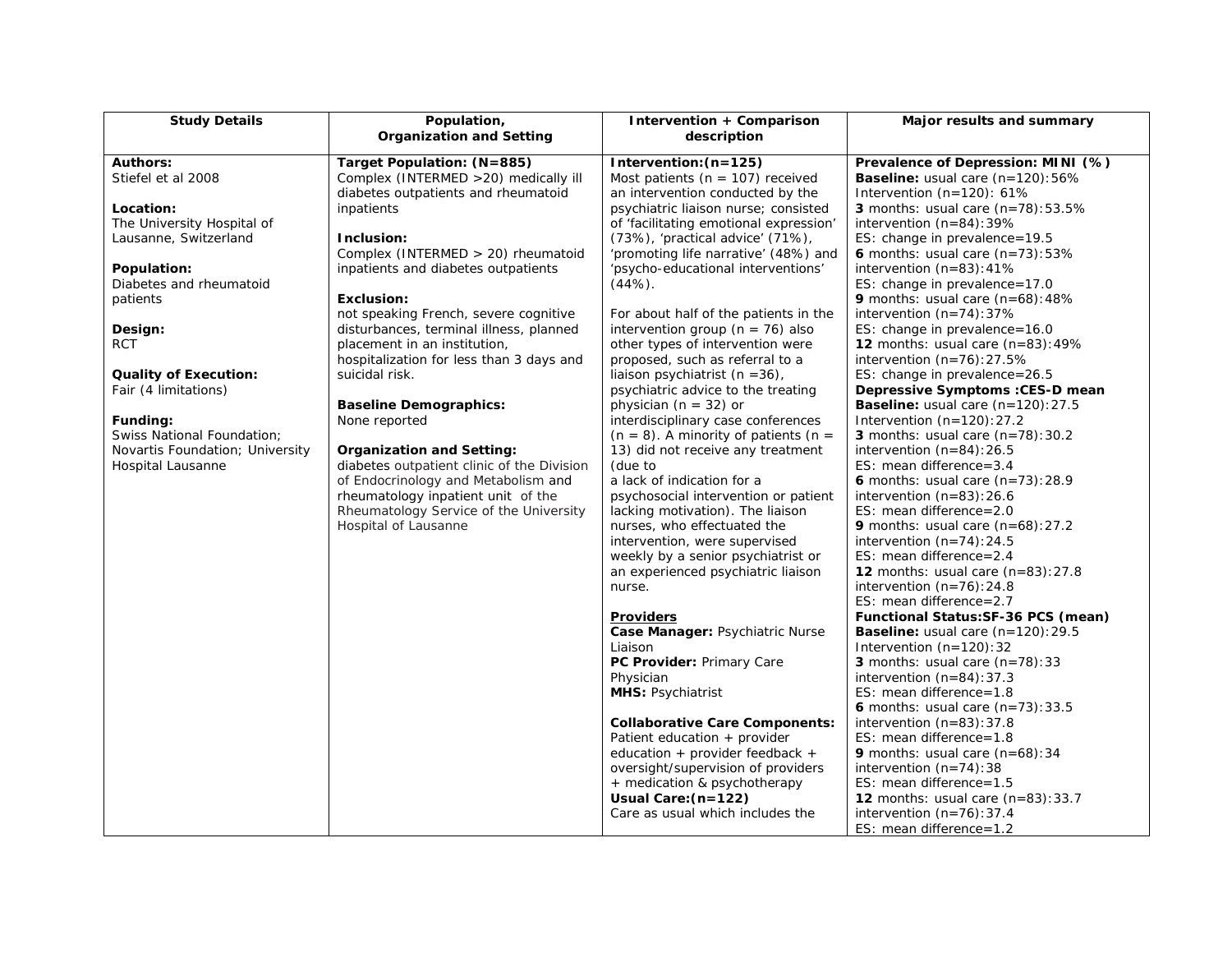| Study Details | Population, Organization and Setting | Intervention + Comparison description | Major results and summary |
|---|---|---|---|
| **Authors:**<br>Stiefel et al 2008<br><br>**Location:**<br>The University Hospital of Lausanne, Switzerland<br><br>**Population:**<br>Diabetes and rheumatoid patients<br><br>**Design:**<br>RCT<br><br>**Quality of Execution:**<br>Fair (4 limitations)<br><br>**Funding:**<br>Swiss National Foundation; Novartis Foundation; University Hospital Lausanne | **Target Population: (N=885)**<br>Complex (INTERMED >20) medically ill diabetes outpatients and rheumatoid inpatients<br><br>**Inclusion:**<br>Complex (INTERMED > 20) rheumatoid inpatients and diabetes outpatients<br><br>**Exclusion:**<br>not speaking French, severe cognitive disturbances, terminal illness, planned placement in an institution, hospitalization for less than 3 days and suicidal risk.<br><br>**Baseline Demographics:**<br>None reported<br><br>**Organization and Setting:**<br>diabetes outpatient clinic of the Division of Endocrinology and Metabolism and rheumatology inpatient unit of the Rheumatology Service of the University Hospital of Lausanne | **Intervention:(n=125)**<br>Most patients (n = 107) received an intervention conducted by the psychiatric liaison nurse; consisted of 'facilitating emotional expression' (73%), 'practical advice' (71%), 'promoting life narrative' (48%) and 'psycho-educational interventions' (44%).<br><br>For about half of the patients in the intervention group (n = 76) also other types of intervention were proposed, such as referral to a liaison psychiatrist (n =36), psychiatric advice to the treating physician (n = 32) or interdisciplinary case conferences (n = 8). A minority of patients (n = 13) did not receive any treatment (due to a lack of indication for a psychosocial intervention or patient lacking motivation). The liaison nurses, who effectuated the intervention, were supervised weekly by a senior psychiatrist or an experienced psychiatric liaison nurse.<br><br>**Providers**<br>**Case Manager:** Psychiatric Nurse Liaison<br>**PC Provider:** Primary Care Physician<br>**MHS:** Psychiatrist<br><br>**Collaborative Care Components:**<br>Patient education + provider education + provider feedback + oversight/supervision of providers + medication & psychotherapy<br>**Usual Care:(n=122)**<br>Care as usual which includes the | **Prevalence of Depression: MINI (%)**<br>**Baseline:** usual care (n=120):56%<br>Intervention (n=120): 61%<br>**3** months: usual care (n=78):53.5%<br>intervention (n=84):39%<br>ES: change in prevalence=19.5<br>**6** months: usual care (n=73):53%<br>intervention (n=83):41%<br>ES: change in prevalence=17.0<br>**9** months: usual care (n=68):48%<br>intervention (n=74):37%<br>ES: change in prevalence=16.0<br>**12** months: usual care (n=83):49%<br>intervention (n=76):27.5%<br>ES: change in prevalence=26.5<br>**Depressive Symptoms :CES-D mean**<br>**Baseline:** usual care (n=120):27.5<br>Intervention (n=120):27.2<br>**3** months: usual care (n=78):30.2<br>intervention (n=84):26.5<br>ES: mean difference=3.4<br>**6** months: usual care (n=73):28.9<br>intervention (n=83):26.6<br>ES: mean difference=2.0<br>**9** months: usual care (n=68):27.2<br>intervention (n=74):24.5<br>ES: mean difference=2.4<br>**12** months: usual care (n=83):27.8<br>intervention (n=76):24.8<br>ES: mean difference=2.7<br>**Functional Status:SF-36 PCS (mean)**<br>**Baseline:** usual care (n=120):29.5<br>Intervention (n=120):32<br>**3** months: usual care (n=78):33<br>intervention (n=84):37.3<br>ES: mean difference=1.8<br>**6** months: usual care (n=73):33.5<br>intervention (n=83):37.8<br>ES: mean difference=1.8<br>**9** months: usual care (n=68):34<br>intervention (n=74):38<br>ES: mean difference=1.5<br>**12** months: usual care (n=83):33.7<br>intervention (n=76):37.4<br>ES: mean difference=1.2 |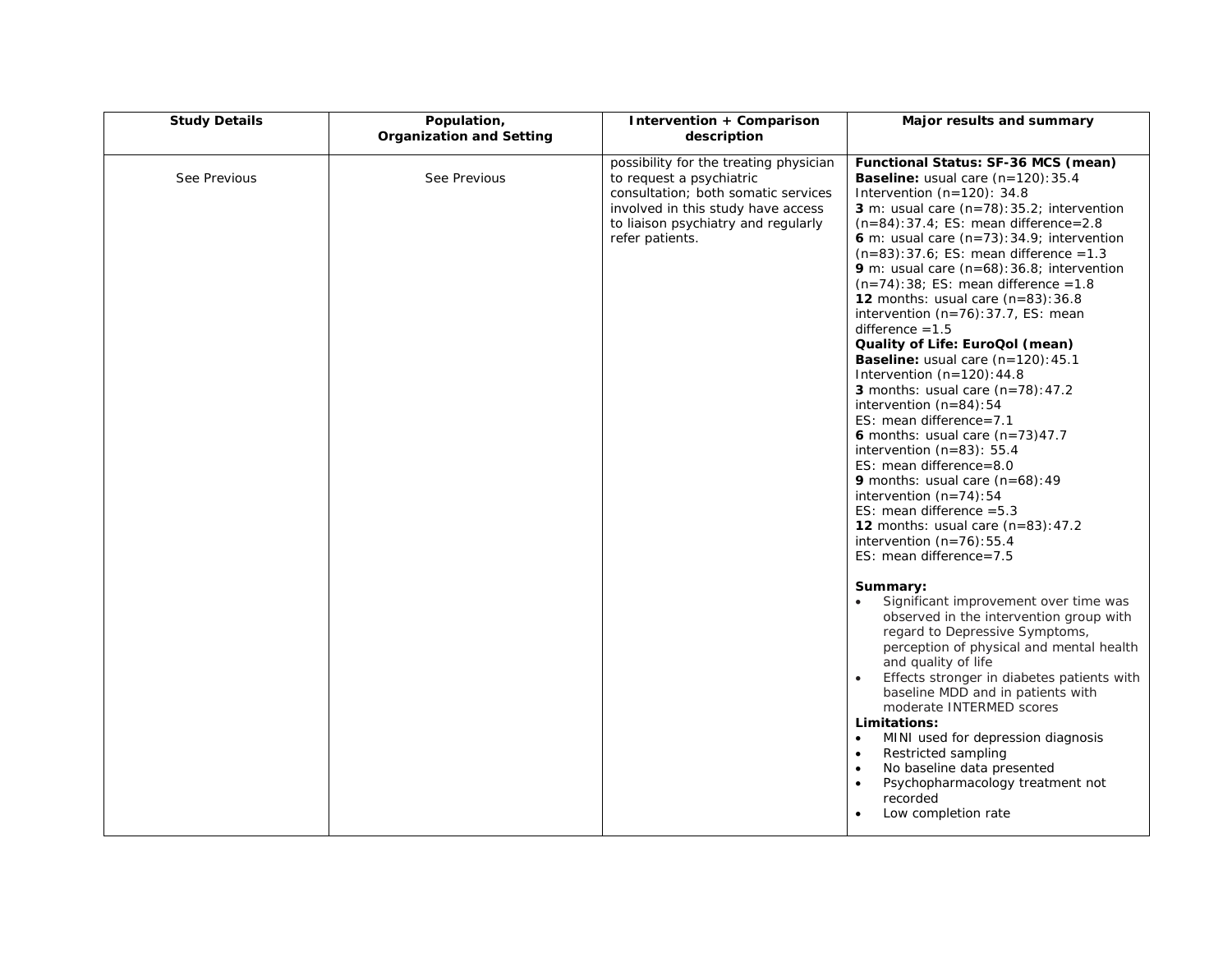| Study Details | Population, Organization and Setting | Intervention + Comparison description | Major results and summary |
|---|---|---|---|
| See Previous | See Previous | possibility for the treating physician to request a psychiatric consultation; both somatic services involved in this study have access to liaison psychiatry and regularly refer patients. | **Functional Status: SF-36 MCS (mean)**<br>**Baseline:** usual care (n=120):35.4 Intervention (n=120): 34.8<br>**3** m: usual care (n=78):35.2; intervention (n=84):37.4; ES: mean difference=2.8<br>**6** m: usual care (n=73):34.9; intervention (n=83):37.6; ES: mean difference =1.3<br>**9** m: usual care (n=68):36.8; intervention (n=74):38; ES: mean difference =1.8<br>**12** months: usual care (n=83):36.8 intervention (n=76):37.7, ES: mean difference =1.5<br>**Quality of Life: EuroQol (mean)**<br>**Baseline:** usual care (n=120):45.1 Intervention (n=120):44.8<br>**3** months: usual care (n=78):47.2 intervention (n=84):54<br>ES: mean difference=7.1<br>**6** months: usual care (n=73)47.7 intervention (n=83): 55.4<br>ES: mean difference=8.0<br>**9** months: usual care (n=68):49 intervention (n=74):54<br>ES: mean difference =5.3<br>**12** months: usual care (n=83):47.2 intervention (n=76):55.4<br>ES: mean difference=7.5<br><br>**Summary:**<br>• Significant improvement over time was observed in the intervention group with regard to Depressive Symptoms, perception of physical and mental health and quality of life<br>• Effects stronger in diabetes patients with baseline MDD and in patients with moderate INTERMED scores<br>**Limitations:**<br>• MINI used for depression diagnosis<br>• Restricted sampling<br>• No baseline data presented<br>• Psychopharmacology treatment not recorded<br>• Low completion rate |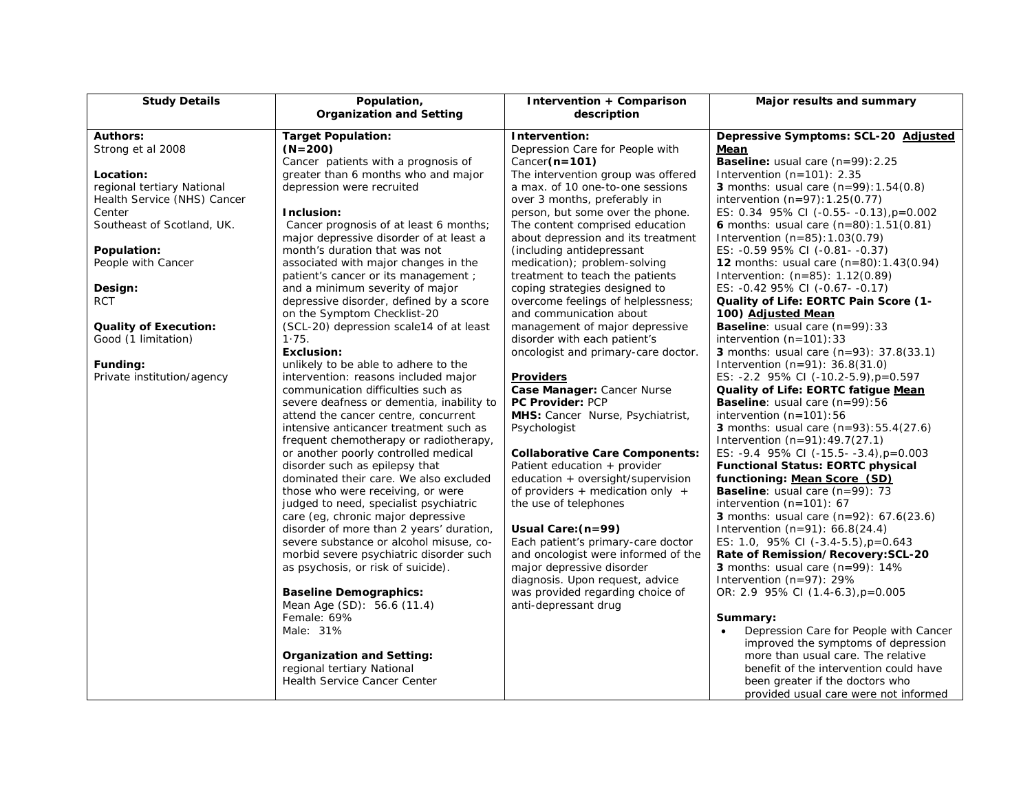| Study Details | Population, Organization and Setting | Intervention + Comparison description | Major results and summary |
|---|---|---|---|
| **Authors:**<br>Strong et al 2008<br><br>**Location:**<br>regional tertiary National Health Service (NHS) Cancer Center<br>Southeast of Scotland, UK.<br><br>**Population:**<br>People with Cancer<br><br>**Design:**<br>RCT<br><br>**Quality of Execution:**<br>Good (1 limitation)<br><br>**Funding:**<br>Private institution/agency | **Target Population:**<br>**(N=200)**<br>Cancer patients with a prognosis of greater than 6 months who and major depression were recruited<br><br>**Inclusion:**<br>Cancer prognosis of at least 6 months; major depressive disorder of at least a month's duration that was not associated with major changes in the patient's cancer or its management ; and a minimum severity of major depressive disorder, defined by a score on the Symptom Checklist-20 (SCL-20) depression scale14 of at least 1·75.<br>**Exclusion:**<br>unlikely to be able to adhere to the intervention: reasons included major communication difficulties such as severe deafness or dementia, inability to attend the cancer centre, concurrent intensive anticancer treatment such as frequent chemotherapy or radiotherapy, or another poorly controlled medical disorder such as epilepsy that dominated their care. We also excluded those who were receiving, or were judged to need, specialist psychiatric care (eg, chronic major depressive disorder of more than 2 years' duration, severe substance or alcohol misuse, co-morbid severe psychiatric disorder such as psychosis, or risk of suicide).<br><br>**Baseline Demographics:**<br>Mean Age (SD): 56.6 (11.4)<br>Female: 69%<br>Male: 31%<br><br>**Organization and Setting:**<br>regional tertiary National Health Service Cancer Center | **Intervention:**<br>Depression Care for People with Cancer**(n=101)**<br>The intervention group was offered a max. of 10 one-to-one sessions over 3 months, preferably in person, but some over the phone. The content comprised education about depression and its treatment (including antidepressant medication); problem-solving treatment to teach the patients coping strategies designed to overcome feelings of helplessness; and communication about management of major depressive disorder with each patient's oncologist and primary-care doctor.<br><br>**Providers**<br>**Case Manager:** Cancer Nurse<br>**PC Provider:** PCP<br>**MHS:** Cancer Nurse, Psychiatrist, Psychologist<br><br>**Collaborative Care Components:**<br>Patient education + provider education + oversight/supervision of providers + medication only + the use of telephones<br><br>**Usual Care:(n=99)**<br>Each patient's primary-care doctor and oncologist were informed of the major depressive disorder diagnosis. Upon request, advice was provided regarding choice of anti-depressant drug | **Depressive Symptoms: SCL-20 Adjusted Mean**<br>**Baseline:** usual care (n=99):2.25<br>Intervention (n=101): 2.35<br>**3** months: usual care (n=99):1.54(0.8)<br>intervention (n=97):1.25(0.77)<br>ES: 0.34 95% CI (-0.55- -0.13),p=0.002<br>**6** months: usual care (n=80):1.51(0.81)<br>Intervention (n=85):1.03(0.79)<br>ES: -0.59 95% CI (-0.81- -0.37)<br>**12** months: usual care (n=80):1.43(0.94)<br>Intervention: (n=85): 1.12(0.89)<br>ES: -0.42 95% CI (-0.67- -0.17)<br>**Quality of Life: EORTC Pain Score (1-100) Adjusted Mean**<br>**Baseline**: usual care (n=99):33<br>intervention (n=101):33<br>**3** months: usual care (n=93): 37.8(33.1)<br>Intervention (n=91): 36.8(31.0)<br>ES: -2.2 95% CI (-10.2-5.9),p=0.597<br>**Quality of Life: EORTC fatigue Mean**<br>**Baseline**: usual care (n=99):56<br>intervention (n=101):56<br>**3** months: usual care (n=93):55.4(27.6)<br>Intervention (n=91):49.7(27.1)<br>ES: -9.4 95% CI (-15.5- -3.4),p=0.003<br>**Functional Status: EORTC physical functioning: Mean Score (SD)**<br>**Baseline**: usual care (n=99): 73<br>intervention (n=101): 67<br>**3** months: usual care (n=92): 67.6(23.6)<br>Intervention (n=91): 66.8(24.4)<br>ES: 1.0, 95% CI (-3.4-5.5),p=0.643<br>**Rate of Remission/Recovery:SCL-20**<br>**3** months: usual care (n=99): 14%<br>Intervention (n=97): 29%<br>OR: 2.9 95% CI (1.4-6.3),p=0.005<br><br>**Summary:**<br>• Depression Care for People with Cancer improved the symptoms of depression more than usual care. The relative benefit of the intervention could have been greater if the doctors who provided usual care were not informed |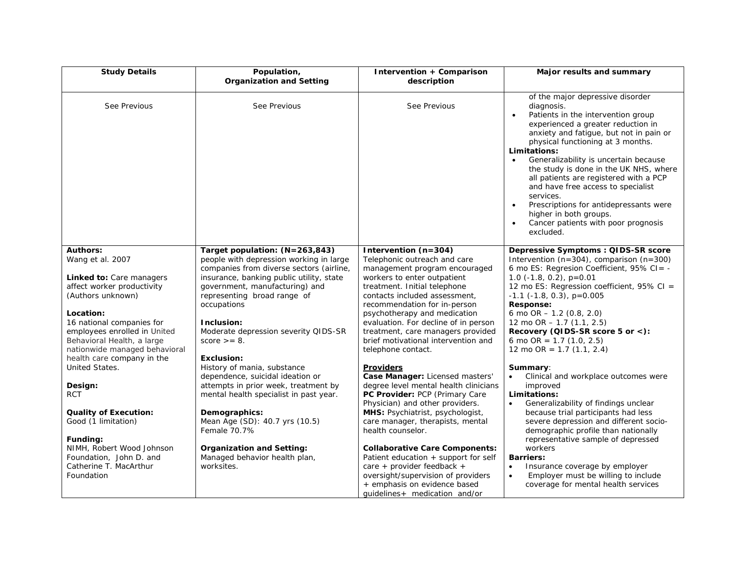| Study Details | Population, Organization and Setting | Intervention + Comparison description | Major results and summary |
|---|---|---|---|
| See Previous | See Previous | See Previous | of the major depressive disorder diagnosis.<br>• Patients in the intervention group experienced a greater reduction in anxiety and fatigue, but not in pain or physical functioning at 3 months.<br>**Limitations:**<br>• Generalizability is uncertain because the study is done in the UK NHS, where all patients are registered with a PCP and have free access to specialist services.<br>• Prescriptions for antidepressants were higher in both groups.<br>• Cancer patients with poor prognosis excluded. |
| **Authors:**<br>Wang et al. 2007<br><br>**Linked to:** Care managers affect worker productivity (Authors unknown)<br><br>**Location:**<br>16 national companies for employees enrolled in United Behavioral Health, a large nationwide managed behavioral health care company in the United States.<br><br>**Design:**<br>RCT<br><br>**Quality of Execution:**<br>Good (1 limitation)<br><br>**Funding:**<br>NIMH, Robert Wood Johnson Foundation, John D. and Catherine T. MacArthur Foundation | **Target population: (N=263,843)**<br>people with depression working in large companies from diverse sectors (airline, insurance, banking public utility, state government, manufacturing) and representing broad range of occupations<br><br>**Inclusion:**<br>Moderate depression severity QIDS-SR score >= 8.<br><br>**Exclusion:**<br>History of mania, substance dependence, suicidal ideation or attempts in prior week, treatment by mental health specialist in past year.<br><br>**Demographics:**<br>Mean Age (SD): 40.7 yrs (10.5)<br>Female 70.7%<br><br>**Organization and Setting:**<br>Managed behavior health plan, worksites. | **Intervention (n=304)**<br>Telephonic outreach and care management program encouraged workers to enter outpatient treatment. Initial telephone contacts included assessment, recommendation for in-person psychotherapy and medication evaluation. For decline of in person treatment, care managers provided brief motivational intervention and telephone contact.<br><br>**Providers**<br>**Case Manager:** Licensed masters' degree level mental health clinicians<br>**PC Provider:** PCP (Primary Care Physician) and other providers.<br>**MHS:** Psychiatrist, psychologist, care manager, therapists, mental health counselor.<br><br>**Collaborative Care Components:**<br>Patient education + support for self care + provider feedback + oversight/supervision of providers + emphasis on evidence based guidelines+ medication and/or | **Depressive Symptoms : QIDS-SR score**<br>Intervention (n=304), comparison (n=300)<br>6 mo ES: Regresion Coefficient, 95% CI= -1.0 (-1.8, 0.2), p=0.01<br>12 mo ES: Regression coefficient, 95% CI = -1.1 (-1.8, 0.3), p=0.005<br>**Response:**<br>6 mo OR – 1.2 (0.8, 2.0)<br>12 mo OR – 1.7 (1.1, 2.5)<br>**Recovery (QIDS-SR score 5 or <):**<br>6 mo OR = 1.7 (1.0, 2.5)<br>12 mo OR = 1.7 (1.1, 2.4)<br><br>**Summary**:<br>• Clinical and workplace outcomes were improved<br>**Limitations:**<br>• Generalizability of findings unclear because trial participants had less severe depression and different socio-demographic profile than nationally representative sample of depressed workers<br>**Barriers:**<br>• Insurance coverage by employer<br>• Employer must be willing to include coverage for mental health services |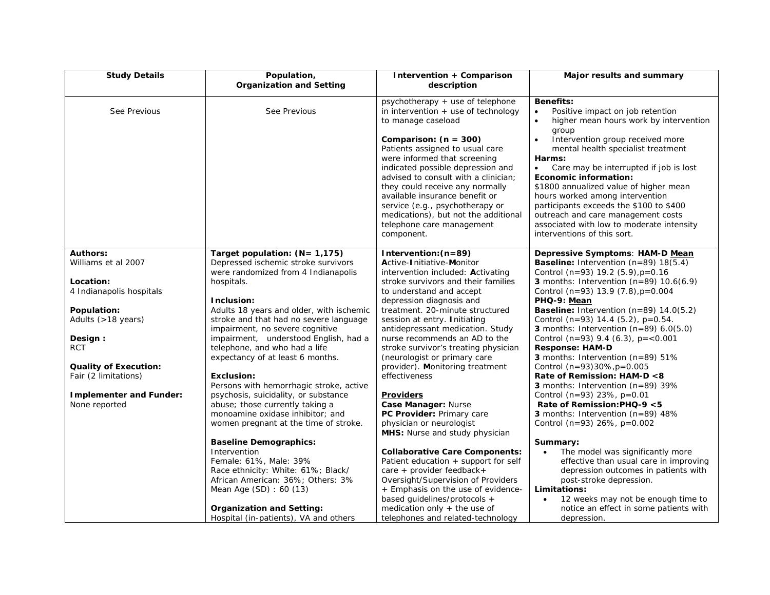| Study Details | Population, Organization and Setting | Intervention + Comparison description | Major results and summary |
|---|---|---|---|
| See Previous | See Previous | psychotherapy + use of telephone in intervention + use of technology to manage caseload<br><br>**Comparison: (n = 300)**<br>Patients assigned to usual care were informed that screening indicated possible depression and advised to consult with a clinician; they could receive any normally available insurance benefit or service (e.g., psychotherapy or medications), but not the additional telephone care management component. | **Benefits:**<br>• Positive impact on job retention<br>• higher mean hours work by intervention group<br>• Intervention group received more mental health specialist treatment<br>**Harms:**<br>• Care may be interrupted if job is lost<br>**Economic information:**<br>$1800 annualized value of higher mean hours worked among intervention participants exceeds the $100 to $400 outreach and care management costs associated with low to moderate intensity interventions of this sort. |
| **Authors:**<br>Williams et al 2007<br><br>**Location:**<br>4 Indianapolis hospitals<br><br>**Population:**<br>Adults (>18 years)<br><br>**Design :**<br>RCT<br><br>**Quality of Execution:**<br>Fair (2 limitations)<br><br>**Implementer and Funder:**<br>None reported | **Target population: (N= 1,175)**<br>Depressed ischemic stroke survivors were randomized from 4 Indianapolis hospitals.<br><br>**Inclusion:**<br>Adults 18 years and older, with ischemic stroke and that had no severe language impairment, no severe cognitive impairment, understood English, had a telephone, and who had a life expectancy of at least 6 months.<br><br>**Exclusion:**<br>Persons with hemorrhagic stroke, active psychosis, suicidality, or substance abuse; those currently taking a monoamine oxidase inhibitor; and women pregnant at the time of stroke.<br><br>**Baseline Demographics:**<br>Intervention<br>Female: 61%, Male: 39%<br>Race ethnicity: White: 61%; Black/ African American: 36%; Others: 3%<br>Mean Age (SD) : 60 (13)<br><br>**Organization and Setting:**<br>Hospital (in-patients), VA and others | **Intervention:(n=89)**<br>**A**ctive-**I**nitiative-**M**onitor intervention included: **A**ctivating stroke survivors and their families to understand and accept depression diagnosis and treatment. 20-minute structured session at entry. **I**nitiating antidepressant medication. Study nurse recommends an AD to the stroke survivor's treating physician (neurologist or primary care provider). **M**onitoring treatment effectiveness<br><br>**Providers**<br>**Case Manager:** Nurse<br>**PC Provider:** Primary care physician or neurologist<br>**MHS:** Nurse and study physician<br><br>**Collaborative Care Components:**<br>Patient education + support for self care + provider feedback+ Oversight/Supervision of Providers + Emphasis on the use of evidence-based guidelines/protocols + medication only + the use of telephones and related-technology | **Depressive Symptoms**: **HAM-D Mean**<br>**Baseline:** Intervention (n=89) 18(5.4)<br>Control (n=93) 19.2 (5.9),p=0.16<br>**3** months: Intervention (n=89) 10.6(6.9)<br>Control (n=93) 13.9 (7.8),p=0.004<br>**PHQ-9: Mean**<br>**Baseline:** Intervention (n=89) 14.0(5.2)<br>Control (n=93) 14.4 (5.2), p=0.54.<br>**3** months: Intervention (n=89) 6.0(5.0)<br>Control (n=93) 9.4 (6.3), p=<0.001<br>**Response: HAM-D**<br>**3** months: Intervention (n=89) 51%<br>Control (n=93)30%,p=0.005<br>**Rate of Remission: HAM-D <8**<br>**3** months: Intervention (n=89) 39%<br>Control (n=93) 23%, p=0.01<br>**Rate of Remission:PHQ-9 <5**<br>**3** months: Intervention (n=89) 48%<br>Control (n=93) 26%, p=0.002<br><br>**Summary:**<br>• The model was significantly more effective than usual care in improving depression outcomes in patients with post-stroke depression.<br>**Limitations:**<br>• 12 weeks may not be enough time to notice an effect in some patients with depression. |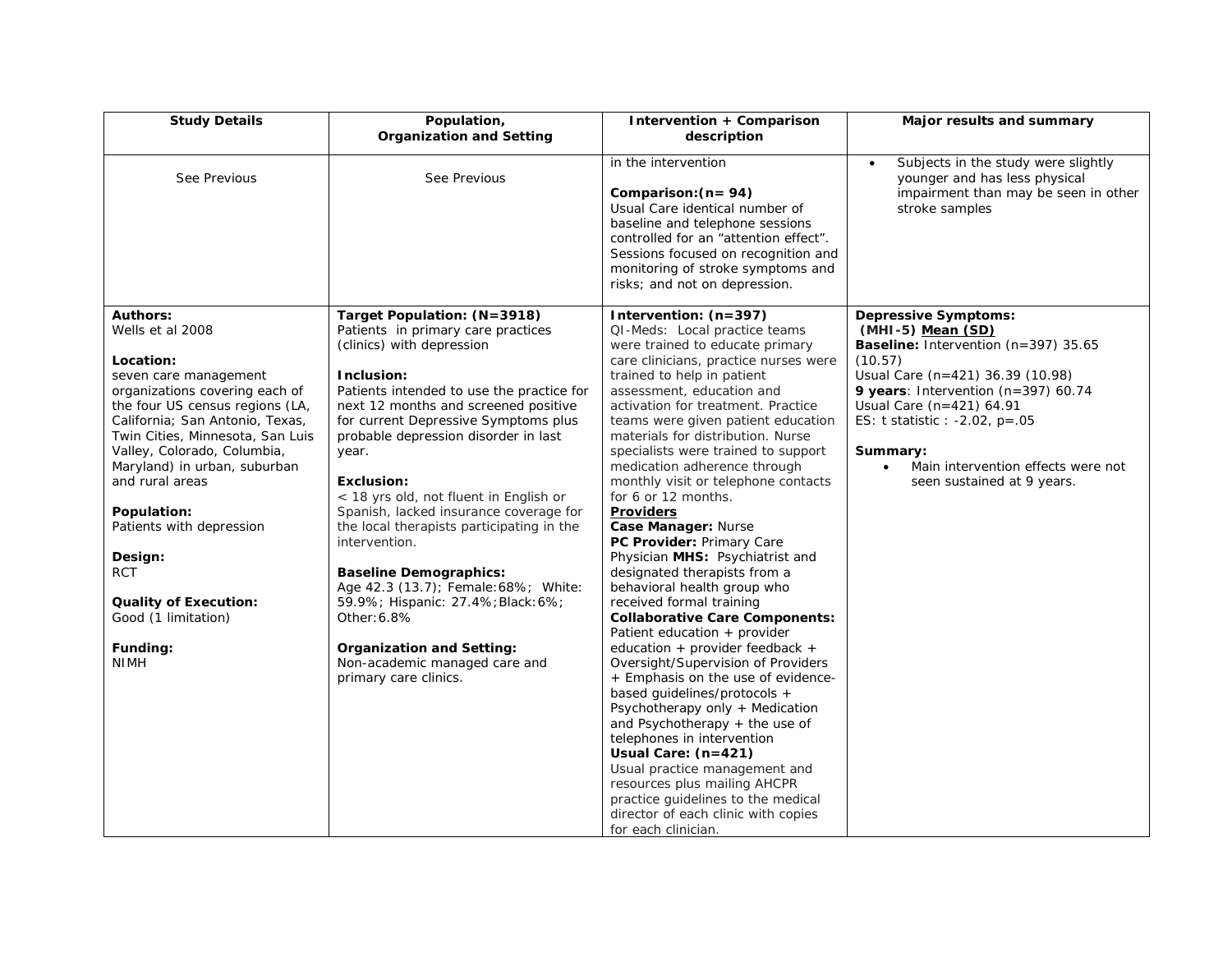| Study Details | Population, Organization and Setting | Intervention + Comparison description | Major results and summary |
|---|---|---|---|
| See Previous | See Previous | in the intervention<br><br>**Comparison:(n= 94)**<br>Usual Care identical number of baseline and telephone sessions controlled for an "attention effect". Sessions focused on recognition and monitoring of stroke symptoms and risks; and not on depression. | • Subjects in the study were slightly younger and has less physical impairment than may be seen in other stroke samples |
| **Authors:**<br>Wells et al 2008<br><br>**Location:**<br>seven care management organizations covering each of the four US census regions (LA, California; San Antonio, Texas, Twin Cities, Minnesota, San Luis Valley, Colorado, Columbia, Maryland) in urban, suburban and rural areas<br><br>**Population:**<br>Patients with depression<br><br>**Design:**<br>RCT<br><br>**Quality of Execution:**<br>Good (1 limitation)<br><br>**Funding:**<br>NIMH | **Target Population: (N=3918)**<br>Patients in primary care practices (clinics) with depression<br><br>**Inclusion:**<br>Patients intended to use the practice for next 12 months and screened positive for current Depressive Symptoms plus probable depression disorder in last year.<br><br>**Exclusion:**<br>< 18 yrs old, not fluent in English or Spanish, lacked insurance coverage for the local therapists participating in the intervention.<br><br>**Baseline Demographics:**<br>Age 42.3 (13.7); Female:68%; White: 59.9%; Hispanic: 27.4%;Black:6%; Other:6.8%<br><br>**Organization and Setting:**<br>Non-academic managed care and primary care clinics. | **Intervention: (n=397)**<br>QI-Meds: Local practice teams were trained to educate primary care clinicians, practice nurses were trained to help in patient assessment, education and activation for treatment. Practice teams were given patient education materials for distribution. Nurse specialists were trained to support medication adherence through monthly visit or telephone contacts for 6 or 12 months.<br>**<u>Providers</u>**<br>**Case Manager:** Nurse<br>**PC Provider:** Primary Care Physician **MHS:** Psychiatrist and designated therapists from a behavioral health group who received formal training<br>**Collaborative Care Components:**<br>Patient education + provider education + provider feedback + Oversight/Supervision of Providers + Emphasis on the use of evidence-based guidelines/protocols + Psychotherapy only + Medication and Psychotherapy + the use of telephones in intervention<br>**Usual Care: (n=421)**<br>Usual practice management and resources plus mailing AHCPR practice guidelines to the medical director of each clinic with copies for each clinician. | **Depressive Symptoms:**<br>**(MHI-5) <u>Mean (SD)</u>**<br>**Baseline:** Intervention (n=397) 35.65 (10.57)<br>Usual Care (n=421) 36.39 (10.98)<br>**9 years**: Intervention (n=397) 60.74<br>Usual Care (n=421) 64.91<br>ES: t statistic : -2.02, p=.05<br><br>**Summary:**<br>• Main intervention effects were not seen sustained at 9 years. |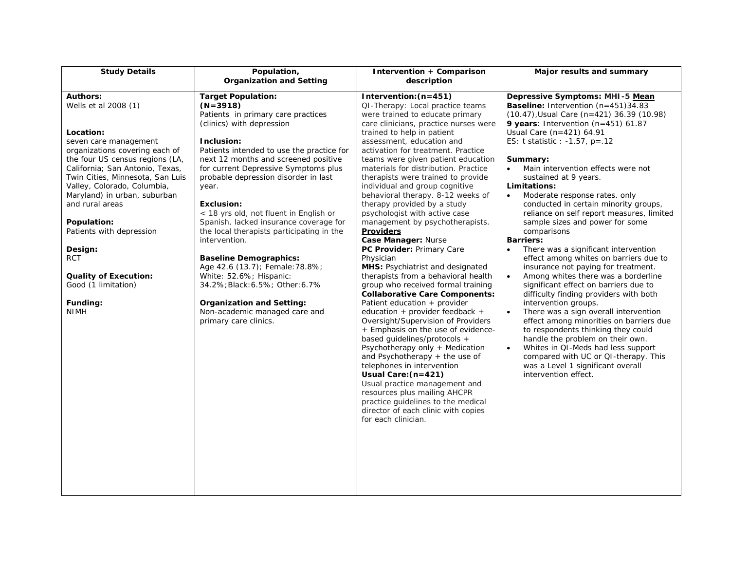| Study Details | Population, Organization and Setting | Intervention + Comparison description | Major results and summary |
|---|---|---|---|
| **Authors:**<br>Wells et al 2008 (1)<br><br>**Location:**<br>seven care management organizations covering each of the four US census regions (LA, California; San Antonio, Texas, Twin Cities, Minnesota, San Luis Valley, Colorado, Columbia, Maryland) in urban, suburban and rural areas<br><br>**Population:**<br>Patients with depression<br><br>**Design:**<br>RCT<br><br>**Quality of Execution:**<br>Good (1 limitation)<br><br>**Funding:**<br>NIMH | **Target Population:**<br>**(N=3918)**<br>Patients in primary care practices (clinics) with depression<br><br>**Inclusion:**<br>Patients intended to use the practice for next 12 months and screened positive for current Depressive Symptoms plus probable depression disorder in last year.<br><br>**Exclusion:**<br>< 18 yrs old, not fluent in English or Spanish, lacked insurance coverage for the local therapists participating in the intervention.<br><br>**Baseline Demographics:**<br>Age 42.6 (13.7); Female:78.8%; White: 52.6%; Hispanic: 34.2%;Black:6.5%; Other:6.7%<br><br>**Organization and Setting:**<br>Non-academic managed care and primary care clinics. | **Intervention:(n=451)**<br>QI-Therapy: Local practice teams were trained to educate primary care clinicians, practice nurses were trained to help in patient assessment, education and activation for treatment. Practice teams were given patient education materials for distribution. Practice therapists were trained to provide individual and group cognitive behavioral therapy. 8-12 weeks of therapy provided by a study psychologist with active case management by psychotherapists.<br>**<u>Providers</u>**<br>**Case Manager:** Nurse<br>**PC Provider:** Primary Care Physician<br>**MHS:** Psychiatrist and designated therapists from a behavioral health group who received formal training<br>**Collaborative Care Components:**<br>Patient education + provider education + provider feedback + Oversight/Supervision of Providers + Emphasis on the use of evidence-based guidelines/protocols + Psychotherapy only + Medication and Psychotherapy + the use of telephones in intervention<br>**Usual Care:(n=421)**<br>Usual practice management and resources plus mailing AHCPR practice guidelines to the medical director of each clinic with copies for each clinician. | **Depressive Symptoms: MHI-5 <u>Mean</u>**<br>**Baseline:** Intervention (n=451)34.83 (10.47),Usual Care (n=421) 36.39 (10.98)<br>**9 years**: Intervention (n=451) 61.87<br>Usual Care (n=421) 64.91<br>ES: t statistic : -1.57, p=.12<br><br>**Summary:**<br>• Main intervention effects were not sustained at 9 years.<br>**Limitations:**<br>• Moderate response rates. only conducted in certain minority groups, reliance on self report measures, limited sample sizes and power for some comparisons<br>**Barriers:**<br>• There was a significant intervention effect among whites on barriers due to insurance not paying for treatment.<br>• Among whites there was a borderline significant effect on barriers due to difficulty finding providers with both intervention groups.<br>• There was a sign overall intervention effect among minorities on barriers due to respondents thinking they could handle the problem on their own.<br>• Whites in QI-Meds had less support compared with UC or QI-therapy. This was a Level 1 significant overall intervention effect. |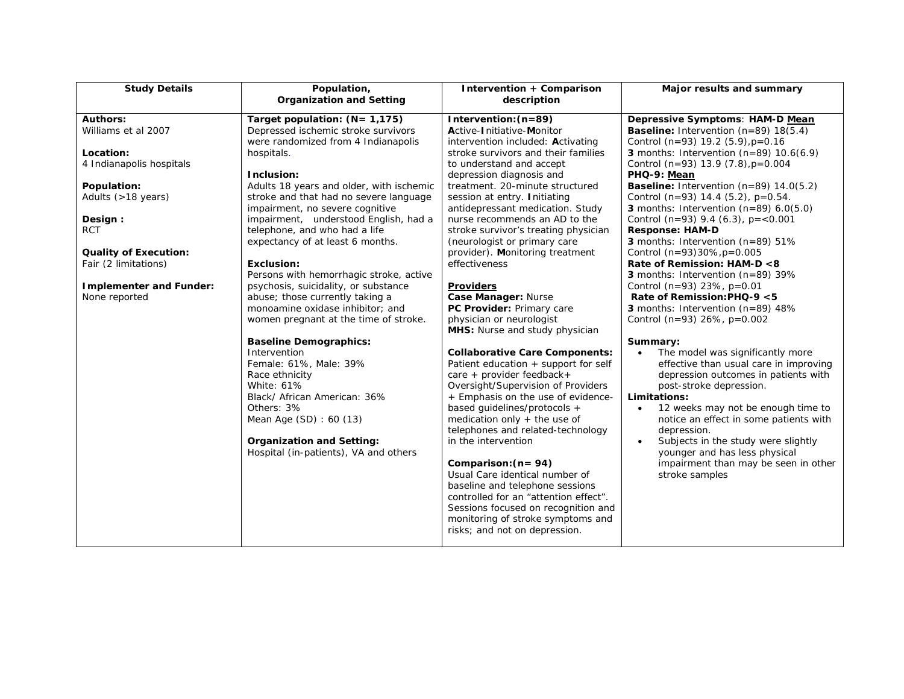| Study Details | Population, Organization and Setting | Intervention + Comparison description | Major results and summary |
|---|---|---|---|
| **Authors:**<br>Williams et al 2007<br><br>**Location:**<br>4 Indianapolis hospitals<br><br>**Population:**<br>Adults (>18 years)<br><br>**Design :**<br>RCT<br><br>**Quality of Execution:**<br>Fair (2 limitations)<br><br>**Implementer and Funder:**<br>None reported | **Target population: (N= 1,175)**<br>Depressed ischemic stroke survivors were randomized from 4 Indianapolis hospitals.<br><br>**Inclusion:**<br>Adults 18 years and older, with ischemic stroke and that had no severe language impairment, no severe cognitive impairment, understood English, had a telephone, and who had a life expectancy of at least 6 months.<br><br>**Exclusion:**<br>Persons with hemorrhagic stroke, active psychosis, suicidality, or substance abuse; those currently taking a monoamine oxidase inhibitor; and women pregnant at the time of stroke.<br><br>**Baseline Demographics:**<br>Intervention<br>Female: 61%, Male: 39%<br>Race ethnicity<br>White: 61%<br>Black/ African American: 36%<br>Others: 3%<br>Mean Age (SD) : 60 (13)<br><br>**Organization and Setting:**<br>Hospital (in-patients), VA and others | **Intervention:(n=89)**<br>**A**ctive-**I**nitiative-**M**onitor intervention included: **A**ctivating stroke survivors and their families to understand and accept depression diagnosis and treatment. 20-minute structured session at entry. **I**nitiating antidepressant medication. Study nurse recommends an AD to the stroke survivor's treating physician (neurologist or primary care provider). **M**onitoring treatment effectiveness<br><br>**Providers**<br>**Case Manager:** Nurse<br>**PC Provider:** Primary care physician or neurologist<br>**MHS:** Nurse and study physician<br><br>**Collaborative Care Components:**<br>Patient education + support for self care + provider feedback+ Oversight/Supervision of Providers + Emphasis on the use of evidence-based guidelines/protocols + medication only + the use of telephones and related-technology in the intervention<br><br>**Comparison:(n= 94)**<br>Usual Care identical number of baseline and telephone sessions controlled for an "attention effect". Sessions focused on recognition and monitoring of stroke symptoms and risks; and not on depression. | **Depressive Symptoms**: **HAM-D Mean**<br>**Baseline:** Intervention (n=89) 18(5.4) Control (n=93) 19.2 (5.9),p=0.16<br>**3** months: Intervention (n=89) 10.6(6.9) Control (n=93) 13.9 (7.8),p=0.004<br>**PHQ-9: Mean**<br>**Baseline:** Intervention (n=89) 14.0(5.2) Control (n=93) 14.4 (5.2), p=0.54.<br>**3** months: Intervention (n=89) 6.0(5.0) Control (n=93) 9.4 (6.3), p=<0.001<br>**Response: HAM-D**<br>**3** months: Intervention (n=89) 51% Control (n=93)30%,p=0.005<br>**Rate of Remission: HAM-D <8**<br>**3** months: Intervention (n=89) 39% Control (n=93) 23%, p=0.01<br>**Rate of Remission:PHQ-9 <5**<br>**3** months: Intervention (n=89) 48% Control (n=93) 26%, p=0.002<br><br>**Summary:**<br>• The model was significantly more effective than usual care in improving depression outcomes in patients with post-stroke depression.<br>**Limitations:**<br>• 12 weeks may not be enough time to notice an effect in some patients with depression.<br>• Subjects in the study were slightly younger and has less physical impairment than may be seen in other stroke samples |